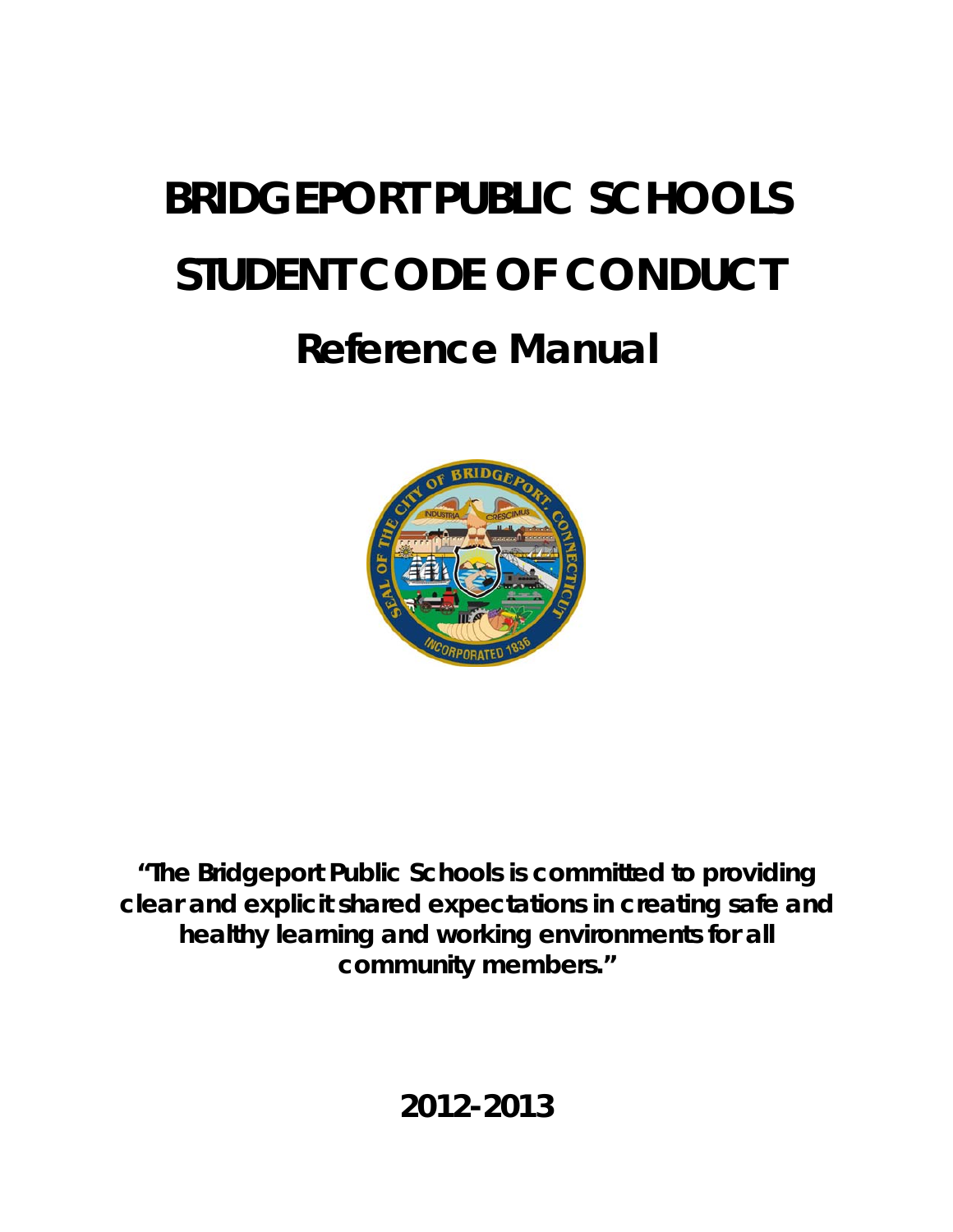# BRIDGEPORT PUBLIC SCHOOLS STUDENT CODE OF CONDUCT

## Reference Manual

**"The Bridgeport Public Schools is committed to providing clear and explicit shared expectations in creating safe and healthy learning and working environments for all community members."**

**2012-2013**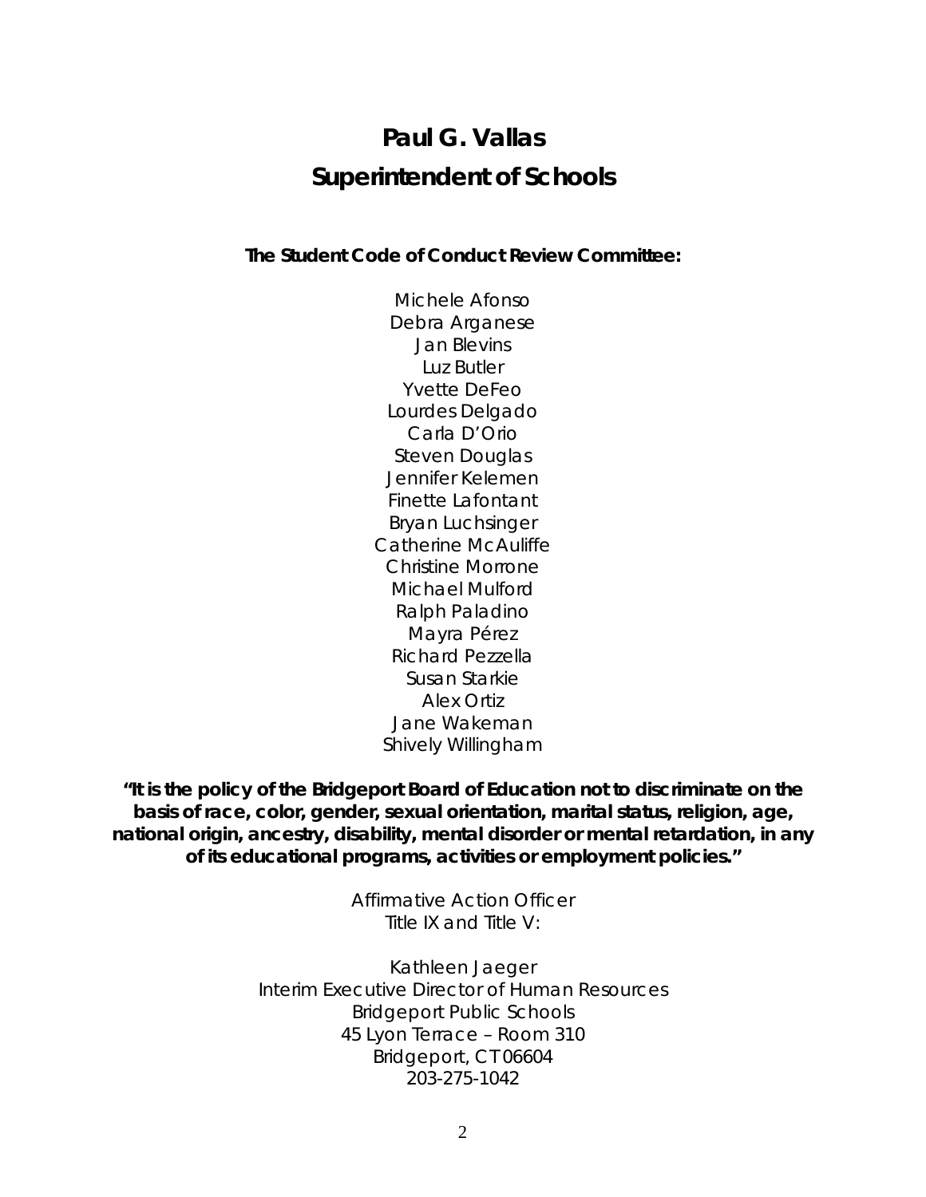# Paul G. Vallas
# Superintendent of Schools

**The Student Code of Conduct Review Committee:**

Michele Afonso
Debra Arganese
Jan Blevins
Luz Butler
Yvette DeFeo
Lourdes Delgado
Carla D'Orio
Steven Douglas
Jennifer Kelemen
Finette Lafontant
Bryan Luchsinger
Catherine McAuliffe
Christine Morrone
Michael Mulford
Ralph Paladino
Mayra Pérez
Richard Pezzella
Susan Starkie
Alex Ortiz
Jane Wakeman
Shively Willingham

**"It is the policy of the Bridgeport Board of Education not to discriminate on the basis of race, color, gender, sexual orientation, marital status, religion, age, national origin, ancestry, disability, mental disorder or mental retardation, in any of its educational programs, activities or employment policies."**

Affirmative Action Officer
Title IX and Title V:

Kathleen Jaeger
Interim Executive Director of Human Resources
Bridgeport Public Schools
45 Lyon Terrace – Room 310
Bridgeport, CT 06604
203-275-1042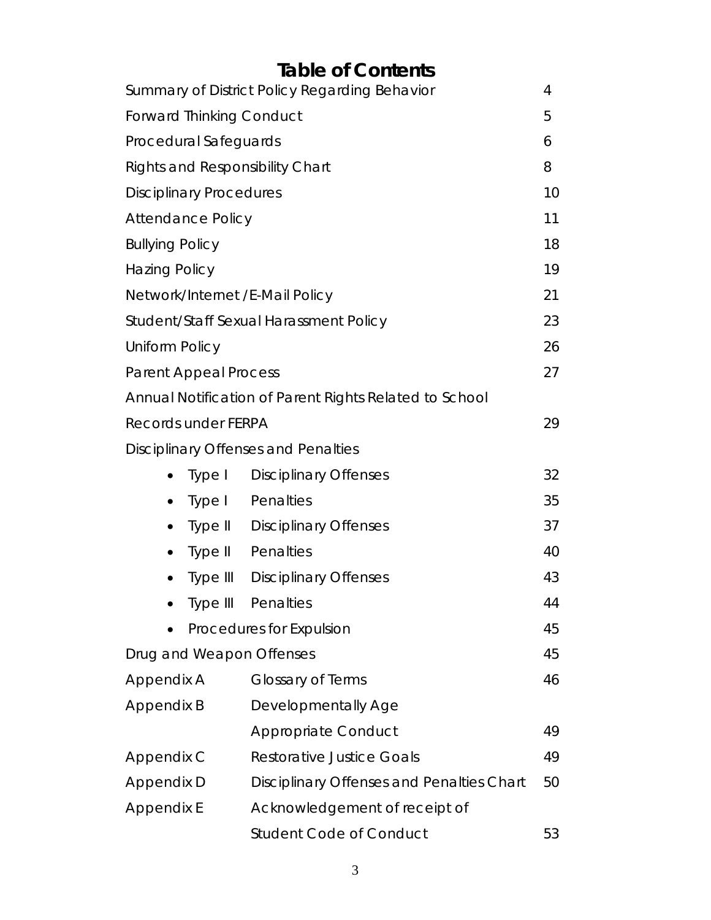# Table of Contents

| | | |
|---|---|---|
| Summary of District Policy Regarding Behavior | | 4 |
| Forward Thinking Conduct | | 5 |
| Procedural Safeguards | | 6 |
| Rights and Responsibility Chart | | 8 |
| Disciplinary Procedures | | 10 |
| Attendance Policy | | 11 |
| Bullying Policy | | 18 |
| Hazing Policy | | 19 |
| Network/Internet /E-Mail Policy | | 21 |
| Student/Staff Sexual Harassment Policy | | 23 |
| Uniform Policy | | 26 |
| Parent Appeal Process | | 27 |
| Annual Notification of Parent Rights Related to School Records under FERPA | | 29 |
| Disciplinary Offenses and Penalties | | |
| • Type I | Disciplinary Offenses | 32 |
| • Type I | Penalties | 35 |
| • Type II | Disciplinary Offenses | 37 |
| • Type II | Penalties | 40 |
| • Type III | Disciplinary Offenses | 43 |
| • Type III | Penalties | 44 |
| • Procedures for Expulsion | | 45 |
| Drug and Weapon Offenses | | 45 |
| Appendix A | Glossary of Terms | 46 |
| Appendix B | Developmentally Age Appropriate Conduct | 49 |
| Appendix C | Restorative Justice Goals | 49 |
| Appendix D | Disciplinary Offenses and Penalties Chart | 50 |
| Appendix E | Acknowledgement of receipt of Student Code of Conduct | 53 |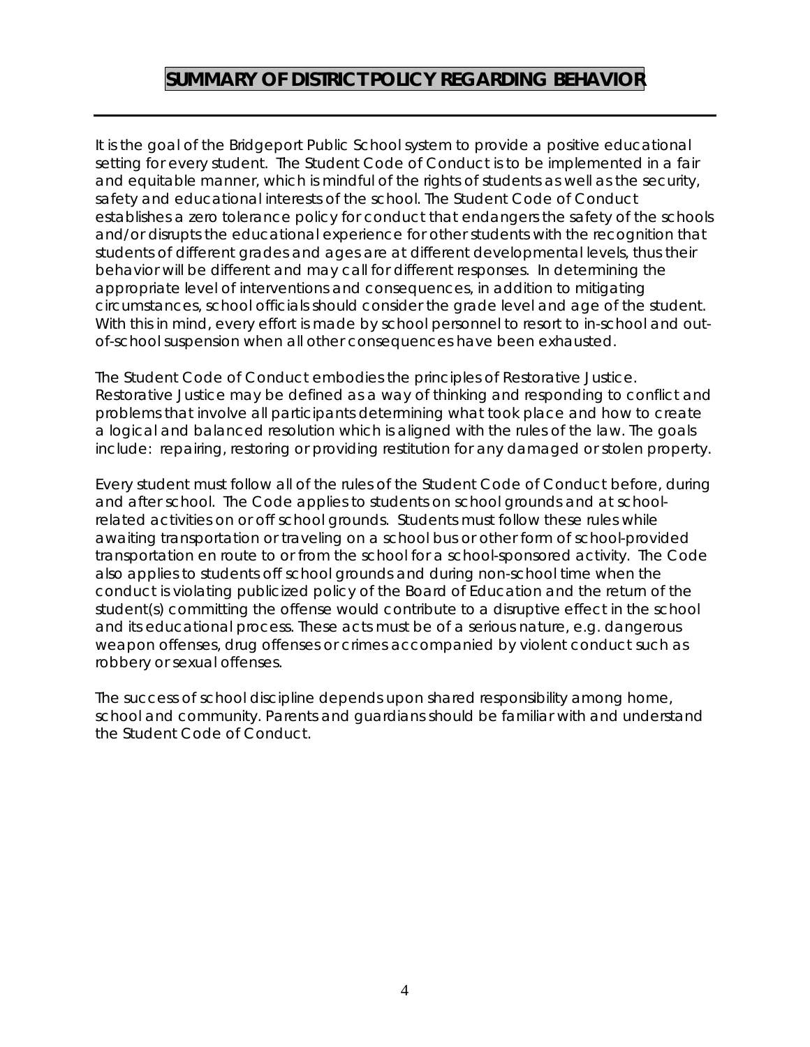# SUMMARY OF DISTRICT POLICY REGARDING BEHAVIOR

It is the goal of the Bridgeport Public School system to provide a positive educational setting for every student. The Student Code of Conduct is to be implemented in a fair and equitable manner, which is mindful of the rights of students as well as the security, safety and educational interests of the school. The Student Code of Conduct establishes a zero tolerance policy for conduct that endangers the safety of the schools and/or disrupts the educational experience for other students with the recognition that students of different grades and ages are at different developmental levels, thus their behavior will be different and may call for different responses. In determining the appropriate level of interventions and consequences, in addition to mitigating circumstances, school officials should consider the grade level and age of the student. With this in mind, every effort is made by school personnel to resort to in-school and out-of-school suspension when all other consequences have been exhausted.

The Student Code of Conduct embodies the principles of Restorative Justice. Restorative Justice may be defined as a way of thinking and responding to conflict and problems that involve all participants determining what took place and how to create a logical and balanced resolution which is aligned with the rules of the law. The goals include: repairing, restoring or providing restitution for any damaged or stolen property.

Every student must follow all of the rules of the Student Code of Conduct before, during and after school. The Code applies to students on school grounds and at school-related activities on or off school grounds. Students must follow these rules while awaiting transportation or traveling on a school bus or other form of school-provided transportation en route to or from the school for a school-sponsored activity. The Code also applies to students off school grounds and during non-school time when the conduct is violating publicized policy of the Board of Education and the return of the student(s) committing the offense would contribute to a disruptive effect in the school and its educational process. These acts must be of a serious nature, e.g. dangerous weapon offenses, drug offenses or crimes accompanied by violent conduct such as robbery or sexual offenses.

The success of school discipline depends upon shared responsibility among home, school and community. Parents and guardians should be familiar with and understand the Student Code of Conduct.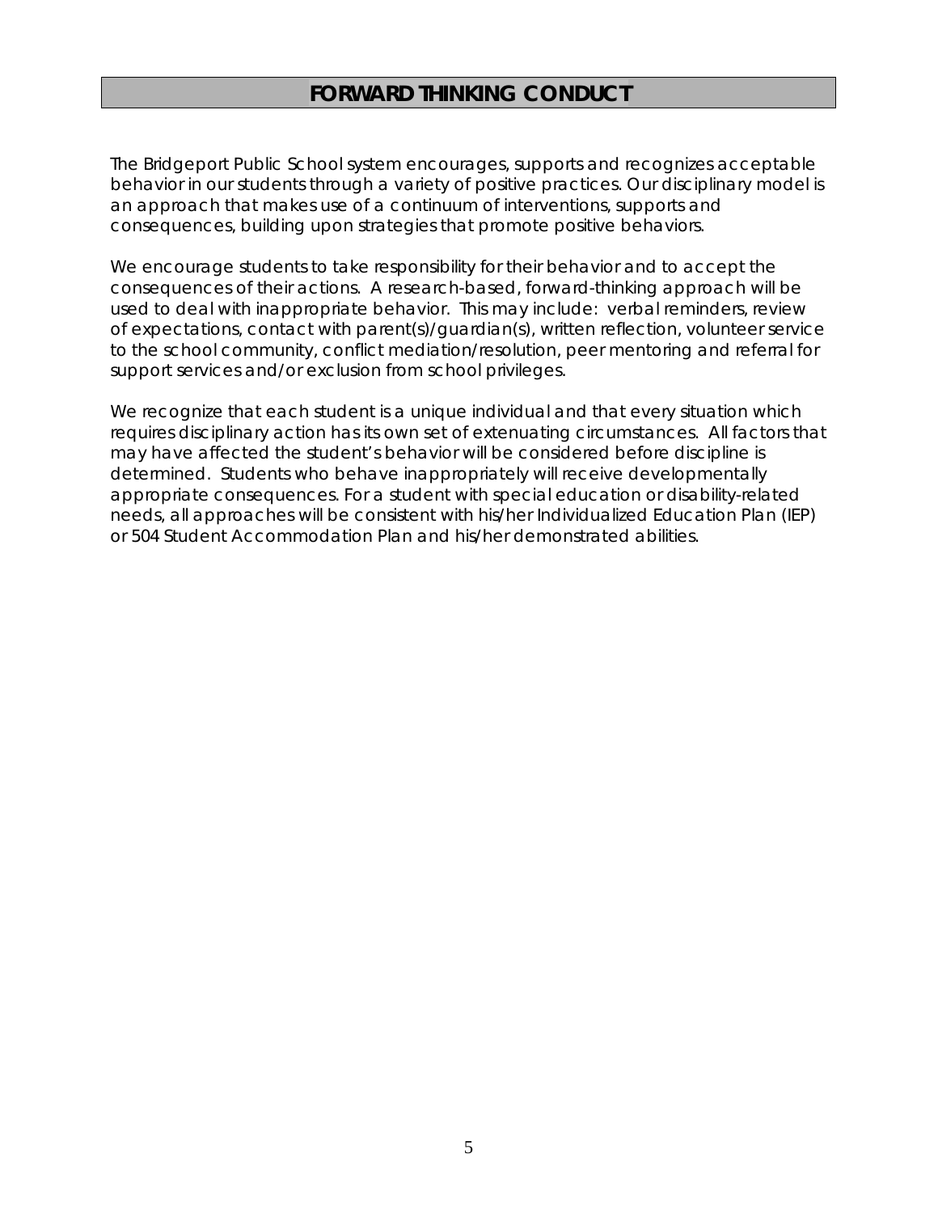## FORWARD THINKING CONDUCT

The Bridgeport Public School system encourages, supports and recognizes acceptable behavior in our students through a variety of positive practices. Our disciplinary model is an approach that makes use of a continuum of interventions, supports and consequences, building upon strategies that promote positive behaviors.

We encourage students to take responsibility for their behavior and to accept the consequences of their actions. A research-based, forward-thinking approach will be used to deal with inappropriate behavior. This may include: verbal reminders, review of expectations, contact with parent(s)/guardian(s), written reflection, volunteer service to the school community, conflict mediation/resolution, peer mentoring and referral for support services and/or exclusion from school privileges.

We recognize that each student is a unique individual and that every situation which requires disciplinary action has its own set of extenuating circumstances. All factors that may have affected the student's behavior will be considered before discipline is determined. Students who behave inappropriately will receive developmentally appropriate consequences. For a student with special education or disability-related needs, all approaches will be consistent with his/her Individualized Education Plan (IEP) or 504 Student Accommodation Plan and his/her demonstrated abilities.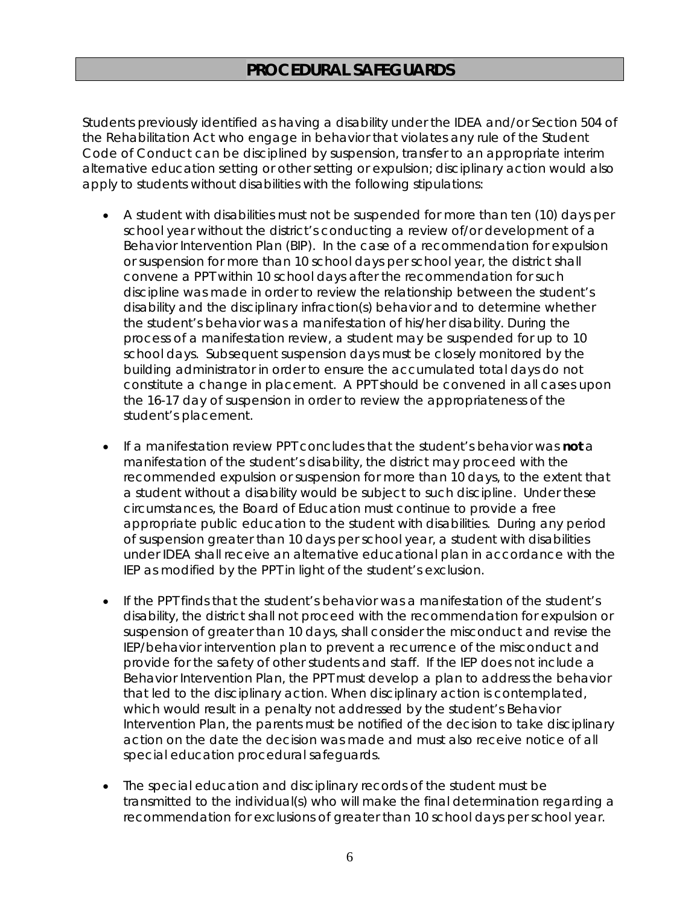## PROCEDURAL SAFEGUARDS

Students previously identified as having a disability under the IDEA and/or Section 504 of the Rehabilitation Act who engage in behavior that violates any rule of the Student Code of Conduct can be disciplined by suspension, transfer to an appropriate interim alternative education setting or other setting or expulsion; disciplinary action would also apply to students without disabilities with the following stipulations:

- A student with disabilities must not be suspended for more than ten (10) days per school year without the district's conducting a review of/or development of a Behavior Intervention Plan (BIP). In the case of a recommendation for expulsion or suspension for more than 10 school days per school year, the district shall convene a PPT within 10 school days after the recommendation for such discipline was made in order to review the relationship between the student's disability and the disciplinary infraction(s) behavior and to determine whether the student's behavior was a manifestation of his/her disability. During the process of a manifestation review, a student may be suspended for up to 10 school days. Subsequent suspension days must be closely monitored by the building administrator in order to ensure the accumulated total days do not constitute a change in placement. A PPT should be convened in all cases upon the 16-17 day of suspension in order to review the appropriateness of the student's placement.

- If a manifestation review PPT concludes that the student's behavior was **not** a manifestation of the student's disability, the district may proceed with the recommended expulsion or suspension for more than 10 days, to the extent that a student without a disability would be subject to such discipline. Under these circumstances, the Board of Education must continue to provide a free appropriate public education to the student with disabilities. During any period of suspension greater than 10 days per school year, a student with disabilities under IDEA shall receive an alternative educational plan in accordance with the IEP as modified by the PPT in light of the student's exclusion.

- If the PPT finds that the student's behavior was a manifestation of the student's disability, the district shall not proceed with the recommendation for expulsion or suspension of greater than 10 days, shall consider the misconduct and revise the IEP/behavior intervention plan to prevent a recurrence of the misconduct and provide for the safety of other students and staff. If the IEP does not include a Behavior Intervention Plan, the PPT must develop a plan to address the behavior that led to the disciplinary action. When disciplinary action is contemplated, which would result in a penalty not addressed by the student's Behavior Intervention Plan, the parents must be notified of the decision to take disciplinary action on the date the decision was made and must also receive notice of all special education procedural safeguards.

- The special education and disciplinary records of the student must be transmitted to the individual(s) who will make the final determination regarding a recommendation for exclusions of greater than 10 school days per school year.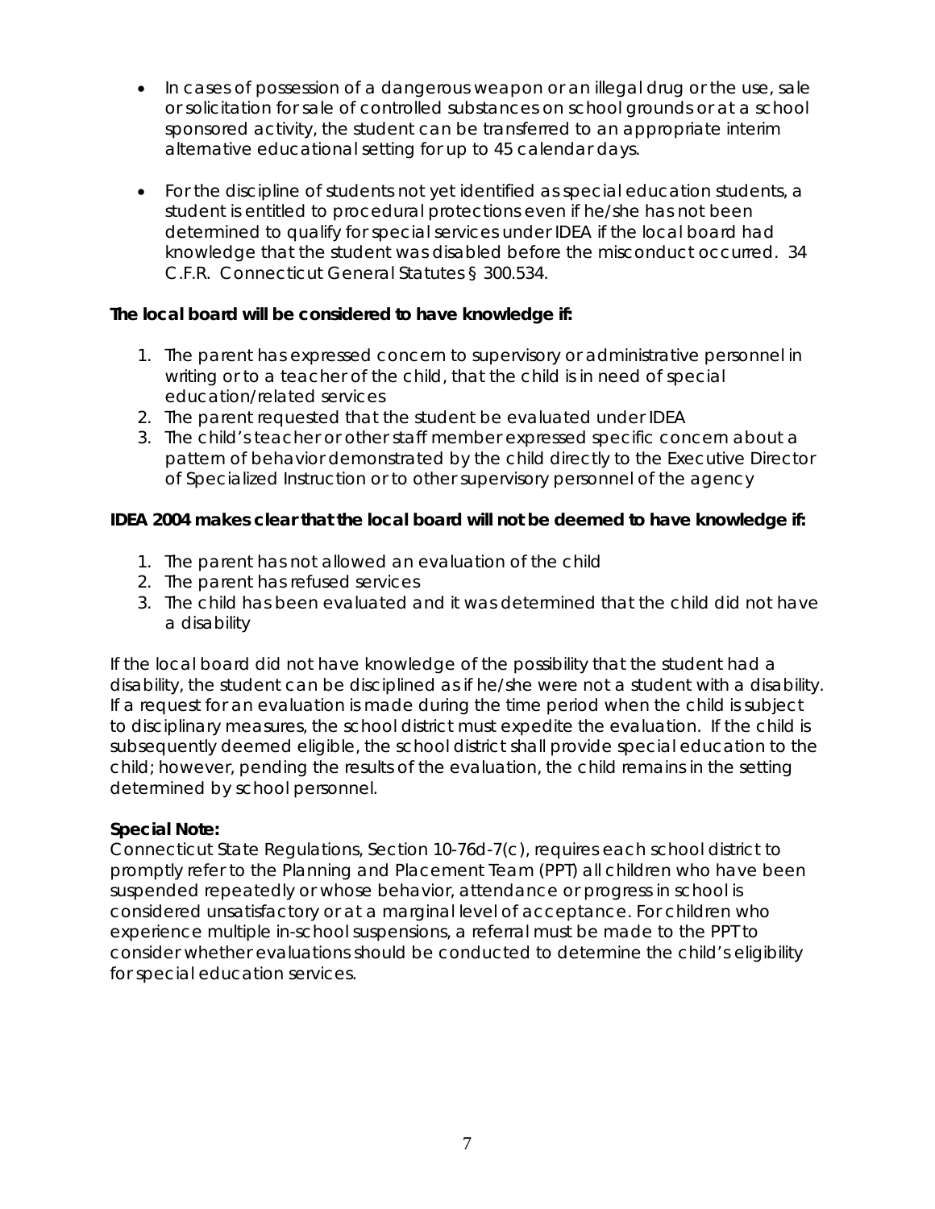- In cases of possession of a dangerous weapon or an illegal drug or the use, sale or solicitation for sale of controlled substances on school grounds or at a school sponsored activity, the student can be transferred to an appropriate interim alternative educational setting for up to 45 calendar days.

- For the discipline of students not yet identified as special education students, a student is entitled to procedural protections even if he/she has not been determined to qualify for special services under IDEA if the local board had knowledge that the student was disabled before the misconduct occurred. 34 C.F.R. Connecticut General Statutes § 300.534.

**The local board will be considered to have knowledge if:**

1. The parent has expressed concern to supervisory or administrative personnel in writing or to a teacher of the child, that the child is in need of special education/related services
2. The parent requested that the student be evaluated under IDEA
3. The child's teacher or other staff member expressed specific concern about a pattern of behavior demonstrated by the child directly to the Executive Director of Specialized Instruction or to other supervisory personnel of the agency

**IDEA 2004 makes clear that the local board will not be deemed to have knowledge if:**

1. The parent has not allowed an evaluation of the child
2. The parent has refused services
3. The child has been evaluated and it was determined that the child did not have a disability

If the local board did not have knowledge of the possibility that the student had a disability, the student can be disciplined as if he/she were not a student with a disability. If a request for an evaluation is made during the time period when the child is subject to disciplinary measures, the school district must expedite the evaluation. If the child is subsequently deemed eligible, the school district shall provide special education to the child; however, pending the results of the evaluation, the child remains in the setting determined by school personnel.

**Special Note:**
Connecticut State Regulations, Section 10-76d-7(c), requires each school district to promptly refer to the Planning and Placement Team (PPT) all children who have been suspended repeatedly or whose behavior, attendance or progress in school is considered unsatisfactory or at a marginal level of acceptance. For children who experience multiple in-school suspensions, a referral must be made to the PPT to consider whether evaluations should be conducted to determine the child's eligibility for special education services.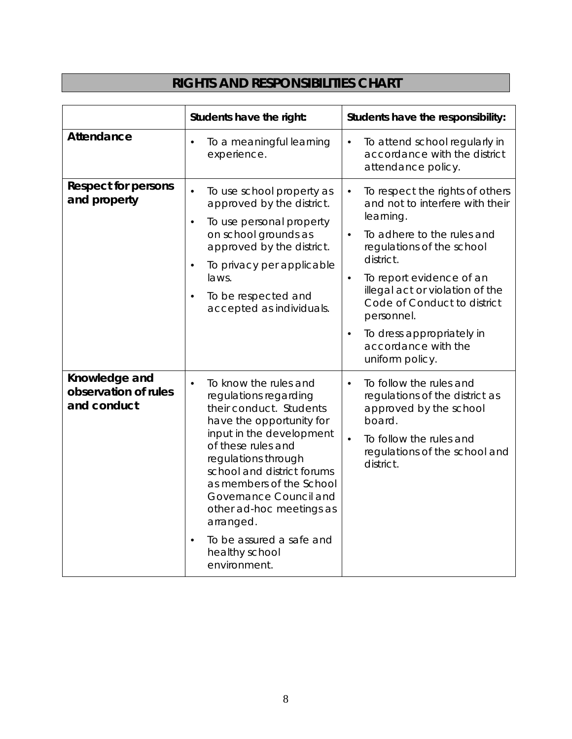## RIGHTS AND RESPONSIBILITIES CHART

| | Students have the right: | Students have the responsibility: |
|---|---|---|
| **Attendance** | • To a meaningful learning experience. | • To attend school regularly in accordance with the district attendance policy. |
| **Respect for persons and property** | • To use school property as approved by the district.<br>• To use personal property on school grounds as approved by the district.<br>• To privacy per applicable laws.<br>• To be respected and accepted as individuals. | • To respect the rights of others and not to interfere with their learning.<br>• To adhere to the rules and regulations of the school district.<br>• To report evidence of an illegal act or violation of the Code of Conduct to district personnel.<br>• To dress appropriately in accordance with the uniform policy. |
| **Knowledge and observation of rules and conduct** | • To know the rules and regulations regarding their conduct. Students have the opportunity for input in the development of these rules and regulations through school and district forums as members of the School Governance Council and other ad-hoc meetings as arranged.<br>• To be assured a safe and healthy school environment. | • To follow the rules and regulations of the district as approved by the school board.<br>• To follow the rules and regulations of the school and district. |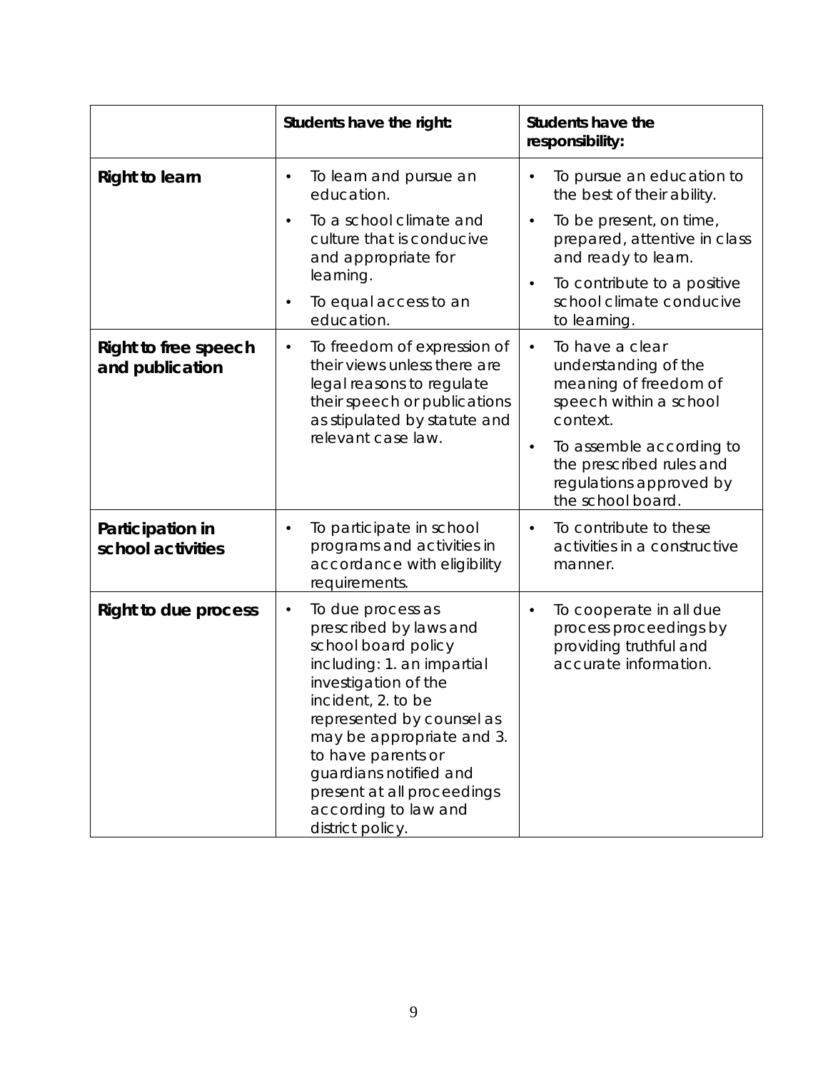| | Students have the right: | Students have the responsibility: |
|---|---|---|
| **Right to learn** | • To learn and pursue an education.<br>• To a school climate and culture that is conducive and appropriate for learning.<br>• To equal access to an education. | • To pursue an education to the best of their ability.<br>• To be present, on time, prepared, attentive in class and ready to learn.<br>• To contribute to a positive school climate conducive to learning. |
| **Right to free speech and publication** | • To freedom of expression of their views unless there are legal reasons to regulate their speech or publications as stipulated by statute and relevant case law. | • To have a clear understanding of the meaning of freedom of speech within a school context.<br>• To assemble according to the prescribed rules and regulations approved by the school board. |
| **Participation in school activities** | • To participate in school programs and activities in accordance with eligibility requirements. | • To contribute to these activities in a constructive manner. |
| **Right to due process** | • To due process as prescribed by laws and school board policy including: 1. an impartial investigation of the incident, 2. to be represented by counsel as may be appropriate and 3. to have parents or guardians notified and present at all proceedings according to law and district policy. | • To cooperate in all due process proceedings by providing truthful and accurate information. |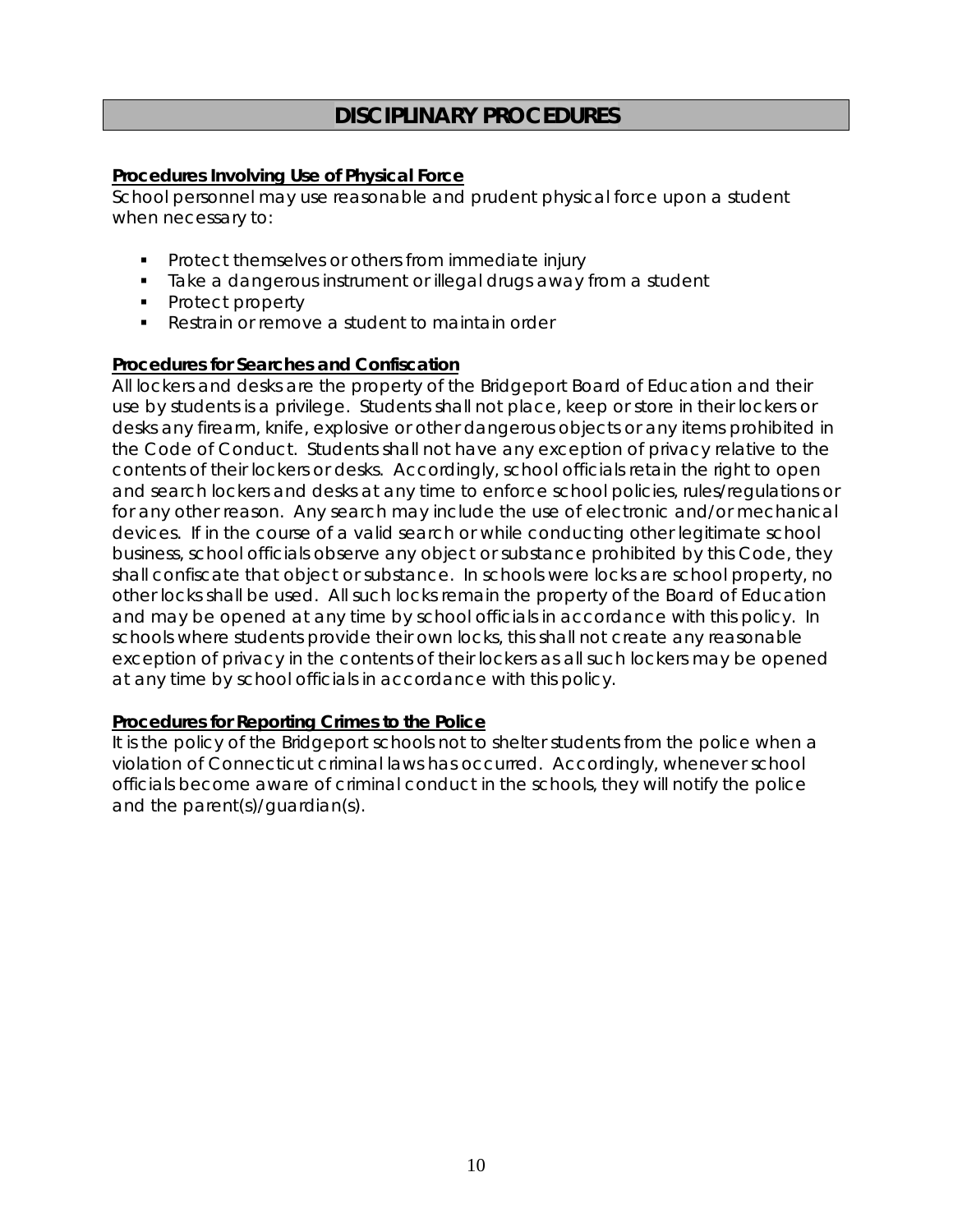# DISCIPLINARY PROCEDURES

**Procedures Involving Use of Physical Force**

School personnel may use reasonable and prudent physical force upon a student when necessary to:

- Protect themselves or others from immediate injury
- Take a dangerous instrument or illegal drugs away from a student
- Protect property
- Restrain or remove a student to maintain order

**Procedures for Searches and Confiscation**

All lockers and desks are the property of the Bridgeport Board of Education and their use by students is a privilege. Students shall not place, keep or store in their lockers or desks any firearm, knife, explosive or other dangerous objects or any items prohibited in the Code of Conduct. Students shall not have any exception of privacy relative to the contents of their lockers or desks. Accordingly, school officials retain the right to open and search lockers and desks at any time to enforce school policies, rules/regulations or for any other reason. Any search may include the use of electronic and/or mechanical devices. If in the course of a valid search or while conducting other legitimate school business, school officials observe any object or substance prohibited by this Code, they shall confiscate that object or substance. In schools were locks are school property, no other locks shall be used. All such locks remain the property of the Board of Education and may be opened at any time by school officials in accordance with this policy. In schools where students provide their own locks, this shall not create any reasonable exception of privacy in the contents of their lockers as all such lockers may be opened at any time by school officials in accordance with this policy.

**Procedures for Reporting Crimes to the Police**

It is the policy of the Bridgeport schools not to shelter students from the police when a violation of Connecticut criminal laws has occurred. Accordingly, whenever school officials become aware of criminal conduct in the schools, they will notify the police and the parent(s)/guardian(s).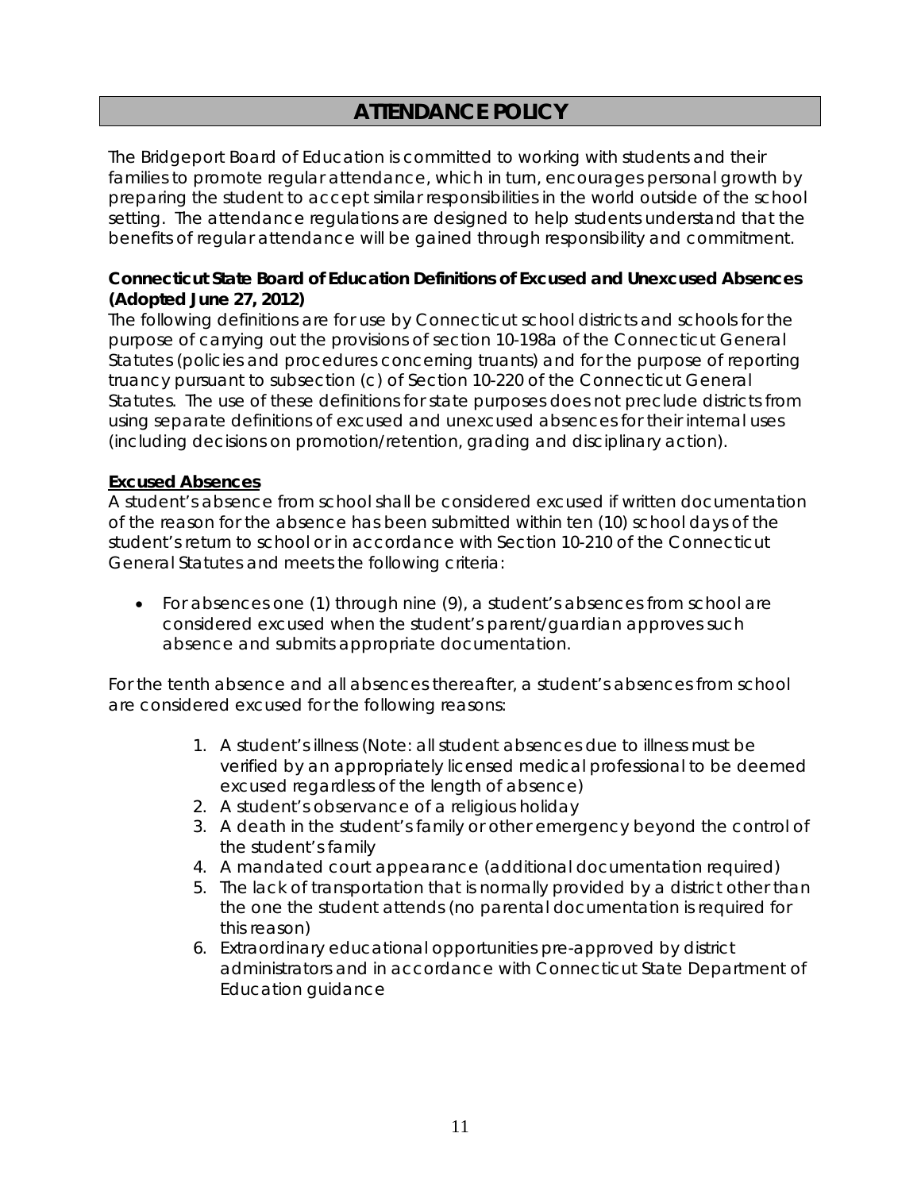# ATTENDANCE POLICY

The Bridgeport Board of Education is committed to working with students and their families to promote regular attendance, which in turn, encourages personal growth by preparing the student to accept similar responsibilities in the world outside of the school setting. The attendance regulations are designed to help students understand that the benefits of regular attendance will be gained through responsibility and commitment.

**Connecticut State Board of Education Definitions of Excused and Unexcused Absences (Adopted June 27, 2012)**

The following definitions are for use by Connecticut school districts and schools for the purpose of carrying out the provisions of section 10-198a of the Connecticut General Statutes (policies and procedures concerning truants) and for the purpose of reporting truancy pursuant to subsection (c) of Section 10-220 of the Connecticut General Statutes. The use of these definitions for state purposes does not preclude districts from using separate definitions of excused and unexcused absences for their internal uses (including decisions on promotion/retention, grading and disciplinary action).

**<u>Excused Absences</u>**

A student's absence from school shall be considered excused if written documentation of the reason for the absence has been submitted within ten (10) school days of the student's return to school or in accordance with Section 10-210 of the Connecticut General Statutes and meets the following criteria:

- For absences one (1) through nine (9), a student's absences from school are considered excused when the student's parent/guardian approves such absence and submits appropriate documentation.

For the tenth absence and all absences thereafter, a student's absences from school are considered excused for the following reasons:

1. A student's illness (Note: all student absences due to illness must be verified by an appropriately licensed medical professional to be deemed excused regardless of the length of absence)
2. A student's observance of a religious holiday
3. A death in the student's family or other emergency beyond the control of the student's family
4. A mandated court appearance (additional documentation required)
5. The lack of transportation that is normally provided by a district other than the one the student attends (no parental documentation is required for this reason)
6. Extraordinary educational opportunities pre-approved by district administrators and in accordance with Connecticut State Department of Education guidance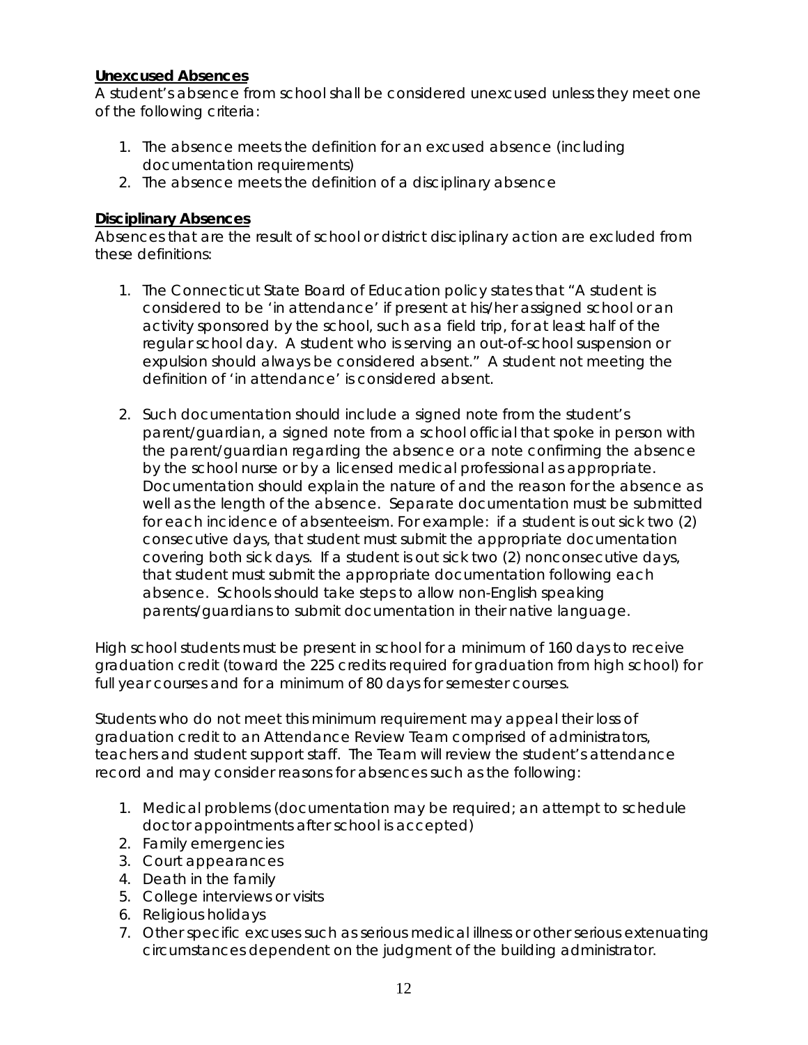**<u>Unexcused Absences</u>**
A student's absence from school shall be considered unexcused unless they meet one of the following criteria:

1. The absence meets the definition for an excused absence (including documentation requirements)
2. The absence meets the definition of a disciplinary absence

**<u>Disciplinary Absences</u>**
Absences that are the result of school or district disciplinary action are excluded from these definitions:

1. The Connecticut State Board of Education policy states that "A student is considered to be 'in attendance' if present at his/her assigned school or an activity sponsored by the school, such as a field trip, for at least half of the regular school day. A student who is serving an out-of-school suspension or expulsion should always be considered absent." A student not meeting the definition of 'in attendance' is considered absent.

2. Such documentation should include a signed note from the student's parent/guardian, a signed note from a school official that spoke in person with the parent/guardian regarding the absence or a note confirming the absence by the school nurse or by a licensed medical professional as appropriate. Documentation should explain the nature of and the reason for the absence as well as the length of the absence. Separate documentation must be submitted for each incidence of absenteeism. For example: if a student is out sick two (2) consecutive days, that student must submit the appropriate documentation covering both sick days. If a student is out sick two (2) nonconsecutive days, that student must submit the appropriate documentation following each absence. Schools should take steps to allow non-English speaking parents/guardians to submit documentation in their native language.

High school students must be present in school for a minimum of 160 days to receive graduation credit (toward the 225 credits required for graduation from high school) for full year courses and for a minimum of 80 days for semester courses.

Students who do not meet this minimum requirement may appeal their loss of graduation credit to an Attendance Review Team comprised of administrators, teachers and student support staff. The Team will review the student's attendance record and may consider reasons for absences such as the following:

1. Medical problems (documentation may be required; an attempt to schedule doctor appointments after school is accepted)
2. Family emergencies
3. Court appearances
4. Death in the family
5. College interviews or visits
6. Religious holidays
7. Other specific excuses such as serious medical illness or other serious extenuating circumstances dependent on the judgment of the building administrator.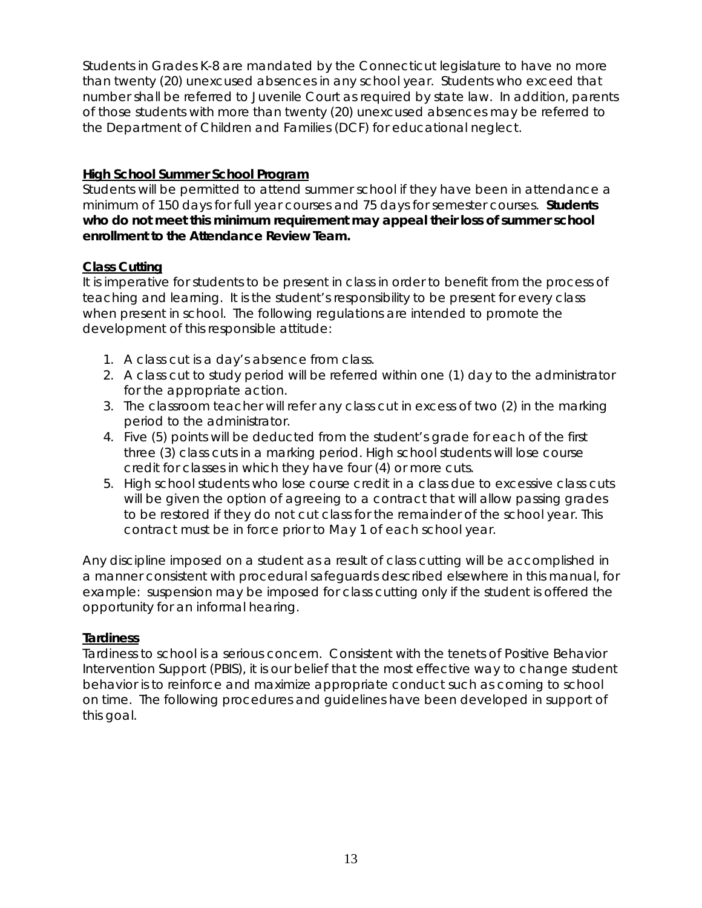Students in Grades K-8 are mandated by the Connecticut legislature to have no more than twenty (20) unexcused absences in any school year. Students who exceed that number shall be referred to Juvenile Court as required by state law. In addition, parents of those students with more than twenty (20) unexcused absences may be referred to the Department of Children and Families (DCF) for educational neglect.

### High School Summer School Program

Students will be permitted to attend summer school if they have been in attendance a minimum of 150 days for full year courses and 75 days for semester courses. **Students who do not meet this minimum requirement may appeal their loss of summer school enrollment to the Attendance Review Team.**

### Class Cutting

It is imperative for students to be present in class in order to benefit from the process of teaching and learning. It is the student's responsibility to be present for every class when present in school. The following regulations are intended to promote the development of this responsible attitude:

1. A class cut is a day's absence from class.
2. A class cut to study period will be referred within one (1) day to the administrator for the appropriate action.
3. The classroom teacher will refer any class cut in excess of two (2) in the marking period to the administrator.
4. Five (5) points will be deducted from the student's grade for each of the first three (3) class cuts in a marking period. High school students will lose course credit for classes in which they have four (4) or more cuts.
5. High school students who lose course credit in a class due to excessive class cuts will be given the option of agreeing to a contract that will allow passing grades to be restored if they do not cut class for the remainder of the school year. This contract must be in force prior to May 1 of each school year.

Any discipline imposed on a student as a result of class cutting will be accomplished in a manner consistent with procedural safeguards described elsewhere in this manual, for example: suspension may be imposed for class cutting only if the student is offered the opportunity for an informal hearing.

### Tardiness

Tardiness to school is a serious concern. Consistent with the tenets of Positive Behavior Intervention Support (PBIS), it is our belief that the most effective way to change student behavior is to reinforce and maximize appropriate conduct such as coming to school on time. The following procedures and guidelines have been developed in support of this goal.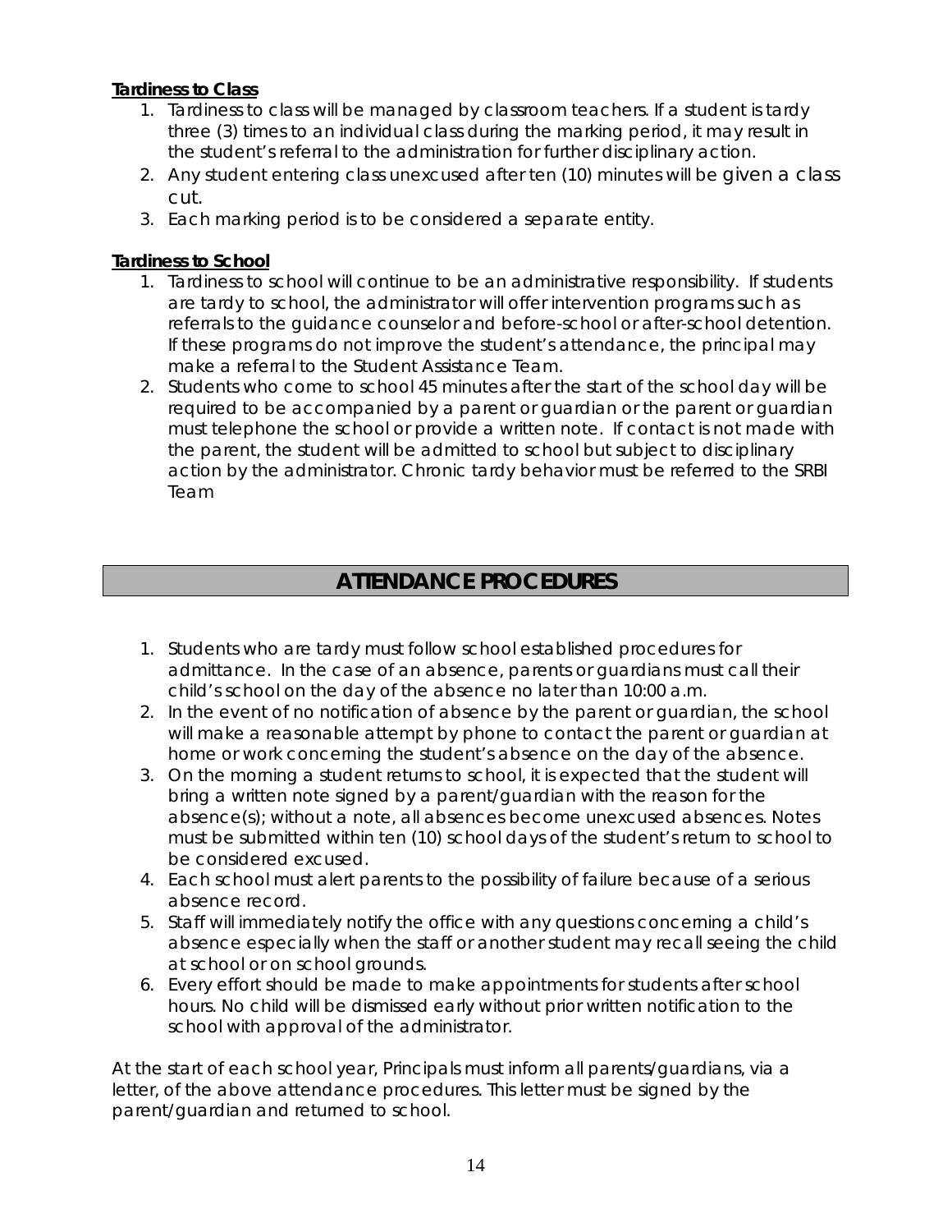**Tardiness to Class**

1. Tardiness to class will be managed by classroom teachers. If a student is tardy three (3) times to an individual class during the marking period, it may result in the student's referral to the administration for further disciplinary action.
2. Any student entering class unexcused after ten (10) minutes will be given a class cut.
3. Each marking period is to be considered a separate entity.

**Tardiness to School**

1. Tardiness to school will continue to be an administrative responsibility. If students are tardy to school, the administrator will offer intervention programs such as referrals to the guidance counselor and before-school or after-school detention. If these programs do not improve the student's attendance, the principal may make a referral to the Student Assistance Team.
2. Students who come to school 45 minutes after the start of the school day will be required to be accompanied by a parent or guardian or the parent or guardian must telephone the school or provide a written note. If contact is not made with the parent, the student will be admitted to school but subject to disciplinary action by the administrator. Chronic tardy behavior must be referred to the SRBI Team

## ATTENDANCE PROCEDURES

1. Students who are tardy must follow school established procedures for admittance. In the case of an absence, parents or guardians must call their child's school on the day of the absence no later than 10:00 a.m.
2. In the event of no notification of absence by the parent or guardian, the school will make a reasonable attempt by phone to contact the parent or guardian at home or work concerning the student's absence on the day of the absence.
3. On the morning a student returns to school, it is expected that the student will bring a written note signed by a parent/guardian with the reason for the absence(s); without a note, all absences become unexcused absences. Notes must be submitted within ten (10) school days of the student's return to school to be considered excused.
4. Each school must alert parents to the possibility of failure because of a serious absence record.
5. Staff will immediately notify the office with any questions concerning a child's absence especially when the staff or another student may recall seeing the child at school or on school grounds.
6. Every effort should be made to make appointments for students after school hours. No child will be dismissed early without prior written notification to the school with approval of the administrator.

At the start of each school year, Principals must inform all parents/guardians, via a letter, of the above attendance procedures. This letter must be signed by the parent/guardian and returned to school.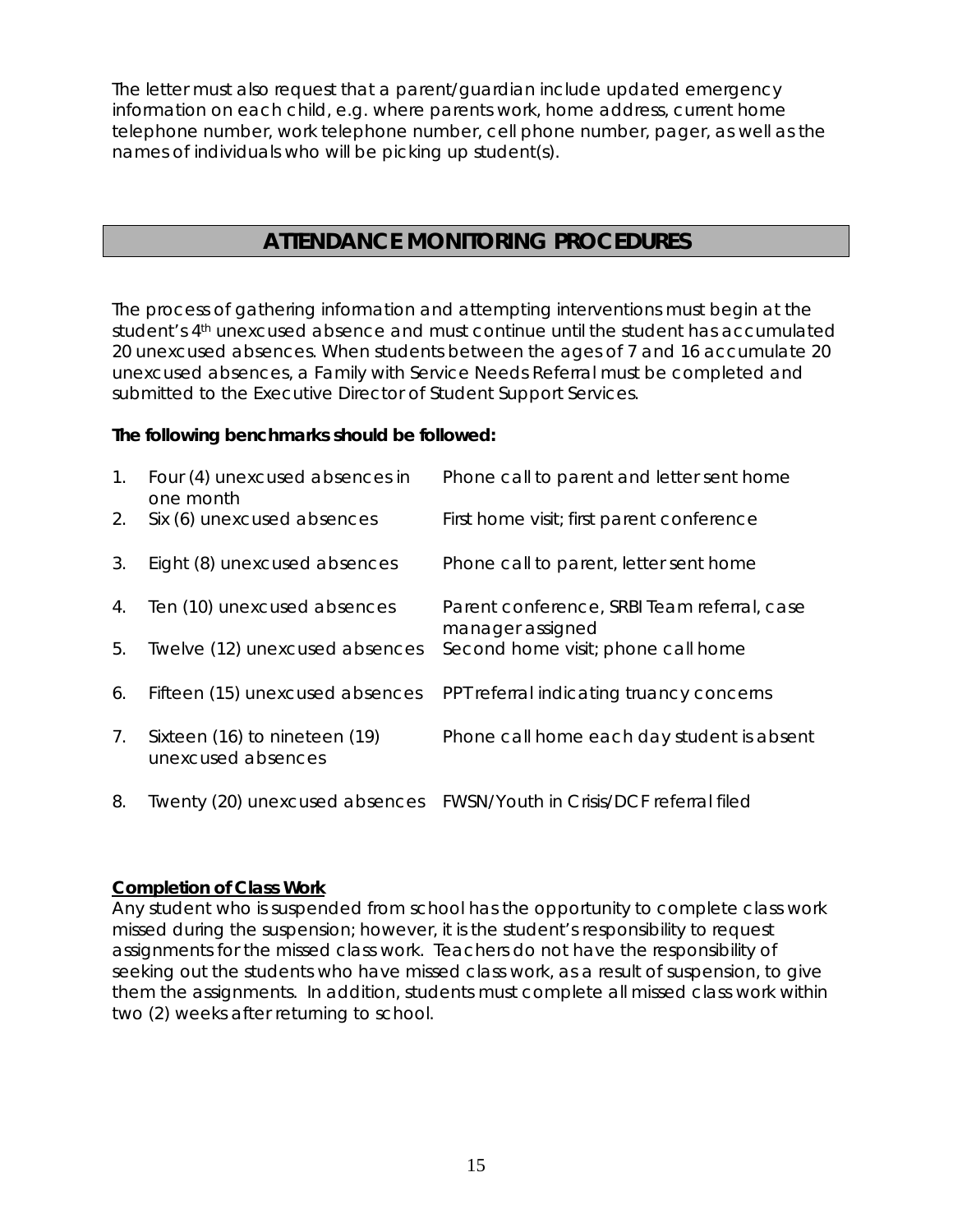The letter must also request that a parent/guardian include updated emergency information on each child, e.g. where parents work, home address, current home telephone number, work telephone number, cell phone number, pager, as well as the names of individuals who will be picking up student(s).

## ATTENDANCE MONITORING PROCEDURES

The process of gathering information and attempting interventions must begin at the student's 4th unexcused absence and must continue until the student has accumulated 20 unexcused absences. When students between the ages of 7 and 16 accumulate 20 unexcused absences, a Family with Service Needs Referral must be completed and submitted to the Executive Director of Student Support Services.

**The following benchmarks should be followed:**

| | Absences | Action |
|---|---|---|
| 1. | Four (4) unexcused absences in one month | Phone call to parent and letter sent home |
| 2. | Six (6) unexcused absences | First home visit; first parent conference |
| 3. | Eight (8) unexcused absences | Phone call to parent, letter sent home |
| 4. | Ten (10) unexcused absences | Parent conference, SRBI Team referral, case manager assigned |
| 5. | Twelve (12) unexcused absences | Second home visit; phone call home |
| 6. | Fifteen (15) unexcused absences | PPT referral indicating truancy concerns |
| 7. | Sixteen (16) to nineteen (19) unexcused absences | Phone call home each day student is absent |
| 8. | Twenty (20) unexcused absences | FWSN/Youth in Crisis/DCF referral filed |

**<u>Completion of Class Work</u>**

Any student who is suspended from school has the opportunity to complete class work missed during the suspension; however, it is the student's responsibility to request assignments for the missed class work. Teachers do not have the responsibility of seeking out the students who have missed class work, as a result of suspension, to give them the assignments. In addition, students must complete all missed class work within two (2) weeks after returning to school.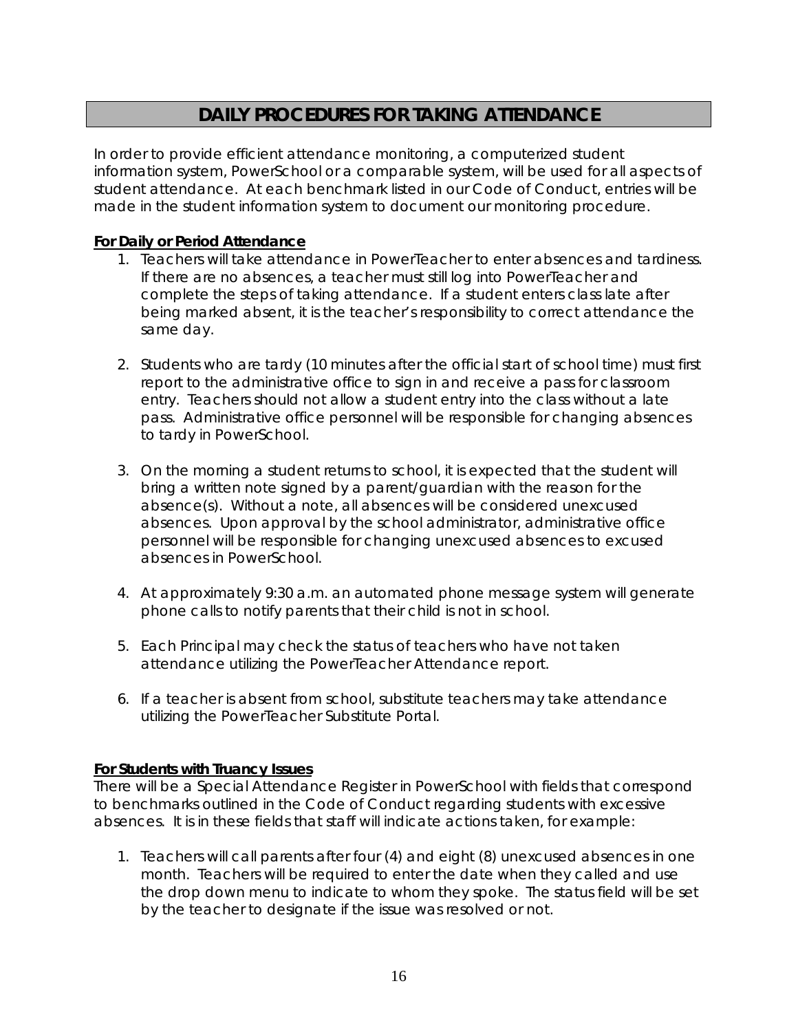# DAILY PROCEDURES FOR TAKING ATTENDANCE

In order to provide efficient attendance monitoring, a computerized student information system, PowerSchool or a comparable system, will be used for all aspects of student attendance. At each benchmark listed in our Code of Conduct, entries will be made in the student information system to document our monitoring procedure.

**For Daily or Period Attendance**

1. Teachers will take attendance in PowerTeacher to enter absences and tardiness. If there are no absences, a teacher must still log into PowerTeacher and complete the steps of taking attendance. If a student enters class late after being marked absent, it is the teacher's responsibility to correct attendance the same day.

2. Students who are tardy (10 minutes after the official start of school time) must first report to the administrative office to sign in and receive a pass for classroom entry. Teachers should not allow a student entry into the class without a late pass. Administrative office personnel will be responsible for changing absences to tardy in PowerSchool.

3. On the morning a student returns to school, it is expected that the student will bring a written note signed by a parent/guardian with the reason for the absence(s). Without a note, all absences will be considered unexcused absences. Upon approval by the school administrator, administrative office personnel will be responsible for changing unexcused absences to excused absences in PowerSchool.

4. At approximately 9:30 a.m. an automated phone message system will generate phone calls to notify parents that their child is not in school.

5. Each Principal may check the status of teachers who have not taken attendance utilizing the PowerTeacher Attendance report.

6. If a teacher is absent from school, substitute teachers may take attendance utilizing the PowerTeacher Substitute Portal.

**For Students with Truancy Issues**

There will be a Special Attendance Register in PowerSchool with fields that correspond to benchmarks outlined in the Code of Conduct regarding students with excessive absences. It is in these fields that staff will indicate actions taken, for example:

1. Teachers will call parents after four (4) and eight (8) unexcused absences in one month. Teachers will be required to enter the date when they called and use the drop down menu to indicate to whom they spoke. The status field will be set by the teacher to designate if the issue was resolved or not.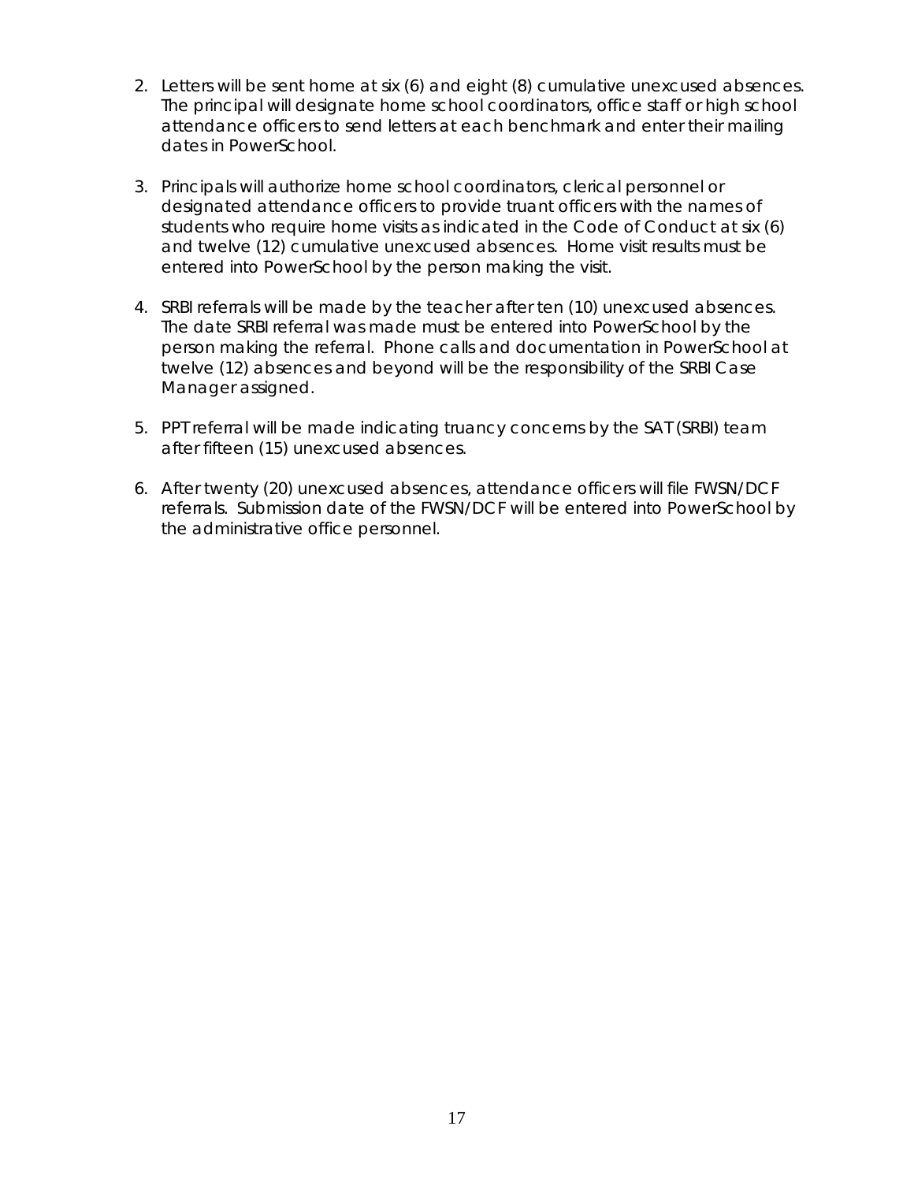2. Letters will be sent home at six (6) and eight (8) cumulative unexcused absences. The principal will designate home school coordinators, office staff or high school attendance officers to send letters at each benchmark and enter their mailing dates in PowerSchool.

3. Principals will authorize home school coordinators, clerical personnel or designated attendance officers to provide truant officers with the names of students who require home visits as indicated in the Code of Conduct at six (6) and twelve (12) cumulative unexcused absences. Home visit results must be entered into PowerSchool by the person making the visit.

4. SRBI referrals will be made by the teacher after ten (10) unexcused absences. The date SRBI referral was made must be entered into PowerSchool by the person making the referral. Phone calls and documentation in PowerSchool at twelve (12) absences and beyond will be the responsibility of the SRBI Case Manager assigned.

5. PPT referral will be made indicating truancy concerns by the SAT (SRBI) team after fifteen (15) unexcused absences.

6. After twenty (20) unexcused absences, attendance officers will file FWSN/DCF referrals. Submission date of the FWSN/DCF will be entered into PowerSchool by the administrative office personnel.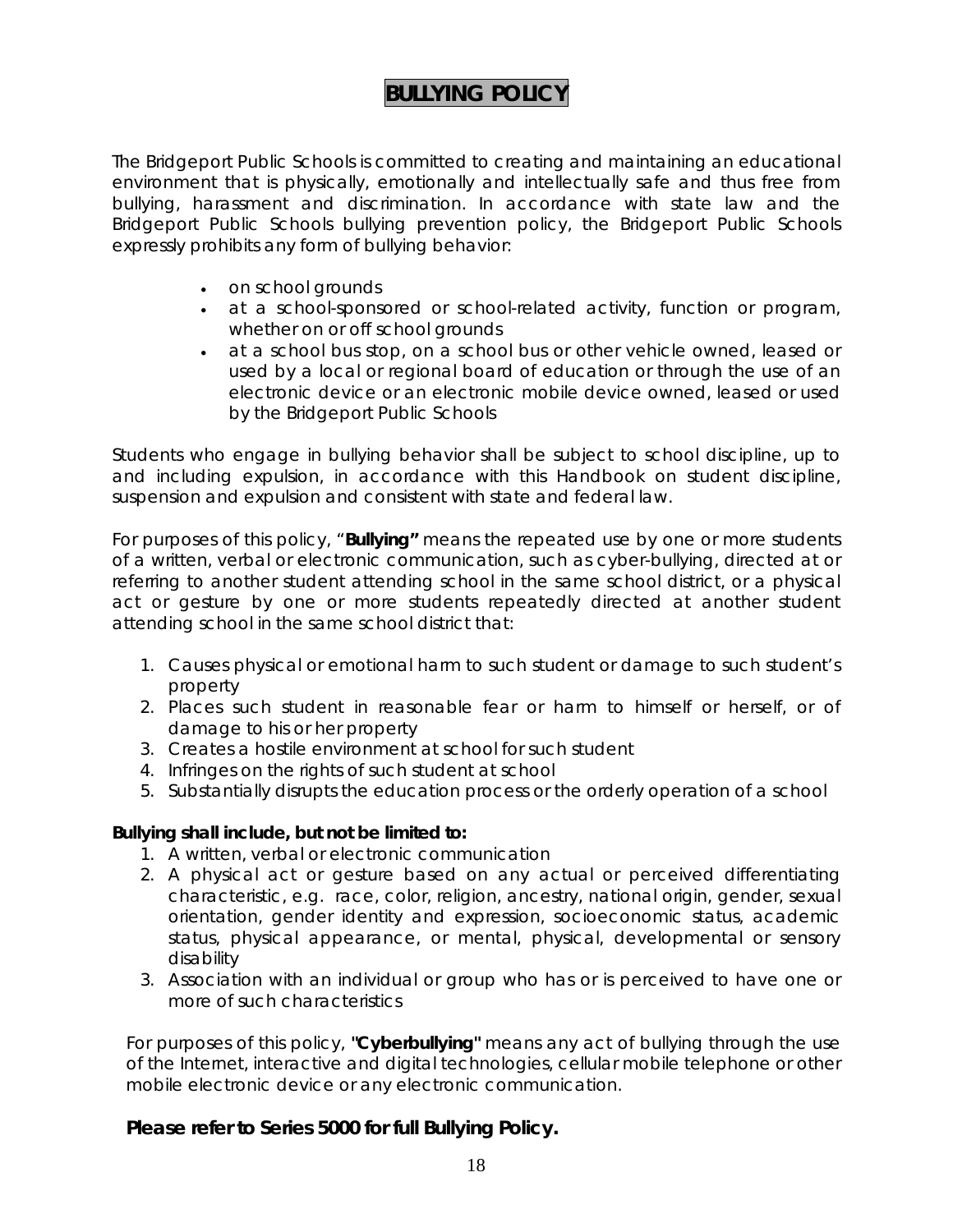# BULLYING POLICY

The Bridgeport Public Schools is committed to creating and maintaining an educational environment that is physically, emotionally and intellectually safe and thus free from bullying, harassment and discrimination. In accordance with state law and the Bridgeport Public Schools bullying prevention policy, the Bridgeport Public Schools expressly prohibits any form of bullying behavior:

- on school grounds
- at a school-sponsored or school-related activity, function or program, whether on or off school grounds
- at a school bus stop, on a school bus or other vehicle owned, leased or used by a local or regional board of education or through the use of an electronic device or an electronic mobile device owned, leased or used by the Bridgeport Public Schools

Students who engage in bullying behavior shall be subject to school discipline, up to and including expulsion, in accordance with this Handbook on student discipline, suspension and expulsion and consistent with state and federal law.

For purposes of this policy, "**Bullying"** means the repeated use by one or more students of a written, verbal or electronic communication, such as cyber-bullying, directed at or referring to another student attending school in the same school district, or a physical act or gesture by one or more students repeatedly directed at another student attending school in the same school district that:

1. Causes physical or emotional harm to such student or damage to such student's property
2. Places such student in reasonable fear or harm to himself or herself, or of damage to his or her property
3. Creates a hostile environment at school for such student
4. Infringes on the rights of such student at school
5. Substantially disrupts the education process or the orderly operation of a school

**Bullying shall include, but not be limited to:**

1. A written, verbal or electronic communication
2. A physical act or gesture based on any actual or perceived differentiating characteristic, e.g. race, color, religion, ancestry, national origin, gender, sexual orientation, gender identity and expression, socioeconomic status, academic status, physical appearance, or mental, physical, developmental or sensory disability
3. Association with an individual or group who has or is perceived to have one or more of such characteristics

For purposes of this policy, **"Cyberbullying"** means any act of bullying through the use of the Internet, interactive and digital technologies, cellular mobile telephone or other mobile electronic device or any electronic communication.

**Please refer to Series 5000 for full Bullying Policy.**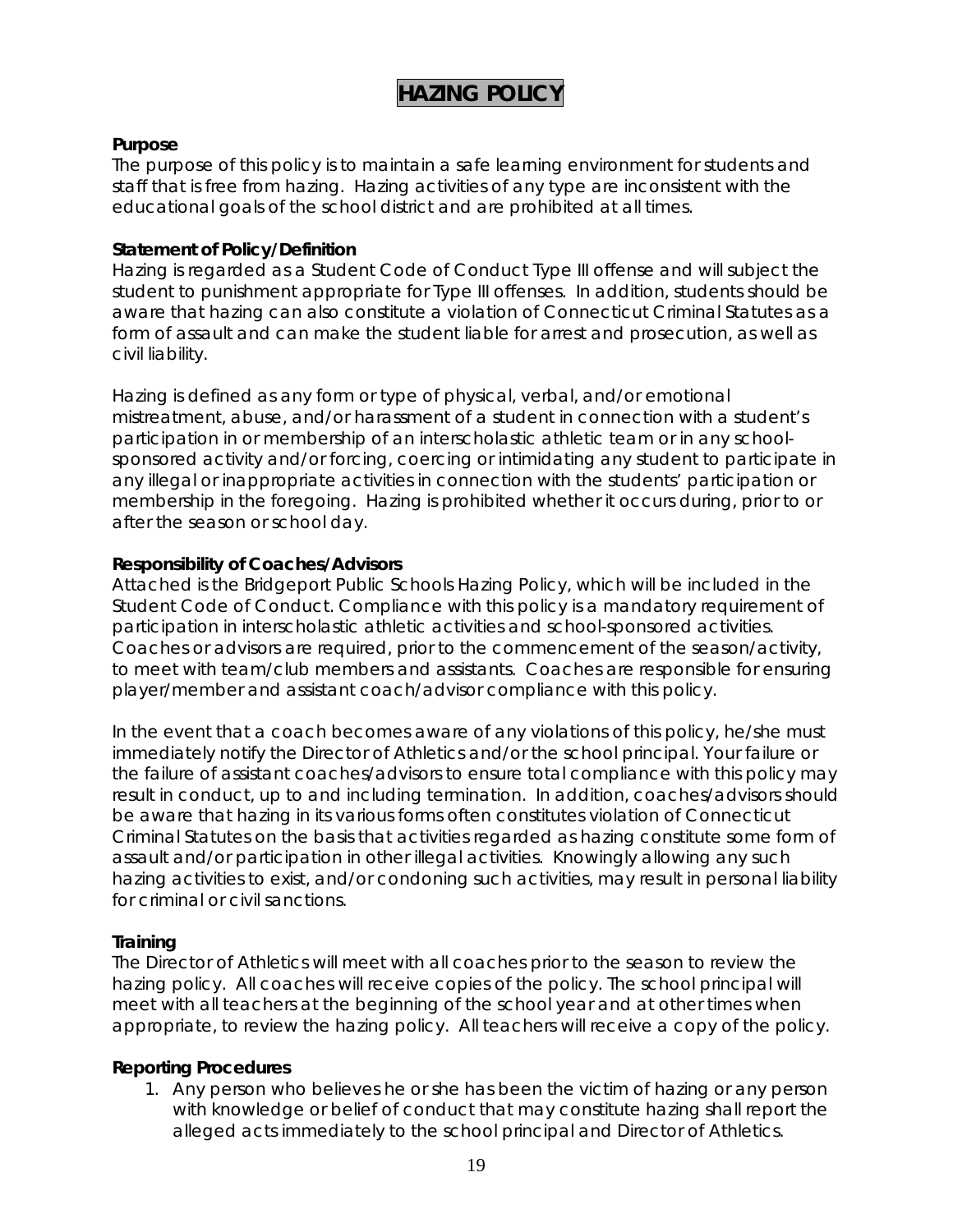# HAZING POLICY

**Purpose**

The purpose of this policy is to maintain a safe learning environment for students and staff that is free from hazing. Hazing activities of any type are inconsistent with the educational goals of the school district and are prohibited at all times.

**Statement of Policy/Definition**

Hazing is regarded as a Student Code of Conduct Type III offense and will subject the student to punishment appropriate for Type III offenses. In addition, students should be aware that hazing can also constitute a violation of Connecticut Criminal Statutes as a form of assault and can make the student liable for arrest and prosecution, as well as civil liability.

Hazing is defined as any form or type of physical, verbal, and/or emotional mistreatment, abuse, and/or harassment of a student in connection with a student's participation in or membership of an interscholastic athletic team or in any school-sponsored activity and/or forcing, coercing or intimidating any student to participate in any illegal or inappropriate activities in connection with the students' participation or membership in the foregoing. Hazing is prohibited whether it occurs during, prior to or after the season or school day.

**Responsibility of Coaches/Advisors**

Attached is the Bridgeport Public Schools Hazing Policy, which will be included in the Student Code of Conduct. Compliance with this policy is a mandatory requirement of participation in interscholastic athletic activities and school-sponsored activities. Coaches or advisors are required, prior to the commencement of the season/activity, to meet with team/club members and assistants. Coaches are responsible for ensuring player/member and assistant coach/advisor compliance with this policy.

In the event that a coach becomes aware of any violations of this policy, he/she must immediately notify the Director of Athletics and/or the school principal. Your failure or the failure of assistant coaches/advisors to ensure total compliance with this policy may result in conduct, up to and including termination. In addition, coaches/advisors should be aware that hazing in its various forms often constitutes violation of Connecticut Criminal Statutes on the basis that activities regarded as hazing constitute some form of assault and/or participation in other illegal activities. Knowingly allowing any such hazing activities to exist, and/or condoning such activities, may result in personal liability for criminal or civil sanctions.

**Training**

The Director of Athletics will meet with all coaches prior to the season to review the hazing policy. All coaches will receive copies of the policy. The school principal will meet with all teachers at the beginning of the school year and at other times when appropriate, to review the hazing policy. All teachers will receive a copy of the policy.

**Reporting Procedures**

1. Any person who believes he or she has been the victim of hazing or any person with knowledge or belief of conduct that may constitute hazing shall report the alleged acts immediately to the school principal and Director of Athletics.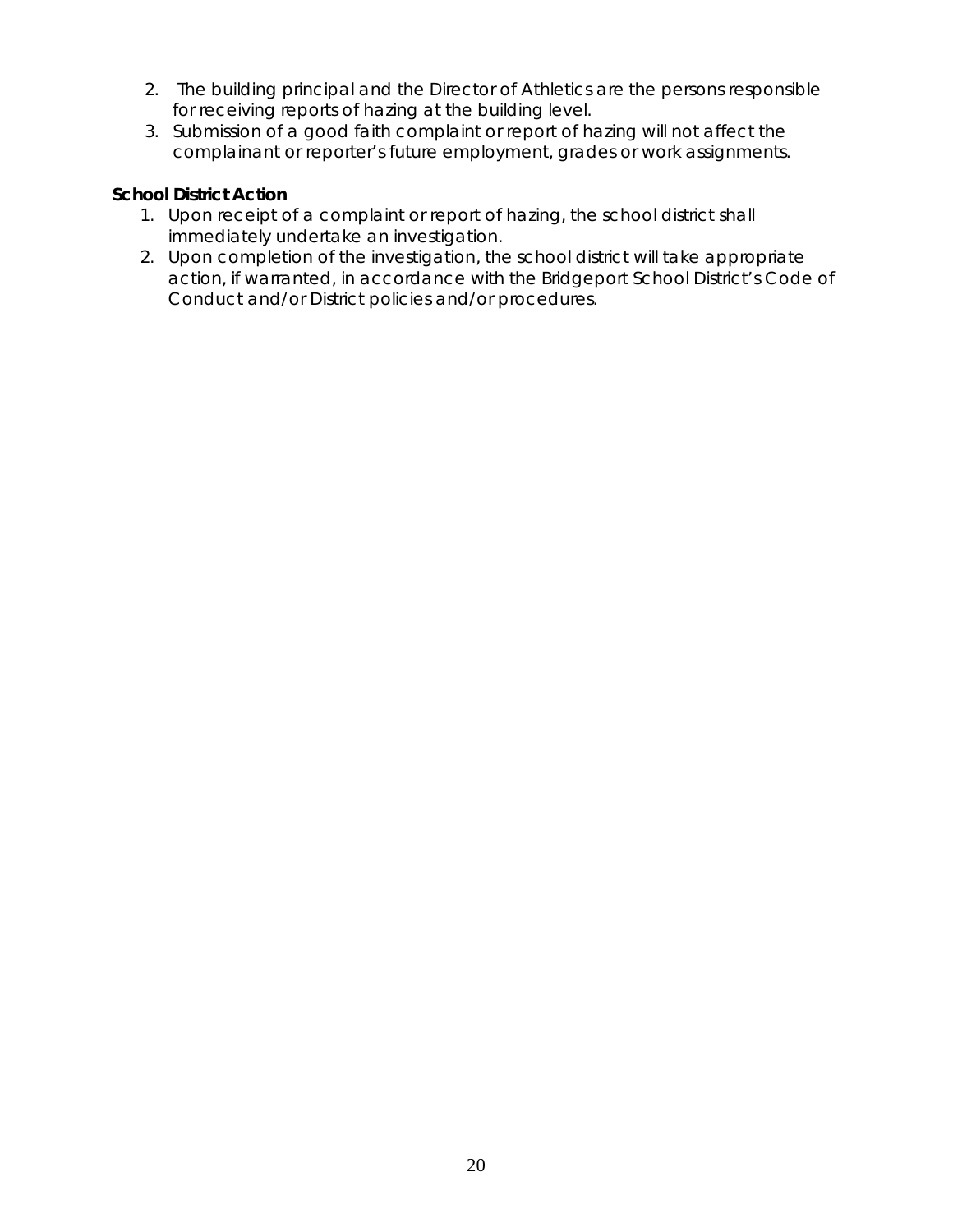2. The building principal and the Director of Athletics are the persons responsible for receiving reports of hazing at the building level.
3. Submission of a good faith complaint or report of hazing will not affect the complainant or reporter's future employment, grades or work assignments.

**School District Action**

1. Upon receipt of a complaint or report of hazing, the school district shall immediately undertake an investigation.
2. Upon completion of the investigation, the school district will take appropriate action, if warranted, in accordance with the Bridgeport School District's Code of Conduct and/or District policies and/or procedures.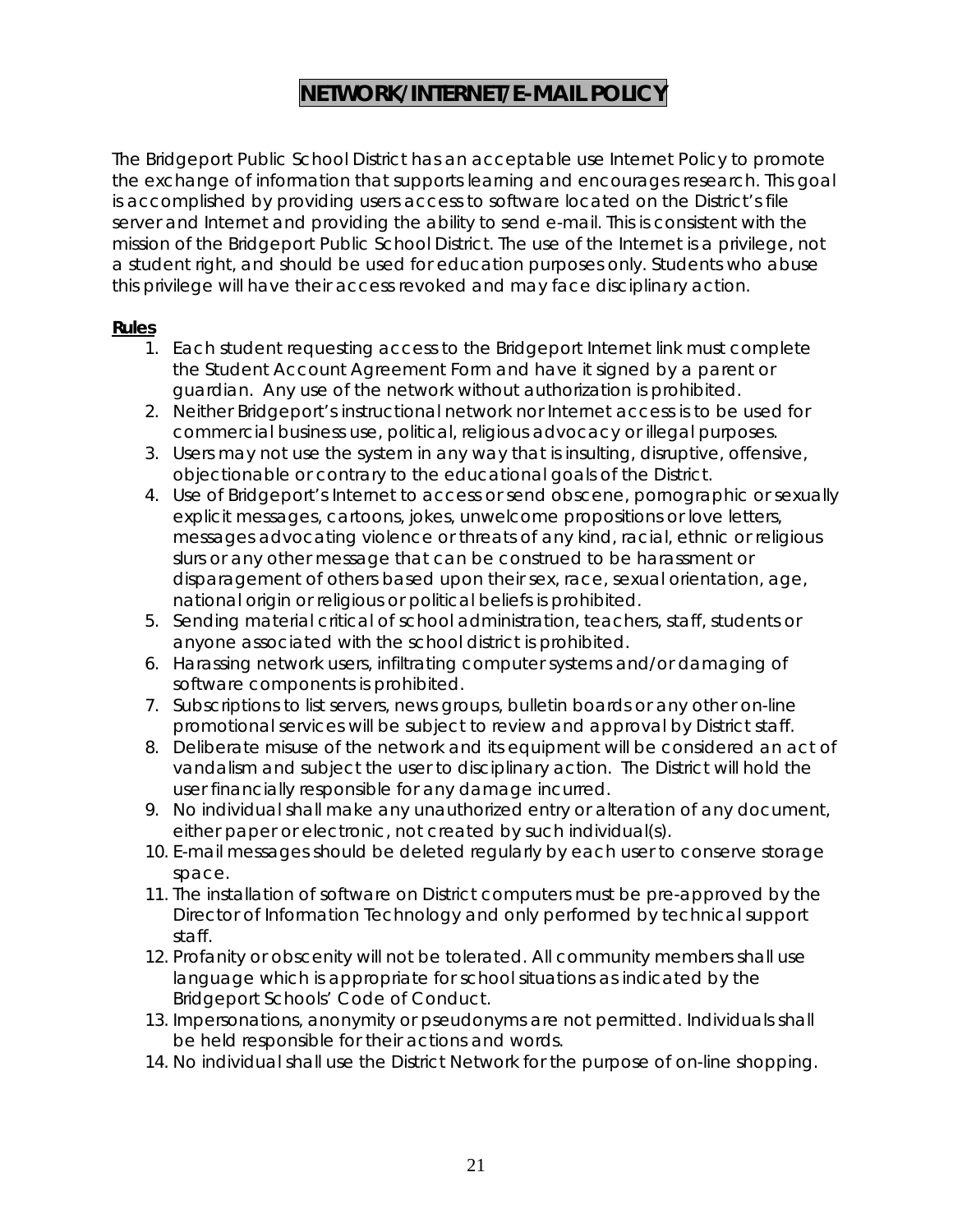# NETWORK/INTERNET/E-MAIL POLICY

The Bridgeport Public School District has an acceptable use Internet Policy to promote the exchange of information that supports learning and encourages research. This goal is accomplished by providing users access to software located on the District's file server and Internet and providing the ability to send e-mail. This is consistent with the mission of the Bridgeport Public School District. The use of the Internet is a privilege, not a student right, and should be used for education purposes only. Students who abuse this privilege will have their access revoked and may face disciplinary action.

**Rules**

1. Each student requesting access to the Bridgeport Internet link must complete the Student Account Agreement Form and have it signed by a parent or guardian. Any use of the network without authorization is prohibited.
2. Neither Bridgeport's instructional network nor Internet access is to be used for commercial business use, political, religious advocacy or illegal purposes.
3. Users may not use the system in any way that is insulting, disruptive, offensive, objectionable or contrary to the educational goals of the District.
4. Use of Bridgeport's Internet to access or send obscene, pornographic or sexually explicit messages, cartoons, jokes, unwelcome propositions or love letters, messages advocating violence or threats of any kind, racial, ethnic or religious slurs or any other message that can be construed to be harassment or disparagement of others based upon their sex, race, sexual orientation, age, national origin or religious or political beliefs is prohibited.
5. Sending material critical of school administration, teachers, staff, students or anyone associated with the school district is prohibited.
6. Harassing network users, infiltrating computer systems and/or damaging of software components is prohibited.
7. Subscriptions to list servers, news groups, bulletin boards or any other on-line promotional services will be subject to review and approval by District staff.
8. Deliberate misuse of the network and its equipment will be considered an act of vandalism and subject the user to disciplinary action. The District will hold the user financially responsible for any damage incurred.
9. No individual shall make any unauthorized entry or alteration of any document, either paper or electronic, not created by such individual(s).
10. E-mail messages should be deleted regularly by each user to conserve storage space.
11. The installation of software on District computers must be pre-approved by the Director of Information Technology and only performed by technical support staff.
12. Profanity or obscenity will not be tolerated. All community members shall use language which is appropriate for school situations as indicated by the Bridgeport Schools' Code of Conduct.
13. Impersonations, anonymity or pseudonyms are not permitted. Individuals shall be held responsible for their actions and words.
14. No individual shall use the District Network for the purpose of on-line shopping.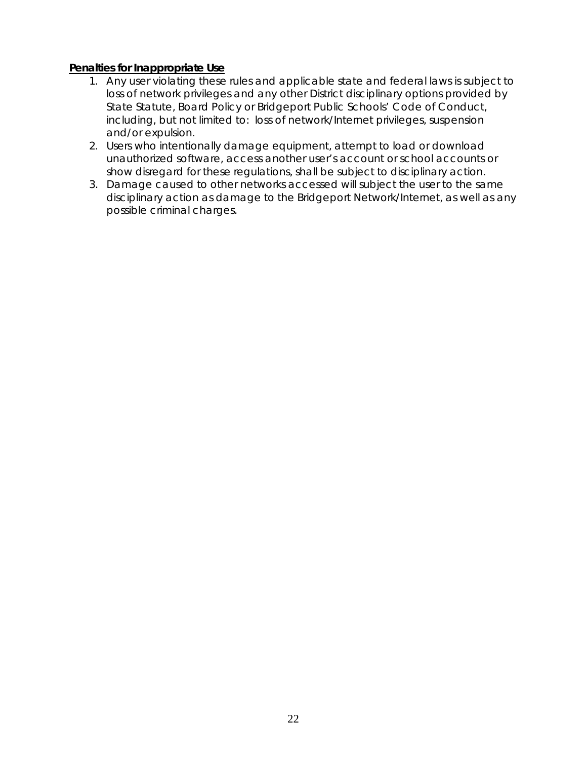**<u>Penalties for Inappropriate Use</u>**

1. Any user violating these rules and applicable state and federal laws is subject to loss of network privileges and any other District disciplinary options provided by State Statute, Board Policy or Bridgeport Public Schools' Code of Conduct, including, but not limited to: loss of network/Internet privileges, suspension and/or expulsion.
2. Users who intentionally damage equipment, attempt to load or download unauthorized software, access another user's account or school accounts or show disregard for these regulations, shall be subject to disciplinary action.
3. Damage caused to other networks accessed will subject the user to the same disciplinary action as damage to the Bridgeport Network/Internet, as well as any possible criminal charges.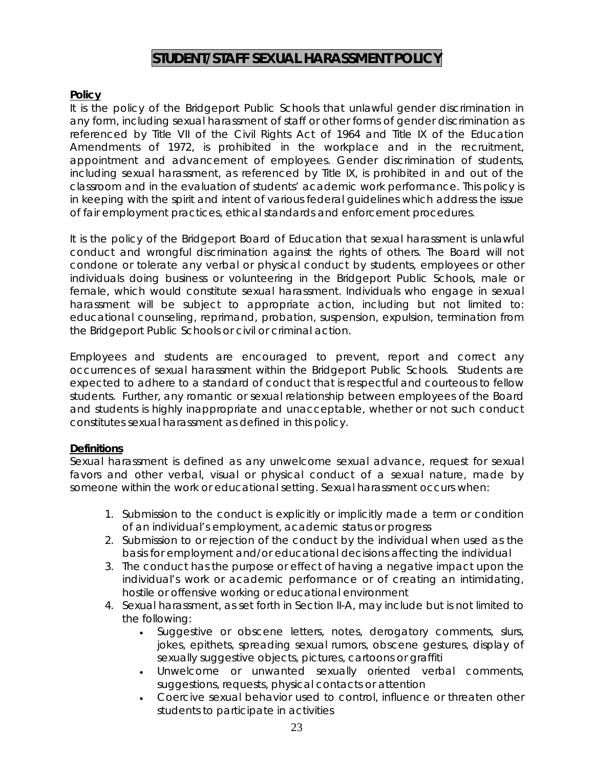# STUDENT/STAFF SEXUAL HARASSMENT POLICY

**Policy**

It is the policy of the Bridgeport Public Schools that unlawful gender discrimination in any form, including sexual harassment of staff or other forms of gender discrimination as referenced by Title VII of the Civil Rights Act of 1964 and Title IX of the Education Amendments of 1972, is prohibited in the workplace and in the recruitment, appointment and advancement of employees. Gender discrimination of students, including sexual harassment, as referenced by Title IX, is prohibited in and out of the classroom and in the evaluation of students' academic work performance. This policy is in keeping with the spirit and intent of various federal guidelines which address the issue of fair employment practices, ethical standards and enforcement procedures.

It is the policy of the Bridgeport Board of Education that sexual harassment is unlawful conduct and wrongful discrimination against the rights of others. The Board will not condone or tolerate any verbal or physical conduct by students, employees or other individuals doing business or volunteering in the Bridgeport Public Schools, male or female, which would constitute sexual harassment. Individuals who engage in sexual harassment will be subject to appropriate action, including but not limited to: educational counseling, reprimand, probation, suspension, expulsion, termination from the Bridgeport Public Schools or civil or criminal action.

Employees and students are encouraged to prevent, report and correct any occurrences of sexual harassment within the Bridgeport Public Schools. Students are expected to adhere to a standard of conduct that is respectful and courteous to fellow students. Further, any romantic or sexual relationship between employees of the Board and students is highly inappropriate and unacceptable, whether or not such conduct constitutes sexual harassment as defined in this policy.

**Definitions**

Sexual harassment is defined as any unwelcome sexual advance, request for sexual favors and other verbal, visual or physical conduct of a sexual nature, made by someone within the work or educational setting. Sexual harassment occurs when:

1. Submission to the conduct is explicitly or implicitly made a term or condition of an individual's employment, academic status or progress
2. Submission to or rejection of the conduct by the individual when used as the basis for employment and/or educational decisions affecting the individual
3. The conduct has the purpose or effect of having a negative impact upon the individual's work or academic performance or of creating an intimidating, hostile or offensive working or educational environment
4. Sexual harassment, as set forth in Section II-A, may include but is not limited to the following:
   - Suggestive or obscene letters, notes, derogatory comments, slurs, jokes, epithets, spreading sexual rumors, obscene gestures, display of sexually suggestive objects, pictures, cartoons or graffiti
   - Unwelcome or unwanted sexually oriented verbal comments, suggestions, requests, physical contacts or attention
   - Coercive sexual behavior used to control, influence or threaten other students to participate in activities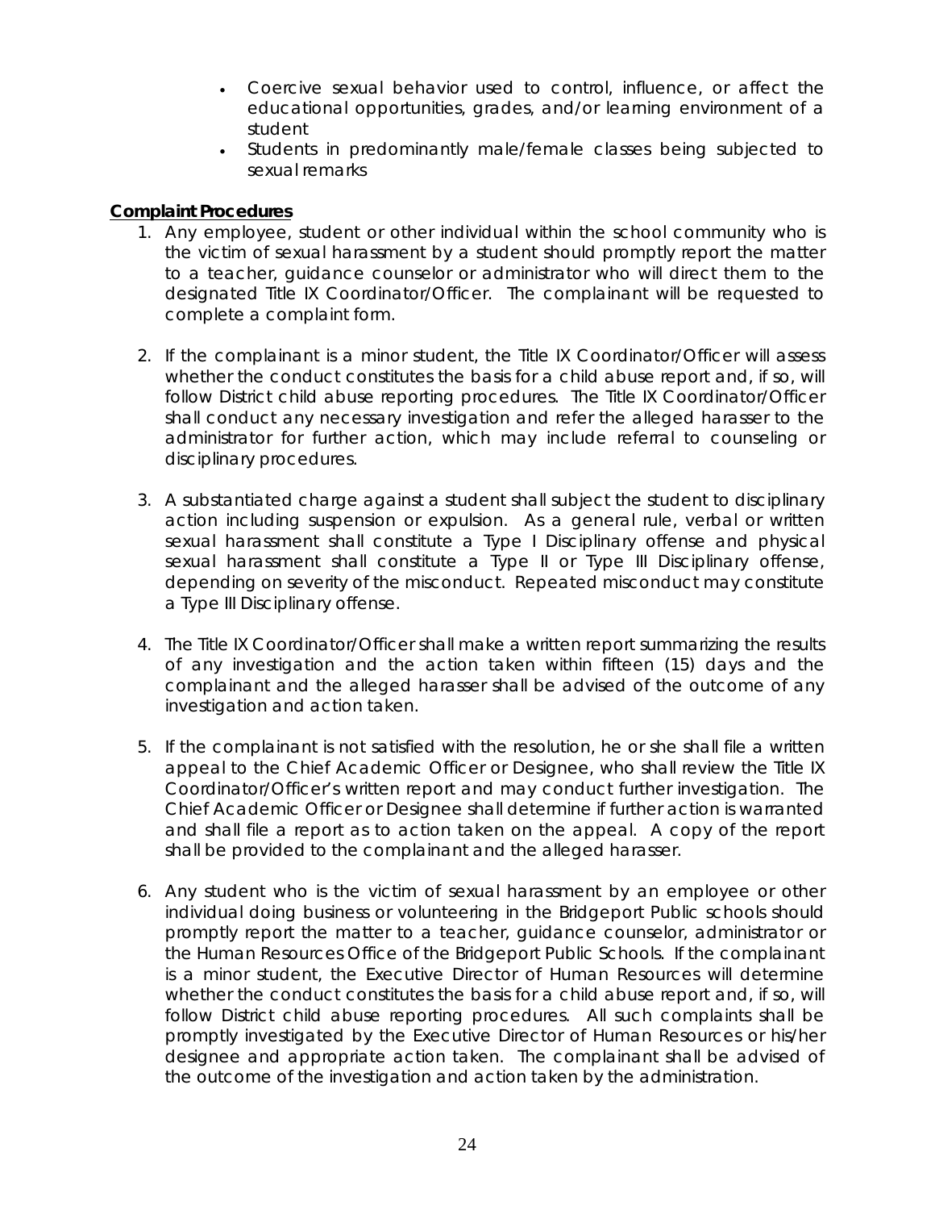- Coercive sexual behavior used to control, influence, or affect the educational opportunities, grades, and/or learning environment of a student
- Students in predominantly male/female classes being subjected to sexual remarks

**Complaint Procedures**

1. Any employee, student or other individual within the school community who is the victim of sexual harassment by a student should promptly report the matter to a teacher, guidance counselor or administrator who will direct them to the designated Title IX Coordinator/Officer. The complainant will be requested to complete a complaint form.

2. If the complainant is a minor student, the Title IX Coordinator/Officer will assess whether the conduct constitutes the basis for a child abuse report and, if so, will follow District child abuse reporting procedures. The Title IX Coordinator/Officer shall conduct any necessary investigation and refer the alleged harasser to the administrator for further action, which may include referral to counseling or disciplinary procedures.

3. A substantiated charge against a student shall subject the student to disciplinary action including suspension or expulsion. As a general rule, verbal or written sexual harassment shall constitute a Type I Disciplinary offense and physical sexual harassment shall constitute a Type II or Type III Disciplinary offense, depending on severity of the misconduct. Repeated misconduct may constitute a Type III Disciplinary offense.

4. The Title IX Coordinator/Officer shall make a written report summarizing the results of any investigation and the action taken within fifteen (15) days and the complainant and the alleged harasser shall be advised of the outcome of any investigation and action taken.

5. If the complainant is not satisfied with the resolution, he or she shall file a written appeal to the Chief Academic Officer or Designee, who shall review the Title IX Coordinator/Officer's written report and may conduct further investigation. The Chief Academic Officer or Designee shall determine if further action is warranted and shall file a report as to action taken on the appeal. A copy of the report shall be provided to the complainant and the alleged harasser.

6. Any student who is the victim of sexual harassment by an employee or other individual doing business or volunteering in the Bridgeport Public schools should promptly report the matter to a teacher, guidance counselor, administrator or the Human Resources Office of the Bridgeport Public Schools. If the complainant is a minor student, the Executive Director of Human Resources will determine whether the conduct constitutes the basis for a child abuse report and, if so, will follow District child abuse reporting procedures. All such complaints shall be promptly investigated by the Executive Director of Human Resources or his/her designee and appropriate action taken. The complainant shall be advised of the outcome of the investigation and action taken by the administration.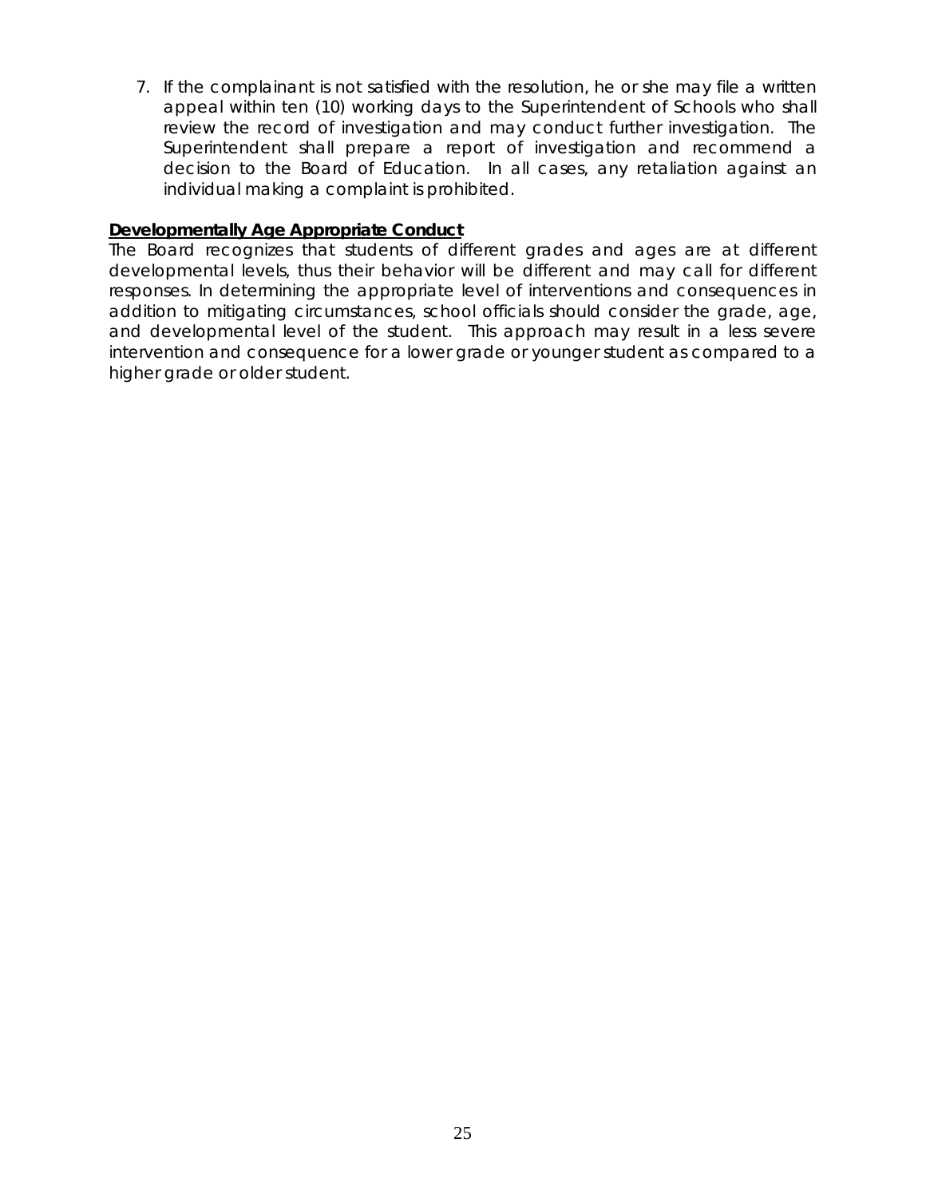7. If the complainant is not satisfied with the resolution, he or she may file a written appeal within ten (10) working days to the Superintendent of Schools who shall review the record of investigation and may conduct further investigation. The Superintendent shall prepare a report of investigation and recommend a decision to the Board of Education. In all cases, any retaliation against an individual making a complaint is prohibited.

**Developmentally Age Appropriate Conduct**

The Board recognizes that students of different grades and ages are at different developmental levels, thus their behavior will be different and may call for different responses. In determining the appropriate level of interventions and consequences in addition to mitigating circumstances, school officials should consider the grade, age, and developmental level of the student. This approach may result in a less severe intervention and consequence for a lower grade or younger student as compared to a higher grade or older student.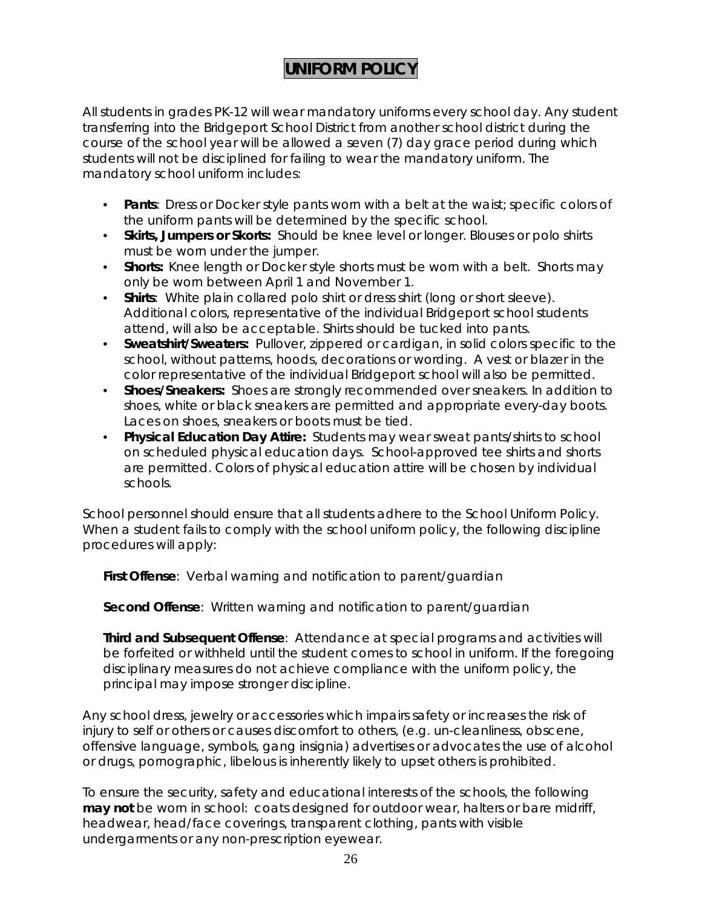# UNIFORM POLICY

All students in grades PK-12 will wear mandatory uniforms every school day. Any student transferring into the Bridgeport School District from another school district during the course of the school year will be allowed a seven (7) day grace period during which students will not be disciplined for failing to wear the mandatory uniform. The mandatory school uniform includes:

- **Pants**: Dress or Docker style pants worn with a belt at the waist; specific colors of the uniform pants will be determined by the specific school.
- **Skirts, Jumpers or Skorts:** Should be knee level or longer. Blouses or polo shirts must be worn under the jumper.
- **Shorts:** Knee length or Docker style shorts must be worn with a belt. Shorts may only be worn between April 1 and November 1.
- **Shirts**: White plain collared polo shirt or dress shirt (long or short sleeve). Additional colors, representative of the individual Bridgeport school students attend, will also be acceptable. Shirts should be tucked into pants.
- **Sweatshirt/Sweaters:** Pullover, zippered or cardigan, in solid colors specific to the school, without patterns, hoods, decorations or wording. A vest or blazer in the color representative of the individual Bridgeport school will also be permitted.
- **Shoes/Sneakers:** Shoes are strongly recommended over sneakers. In addition to shoes, white or black sneakers are permitted and appropriate every-day boots. Laces on shoes, sneakers or boots must be tied.
- **Physical Education Day Attire:** Students may wear sweat pants/shirts to school on scheduled physical education days. School-approved tee shirts and shorts are permitted. Colors of physical education attire will be chosen by individual schools.

School personnel should ensure that all students adhere to the School Uniform Policy. When a student fails to comply with the school uniform policy, the following discipline procedures will apply:

**First Offense**: Verbal warning and notification to parent/guardian

**Second Offense**: Written warning and notification to parent/guardian

**Third and Subsequent Offense**: Attendance at special programs and activities will be forfeited or withheld until the student comes to school in uniform. If the foregoing disciplinary measures do not achieve compliance with the uniform policy, the principal may impose stronger discipline.

Any school dress, jewelry or accessories which impairs safety or increases the risk of injury to self or others or causes discomfort to others, (e.g. un-cleanliness, obscene, offensive language, symbols, gang insignia) advertises or advocates the use of alcohol or drugs, pornographic, libelous is inherently likely to upset others is prohibited.

To ensure the security, safety and educational interests of the schools, the following **may not** be worn in school: coats designed for outdoor wear, halters or bare midriff, headwear, head/face coverings, transparent clothing, pants with visible undergarments or any non-prescription eyewear.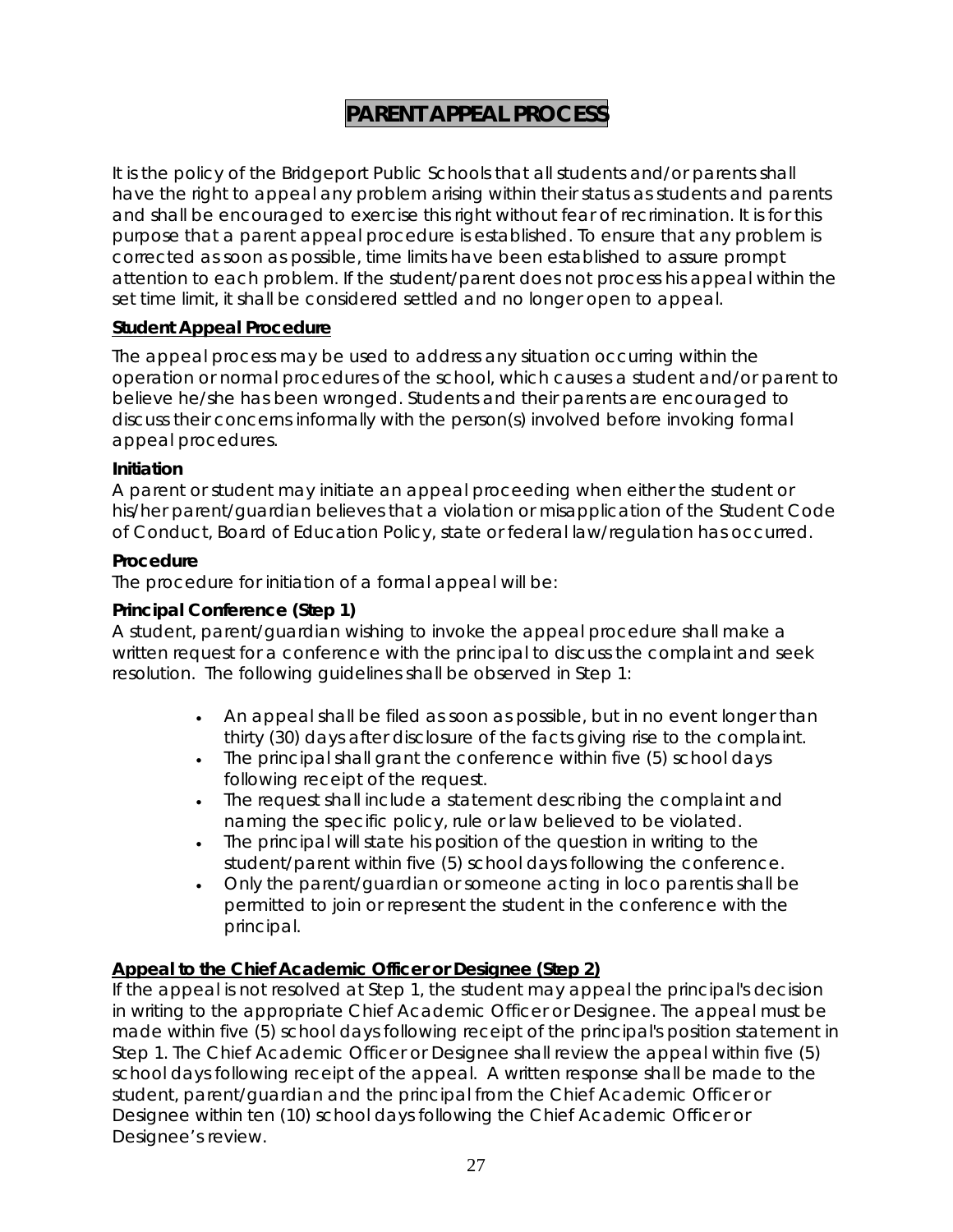# PARENT APPEAL PROCESS

It is the policy of the Bridgeport Public Schools that all students and/or parents shall have the right to appeal any problem arising within their status as students and parents and shall be encouraged to exercise this right without fear of recrimination. It is for this purpose that a parent appeal procedure is established. To ensure that any problem is corrected as soon as possible, time limits have been established to assure prompt attention to each problem. If the student/parent does not process his appeal within the set time limit, it shall be considered settled and no longer open to appeal.

## Student Appeal Procedure

The appeal process may be used to address any situation occurring within the operation or normal procedures of the school, which causes a student and/or parent to believe he/she has been wronged. Students and their parents are encouraged to discuss their concerns informally with the person(s) involved before invoking formal appeal procedures.

### Initiation

A parent or student may initiate an appeal proceeding when either the student or his/her parent/guardian believes that a violation or misapplication of the Student Code of Conduct, Board of Education Policy, state or federal law/regulation has occurred.

### Procedure

The procedure for initiation of a formal appeal will be:

### Principal Conference (Step 1)

A student, parent/guardian wishing to invoke the appeal procedure shall make a written request for a conference with the principal to discuss the complaint and seek resolution. The following guidelines shall be observed in Step 1:

- An appeal shall be filed as soon as possible, but in no event longer than thirty (30) days after disclosure of the facts giving rise to the complaint.
- The principal shall grant the conference within five (5) school days following receipt of the request.
- The request shall include a statement describing the complaint and naming the specific policy, rule or law believed to be violated.
- The principal will state his position of the question in writing to the student/parent within five (5) school days following the conference.
- Only the parent/guardian or someone acting in loco parentis shall be permitted to join or represent the student in the conference with the principal.

### Appeal to the Chief Academic Officer or Designee (Step 2)

If the appeal is not resolved at Step 1, the student may appeal the principal's decision in writing to the appropriate Chief Academic Officer or Designee. The appeal must be made within five (5) school days following receipt of the principal's position statement in Step 1. The Chief Academic Officer or Designee shall review the appeal within five (5) school days following receipt of the appeal. A written response shall be made to the student, parent/guardian and the principal from the Chief Academic Officer or Designee within ten (10) school days following the Chief Academic Officer or Designee's review.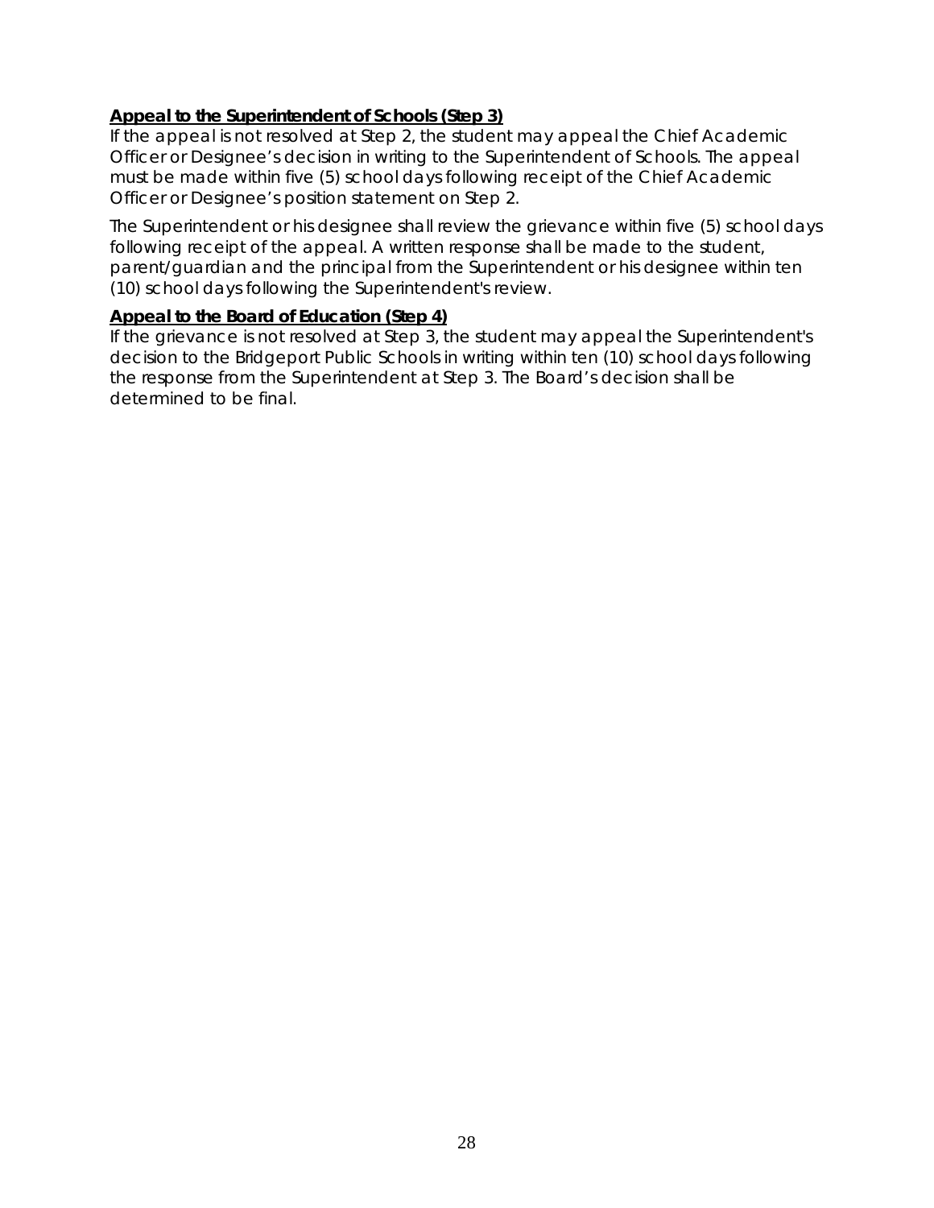**Appeal to the Superintendent of Schools (Step 3)**
If the appeal is not resolved at Step 2, the student may appeal the Chief Academic Officer or Designee's decision in writing to the Superintendent of Schools. The appeal must be made within five (5) school days following receipt of the Chief Academic Officer or Designee's position statement on Step 2.

The Superintendent or his designee shall review the grievance within five (5) school days following receipt of the appeal. A written response shall be made to the student, parent/guardian and the principal from the Superintendent or his designee within ten (10) school days following the Superintendent's review.

**Appeal to the Board of Education (Step 4)**
If the grievance is not resolved at Step 3, the student may appeal the Superintendent's decision to the Bridgeport Public Schools in writing within ten (10) school days following the response from the Superintendent at Step 3. The Board's decision shall be determined to be final.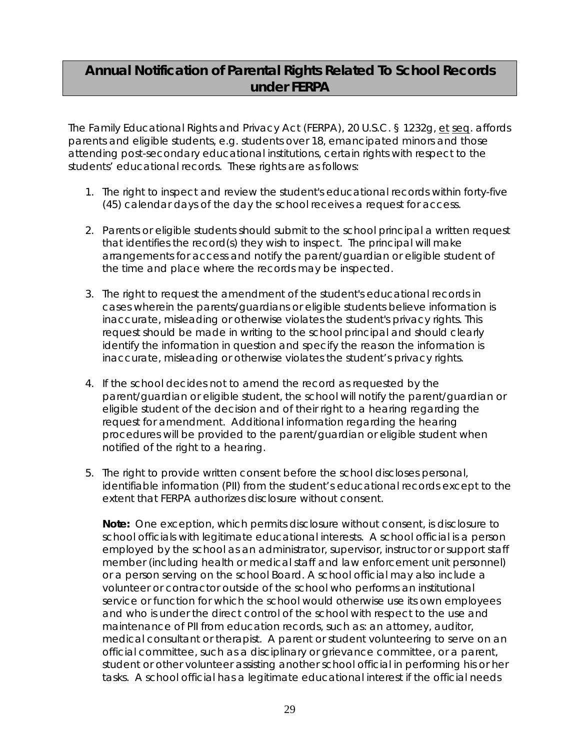## Annual Notification of Parental Rights Related To School Records under FERPA

The Family Educational Rights and Privacy Act (FERPA), 20 U.S.C. § 1232g, et seq. affords parents and eligible students, e.g. students over 18, emancipated minors and those attending post-secondary educational institutions, certain rights with respect to the students' educational records. These rights are as follows:

1. The right to inspect and review the student's educational records within forty-five (45) calendar days of the day the school receives a request for access.

2. Parents or eligible students should submit to the school principal a written request that identifies the record(s) they wish to inspect. The principal will make arrangements for access and notify the parent/guardian or eligible student of the time and place where the records may be inspected.

3. The right to request the amendment of the student's educational records in cases wherein the parents/guardians or eligible students believe information is inaccurate, misleading or otherwise violates the student's privacy rights. This request should be made in writing to the school principal and should clearly identify the information in question and specify the reason the information is inaccurate, misleading or otherwise violates the student's privacy rights.

4. If the school decides not to amend the record as requested by the parent/guardian or eligible student, the school will notify the parent/guardian or eligible student of the decision and of their right to a hearing regarding the request for amendment. Additional information regarding the hearing procedures will be provided to the parent/guardian or eligible student when notified of the right to a hearing.

5. The right to provide written consent before the school discloses personal, identifiable information (PII) from the student's educational records except to the extent that FERPA authorizes disclosure without consent.

   **Note:** One exception, which permits disclosure without consent, is disclosure to school officials with legitimate educational interests. A school official is a person employed by the school as an administrator, supervisor, instructor or support staff member (including health or medical staff and law enforcement unit personnel) or a person serving on the school Board. A school official may also include a volunteer or contractor outside of the school who performs an institutional service or function for which the school would otherwise use its own employees and who is under the direct control of the school with respect to the use and maintenance of PII from education records, such as: an attorney, auditor, medical consultant or therapist. A parent or student volunteering to serve on an official committee, such as a disciplinary or grievance committee, or a parent, student or other volunteer assisting another school official in performing his or her tasks. A school official has a legitimate educational interest if the official needs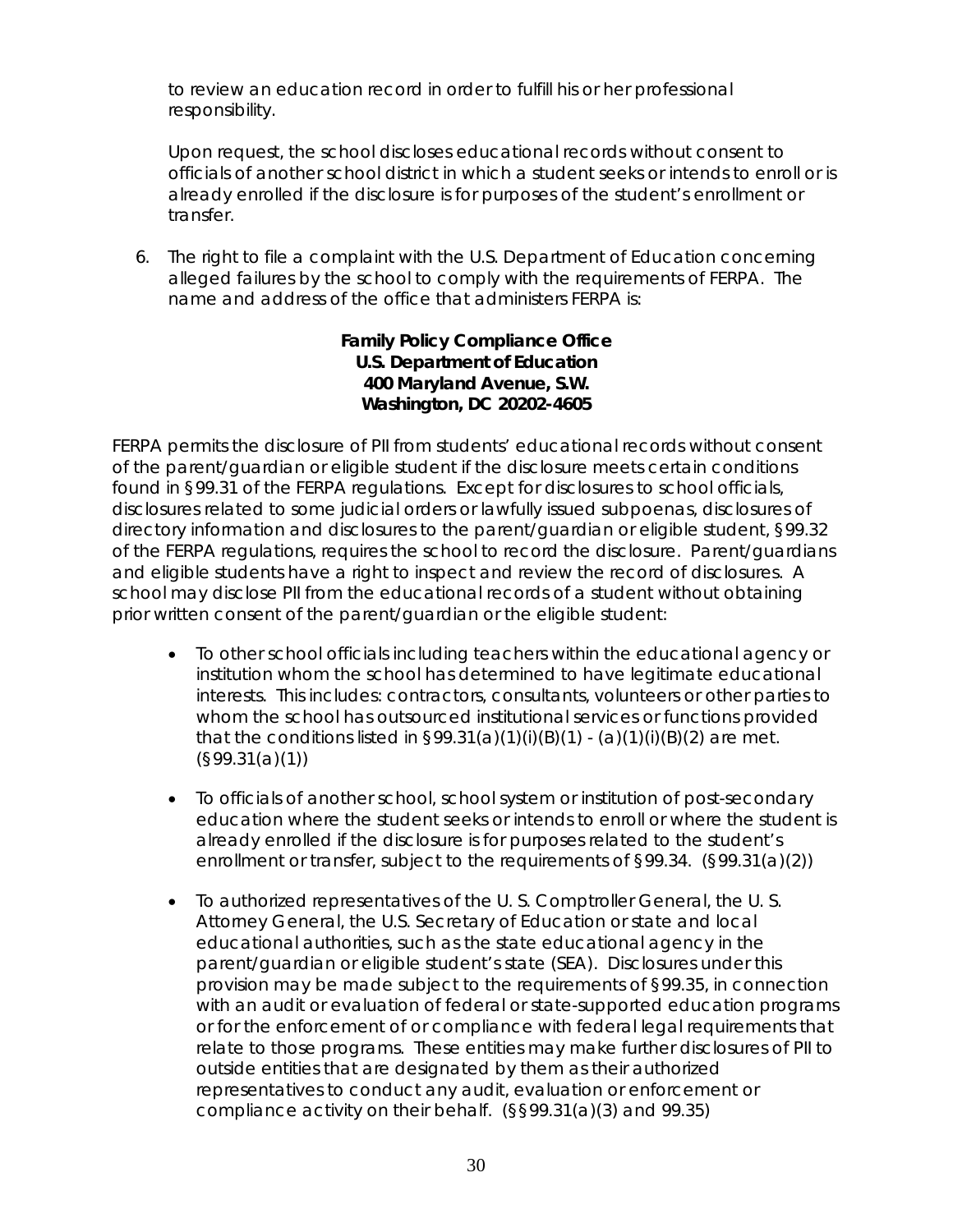to review an education record in order to fulfill his or her professional responsibility.

Upon request, the school discloses educational records without consent to officials of another school district in which a student seeks or intends to enroll or is already enrolled if the disclosure is for purposes of the student's enrollment or transfer.

6. The right to file a complaint with the U.S. Department of Education concerning alleged failures by the school to comply with the requirements of FERPA. The name and address of the office that administers FERPA is:

**Family Policy Compliance Office**
**U.S. Department of Education**
**400 Maryland Avenue, S.W.**
**Washington, DC 20202-4605**

FERPA permits the disclosure of PII from students' educational records without consent of the parent/guardian or eligible student if the disclosure meets certain conditions found in §99.31 of the FERPA regulations. Except for disclosures to school officials, disclosures related to some judicial orders or lawfully issued subpoenas, disclosures of directory information and disclosures to the parent/guardian or eligible student, §99.32 of the FERPA regulations, requires the school to record the disclosure. Parent/guardians and eligible students have a right to inspect and review the record of disclosures. A school may disclose PII from the educational records of a student without obtaining prior written consent of the parent/guardian or the eligible student:

- To other school officials including teachers within the educational agency or institution whom the school has determined to have legitimate educational interests. This includes: contractors, consultants, volunteers or other parties to whom the school has outsourced institutional services or functions provided that the conditions listed in §99.31(a)(1)(i)(B)(1) - (a)(1)(i)(B)(2) are met. (§99.31(a)(1))

- To officials of another school, school system or institution of post-secondary education where the student seeks or intends to enroll or where the student is already enrolled if the disclosure is for purposes related to the student's enrollment or transfer, subject to the requirements of §99.34. (§99.31(a)(2))

- To authorized representatives of the U. S. Comptroller General, the U. S. Attorney General, the U.S. Secretary of Education or state and local educational authorities, such as the state educational agency in the parent/guardian or eligible student's state (SEA). Disclosures under this provision may be made subject to the requirements of §99.35, in connection with an audit or evaluation of federal or state-supported education programs or for the enforcement of or compliance with federal legal requirements that relate to those programs. These entities may make further disclosures of PII to outside entities that are designated by them as their authorized representatives to conduct any audit, evaluation or enforcement or compliance activity on their behalf. (§§99.31(a)(3) and 99.35)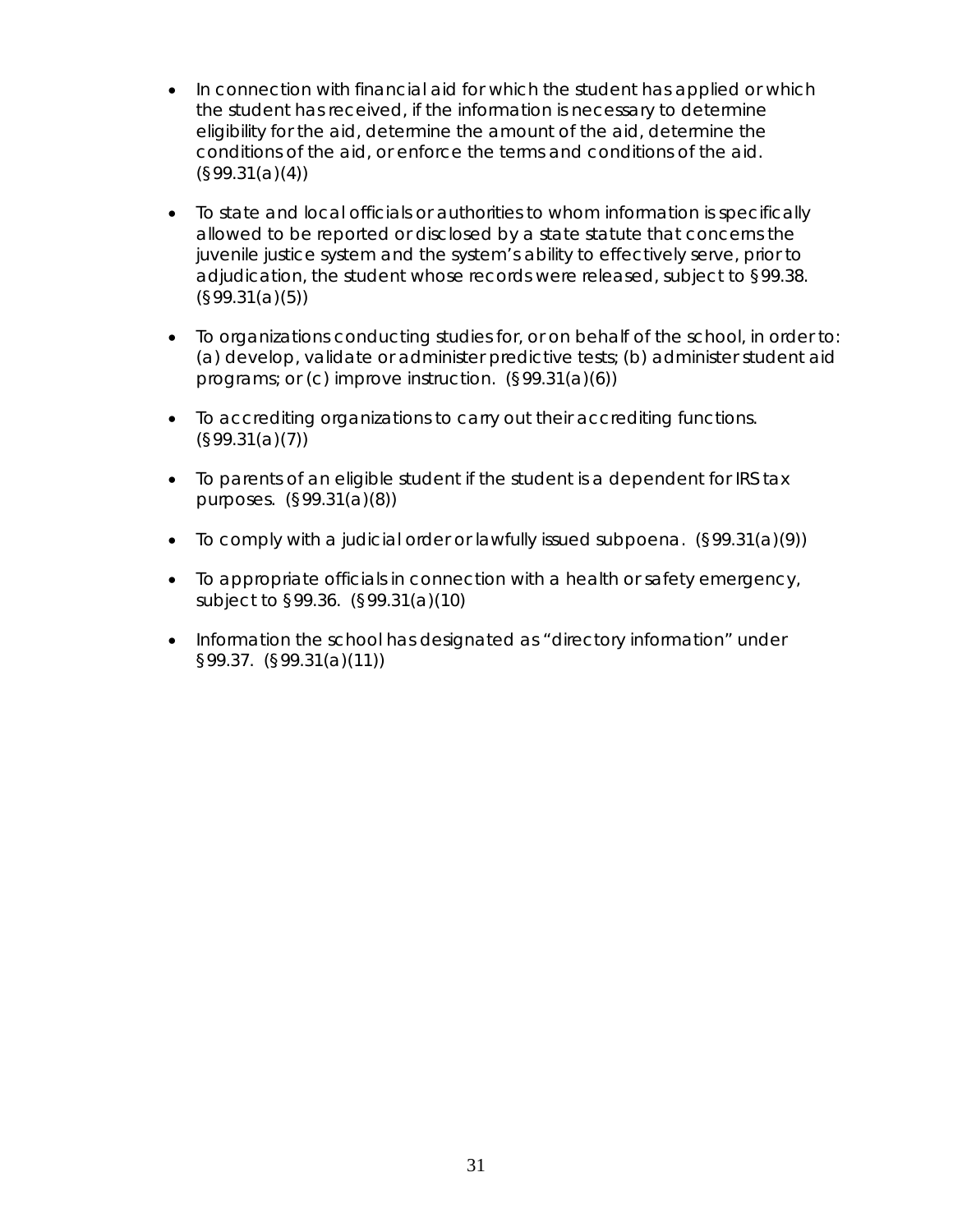- In connection with financial aid for which the student has applied or which the student has received, if the information is necessary to determine eligibility for the aid, determine the amount of the aid, determine the conditions of the aid, or enforce the terms and conditions of the aid. (§99.31(a)(4))

- To state and local officials or authorities to whom information is specifically allowed to be reported or disclosed by a state statute that concerns the juvenile justice system and the system's ability to effectively serve, prior to adjudication, the student whose records were released, subject to §99.38. (§99.31(a)(5))

- To organizations conducting studies for, or on behalf of the school, in order to: (a) develop, validate or administer predictive tests; (b) administer student aid programs; or (c) improve instruction. (§99.31(a)(6))

- To accrediting organizations to carry out their accrediting functions. (§99.31(a)(7))

- To parents of an eligible student if the student is a dependent for IRS tax purposes. (§99.31(a)(8))

- To comply with a judicial order or lawfully issued subpoena. (§99.31(a)(9))

- To appropriate officials in connection with a health or safety emergency, subject to §99.36. (§99.31(a)(10)

- Information the school has designated as "directory information" under §99.37. (§99.31(a)(11))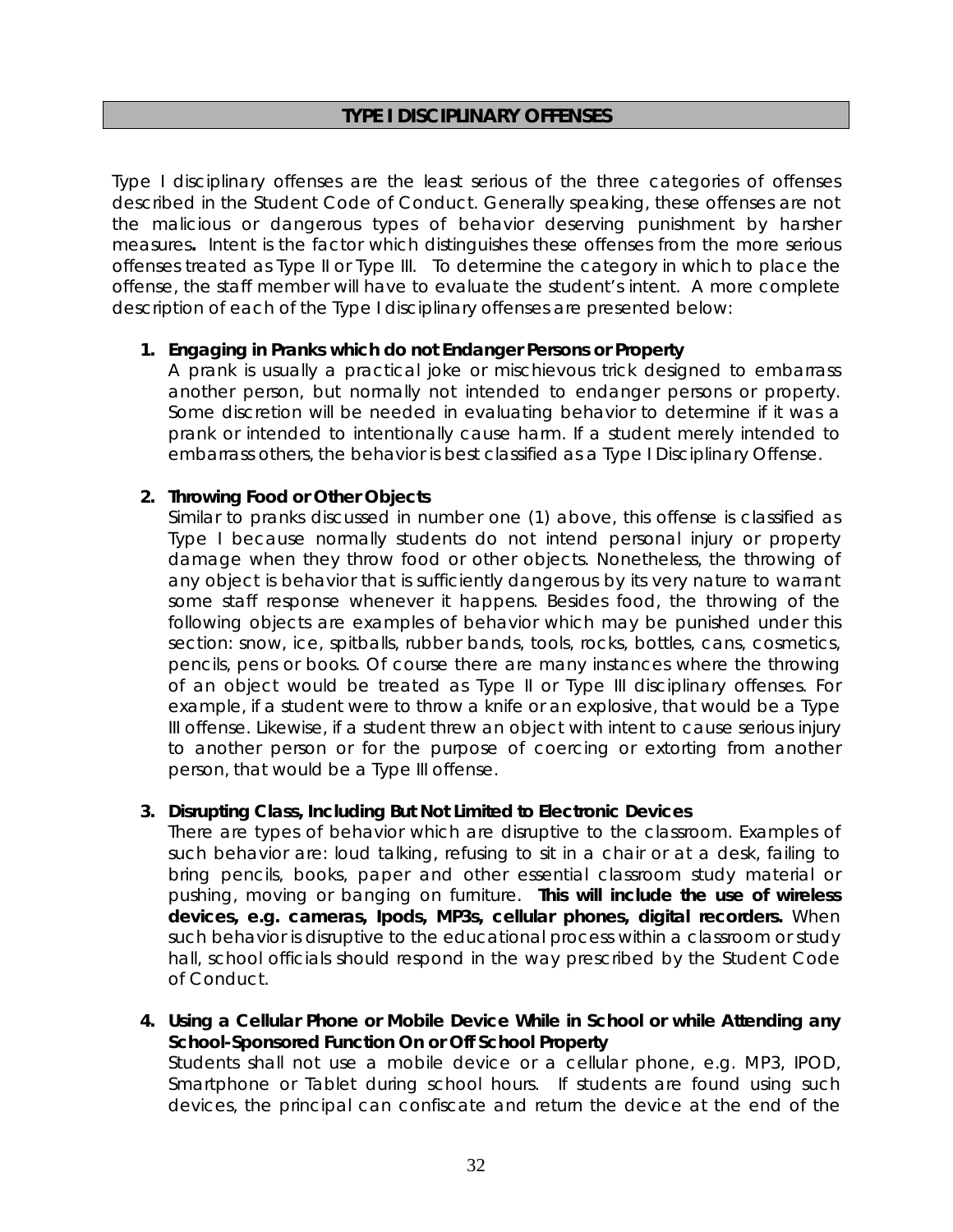## TYPE I DISCIPLINARY OFFENSES

Type I disciplinary offenses are the least serious of the three categories of offenses described in the Student Code of Conduct. Generally speaking, these offenses are not the malicious or dangerous types of behavior deserving punishment by harsher measures**.** Intent is the factor which distinguishes these offenses from the more serious offenses treated as Type II or Type III. To determine the category in which to place the offense, the staff member will have to evaluate the student's intent. A more complete description of each of the Type I disciplinary offenses are presented below:

1. **Engaging in Pranks which do not Endanger Persons or Property**
   A prank is usually a practical joke or mischievous trick designed to embarrass another person, but normally not intended to endanger persons or property. Some discretion will be needed in evaluating behavior to determine if it was a prank or intended to intentionally cause harm. If a student merely intended to embarrass others, the behavior is best classified as a Type I Disciplinary Offense.

2. **Throwing Food or Other Objects**
   Similar to pranks discussed in number one (1) above, this offense is classified as Type I because normally students do not intend personal injury or property damage when they throw food or other objects. Nonetheless, the throwing of any object is behavior that is sufficiently dangerous by its very nature to warrant some staff response whenever it happens. Besides food, the throwing of the following objects are examples of behavior which may be punished under this section: snow, ice, spitballs, rubber bands, tools, rocks, bottles, cans, cosmetics, pencils, pens or books. Of course there are many instances where the throwing of an object would be treated as Type II or Type III disciplinary offenses. For example, if a student were to throw a knife or an explosive, that would be a Type III offense. Likewise, if a student threw an object with intent to cause serious injury to another person or for the purpose of coercing or extorting from another person, that would be a Type III offense.

3. **Disrupting Class, Including But Not Limited to Electronic Devices**
   There are types of behavior which are disruptive to the classroom. Examples of such behavior are: loud talking, refusing to sit in a chair or at a desk, failing to bring pencils, books, paper and other essential classroom study material or pushing, moving or banging on furniture. **This will include the use of wireless devices, e.g. cameras, Ipods, MP3s, cellular phones, digital recorders.** When such behavior is disruptive to the educational process within a classroom or study hall, school officials should respond in the way prescribed by the Student Code of Conduct.

4. **Using a Cellular Phone or Mobile Device While in School or while Attending any School-Sponsored Function On or Off School Property**
   Students shall not use a mobile device or a cellular phone, e.g. MP3, IPOD, Smartphone or Tablet during school hours. If students are found using such devices, the principal can confiscate and return the device at the end of the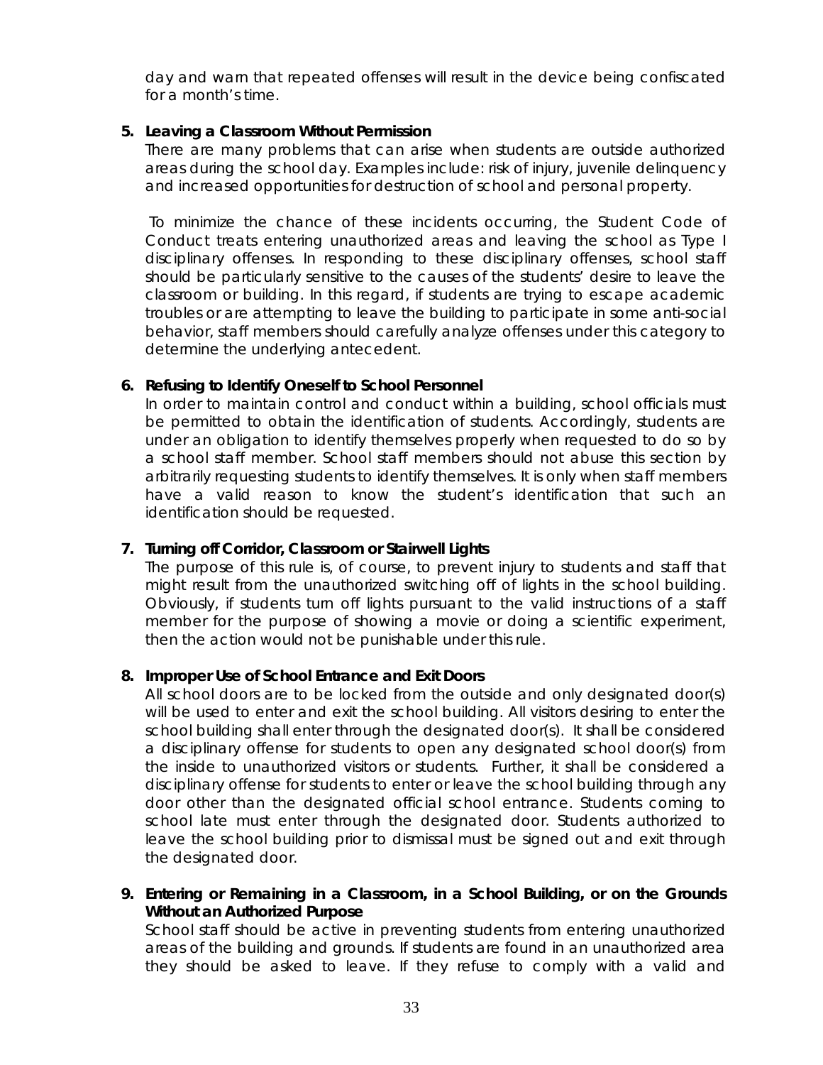day and warn that repeated offenses will result in the device being confiscated for a month's time.

5. **Leaving a Classroom Without Permission**

   There are many problems that can arise when students are outside authorized areas during the school day. Examples include: risk of injury, juvenile delinquency and increased opportunities for destruction of school and personal property.

   To minimize the chance of these incidents occurring, the Student Code of Conduct treats entering unauthorized areas and leaving the school as Type I disciplinary offenses. In responding to these disciplinary offenses, school staff should be particularly sensitive to the causes of the students' desire to leave the classroom or building. In this regard, if students are trying to escape academic troubles or are attempting to leave the building to participate in some anti-social behavior, staff members should carefully analyze offenses under this category to determine the underlying antecedent.

6. **Refusing to Identify Oneself to School Personnel**

   In order to maintain control and conduct within a building, school officials must be permitted to obtain the identification of students. Accordingly, students are under an obligation to identify themselves properly when requested to do so by a school staff member. School staff members should not abuse this section by arbitrarily requesting students to identify themselves. It is only when staff members have a valid reason to know the student's identification that such an identification should be requested.

7. **Turning off Corridor, Classroom or Stairwell Lights**

   The purpose of this rule is, of course, to prevent injury to students and staff that might result from the unauthorized switching off of lights in the school building. Obviously, if students turn off lights pursuant to the valid instructions of a staff member for the purpose of showing a movie or doing a scientific experiment, then the action would not be punishable under this rule.

8. **Improper Use of School Entrance and Exit Doors**

   All school doors are to be locked from the outside and only designated door(s) will be used to enter and exit the school building. All visitors desiring to enter the school building shall enter through the designated door(s). It shall be considered a disciplinary offense for students to open any designated school door(s) from the inside to unauthorized visitors or students. Further, it shall be considered a disciplinary offense for students to enter or leave the school building through any door other than the designated official school entrance. Students coming to school late must enter through the designated door. Students authorized to leave the school building prior to dismissal must be signed out and exit through the designated door.

9. **Entering or Remaining in a Classroom, in a School Building, or on the Grounds Without an Authorized Purpose**

   School staff should be active in preventing students from entering unauthorized areas of the building and grounds. If students are found in an unauthorized area they should be asked to leave. If they refuse to comply with a valid and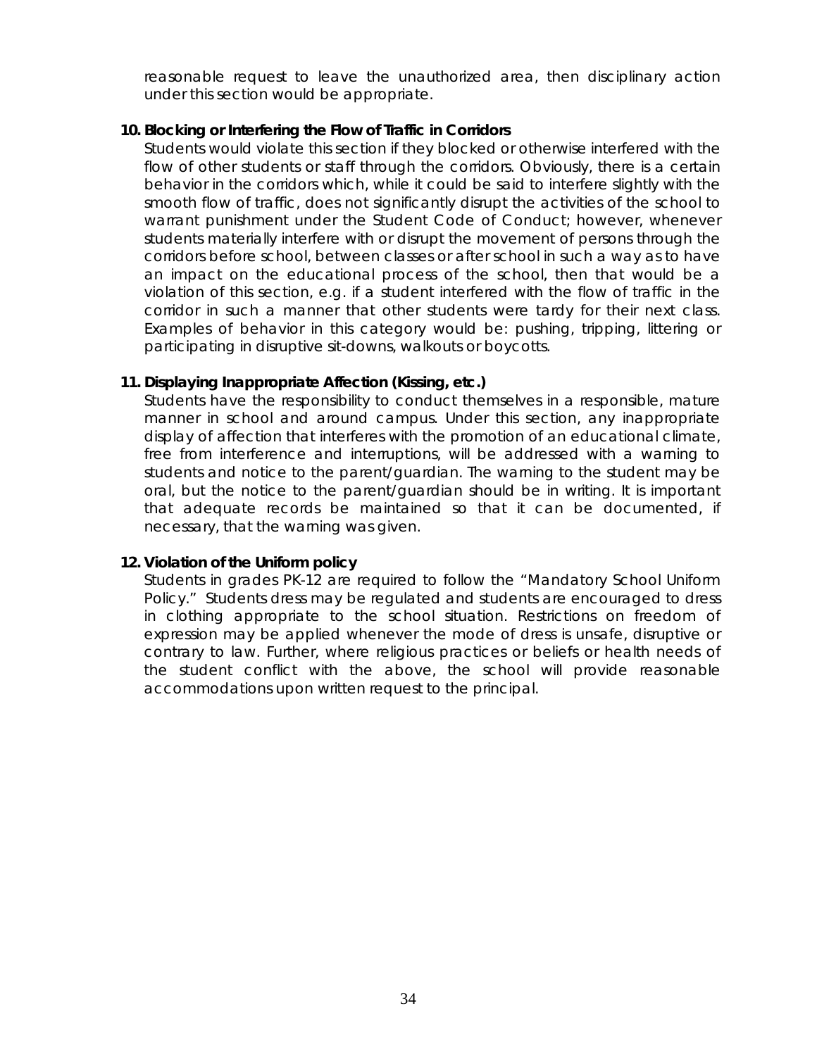reasonable request to leave the unauthorized area, then disciplinary action under this section would be appropriate.

**10. Blocking or Interfering the Flow of Traffic in Corridors**

Students would violate this section if they blocked or otherwise interfered with the flow of other students or staff through the corridors. Obviously, there is a certain behavior in the corridors which, while it could be said to interfere slightly with the smooth flow of traffic, does not significantly disrupt the activities of the school to warrant punishment under the Student Code of Conduct; however, whenever students materially interfere with or disrupt the movement of persons through the corridors before school, between classes or after school in such a way as to have an impact on the educational process of the school, then that would be a violation of this section, e.g. if a student interfered with the flow of traffic in the corridor in such a manner that other students were tardy for their next class. Examples of behavior in this category would be: pushing, tripping, littering or participating in disruptive sit-downs, walkouts or boycotts.

**11. Displaying Inappropriate Affection (Kissing, etc.)**

Students have the responsibility to conduct themselves in a responsible, mature manner in school and around campus. Under this section, any inappropriate display of affection that interferes with the promotion of an educational climate, free from interference and interruptions, will be addressed with a warning to students and notice to the parent/guardian. The warning to the student may be oral, but the notice to the parent/guardian should be in writing. It is important that adequate records be maintained so that it can be documented, if necessary, that the warning was given.

**12. Violation of the Uniform policy**

Students in grades PK-12 are required to follow the "Mandatory School Uniform Policy." Students dress may be regulated and students are encouraged to dress in clothing appropriate to the school situation. Restrictions on freedom of expression may be applied whenever the mode of dress is unsafe, disruptive or contrary to law. Further, where religious practices or beliefs or health needs of the student conflict with the above, the school will provide reasonable accommodations upon written request to the principal.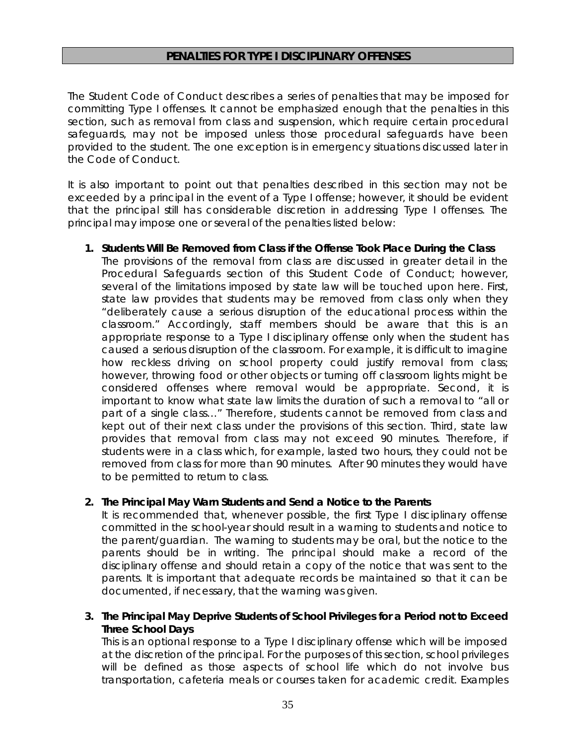## PENALTIES FOR TYPE I DISCIPLINARY OFFENSES

The Student Code of Conduct describes a series of penalties that may be imposed for committing Type I offenses. It cannot be emphasized enough that the penalties in this section, such as removal from class and suspension, which require certain procedural safeguards, may not be imposed unless those procedural safeguards have been provided to the student. The one exception is in emergency situations discussed later in the Code of Conduct.

It is also important to point out that penalties described in this section may not be exceeded by a principal in the event of a Type I offense; however, it should be evident that the principal still has considerable discretion in addressing Type I offenses. The principal may impose one or several of the penalties listed below:

1. **Students Will Be Removed from Class if the Offense Took Place During the Class**
   The provisions of the removal from class are discussed in greater detail in the Procedural Safeguards section of this Student Code of Conduct; however, several of the limitations imposed by state law will be touched upon here. First, state law provides that students may be removed from class only when they "deliberately cause a serious disruption of the educational process within the classroom." Accordingly, staff members should be aware that this is an appropriate response to a Type I disciplinary offense only when the student has caused a serious disruption of the classroom. For example, it is difficult to imagine how reckless driving on school property could justify removal from class; however, throwing food or other objects or turning off classroom lights might be considered offenses where removal would be appropriate. Second, it is important to know what state law limits the duration of such a removal to "all or part of a single class…" Therefore, students cannot be removed from class and kept out of their next class under the provisions of this section. Third, state law provides that removal from class may not exceed 90 minutes. Therefore, if students were in a class which, for example, lasted two hours, they could not be removed from class for more than 90 minutes. After 90 minutes they would have to be permitted to return to class.

2. **The Principal May Warn Students and Send a Notice to the Parents**
   It is recommended that, whenever possible, the first Type I disciplinary offense committed in the school-year should result in a warning to students and notice to the parent/guardian. The warning to students may be oral, but the notice to the parents should be in writing. The principal should make a record of the disciplinary offense and should retain a copy of the notice that was sent to the parents. It is important that adequate records be maintained so that it can be documented, if necessary, that the warning was given.

3. **The Principal May Deprive Students of School Privileges for a Period not to Exceed Three School Days**
   This is an optional response to a Type I disciplinary offense which will be imposed at the discretion of the principal. For the purposes of this section, school privileges will be defined as those aspects of school life which do not involve bus transportation, cafeteria meals or courses taken for academic credit. Examples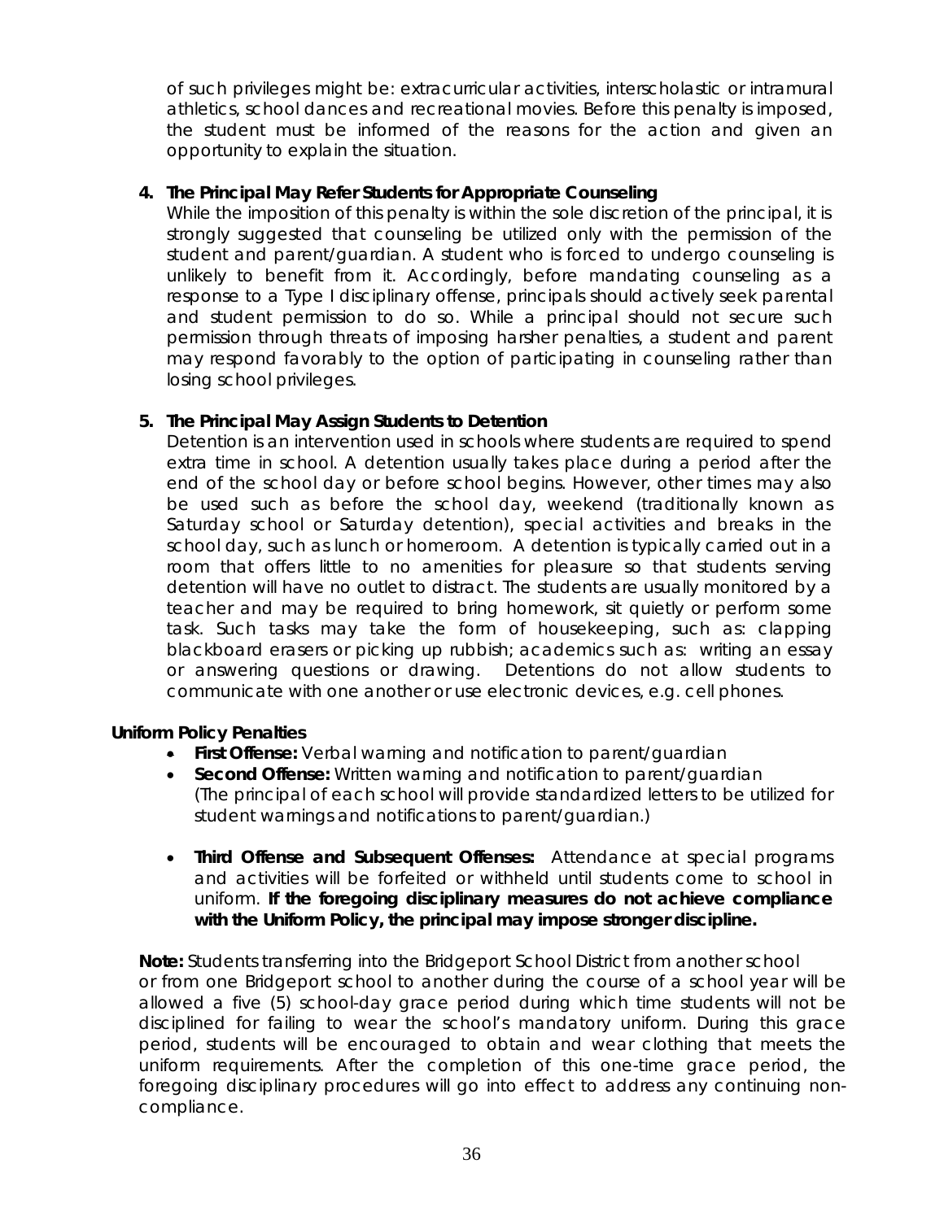of such privileges might be: extracurricular activities, interscholastic or intramural athletics, school dances and recreational movies. Before this penalty is imposed, the student must be informed of the reasons for the action and given an opportunity to explain the situation.

4. **The Principal May Refer Students for Appropriate Counseling**
   While the imposition of this penalty is within the sole discretion of the principal, it is strongly suggested that counseling be utilized only with the permission of the student and parent/guardian. A student who is forced to undergo counseling is unlikely to benefit from it. Accordingly, before mandating counseling as a response to a Type I disciplinary offense, principals should actively seek parental and student permission to do so. While a principal should not secure such permission through threats of imposing harsher penalties, a student and parent may respond favorably to the option of participating in counseling rather than losing school privileges.

5. **The Principal May Assign Students to Detention**
   Detention is an intervention used in schools where students are required to spend extra time in school. A detention usually takes place during a period after the end of the school day or before school begins. However, other times may also be used such as before the school day, weekend (traditionally known as Saturday school or Saturday detention), special activities and breaks in the school day, such as lunch or homeroom. A detention is typically carried out in a room that offers little to no amenities for pleasure so that students serving detention will have no outlet to distract. The students are usually monitored by a teacher and may be required to bring homework, sit quietly or perform some task. Such tasks may take the form of housekeeping, such as: clapping blackboard erasers or picking up rubbish; academics such as: writing an essay or answering questions or drawing. Detentions do not allow students to communicate with one another or use electronic devices, e.g. cell phones.

**Uniform Policy Penalties**

- **First Offense:** Verbal warning and notification to parent/guardian
- **Second Offense:** Written warning and notification to parent/guardian
  (The principal of each school will provide standardized letters to be utilized for student warnings and notifications to parent/guardian.)

- **Third Offense and Subsequent Offenses:** Attendance at special programs and activities will be forfeited or withheld until students come to school in uniform. **If the foregoing disciplinary measures do not achieve compliance with the Uniform Policy, the principal may impose stronger discipline.**

**Note:** Students transferring into the Bridgeport School District from another school or from one Bridgeport school to another during the course of a school year will be allowed a five (5) school-day grace period during which time students will not be disciplined for failing to wear the school's mandatory uniform. During this grace period, students will be encouraged to obtain and wear clothing that meets the uniform requirements. After the completion of this one-time grace period, the foregoing disciplinary procedures will go into effect to address any continuing non-compliance.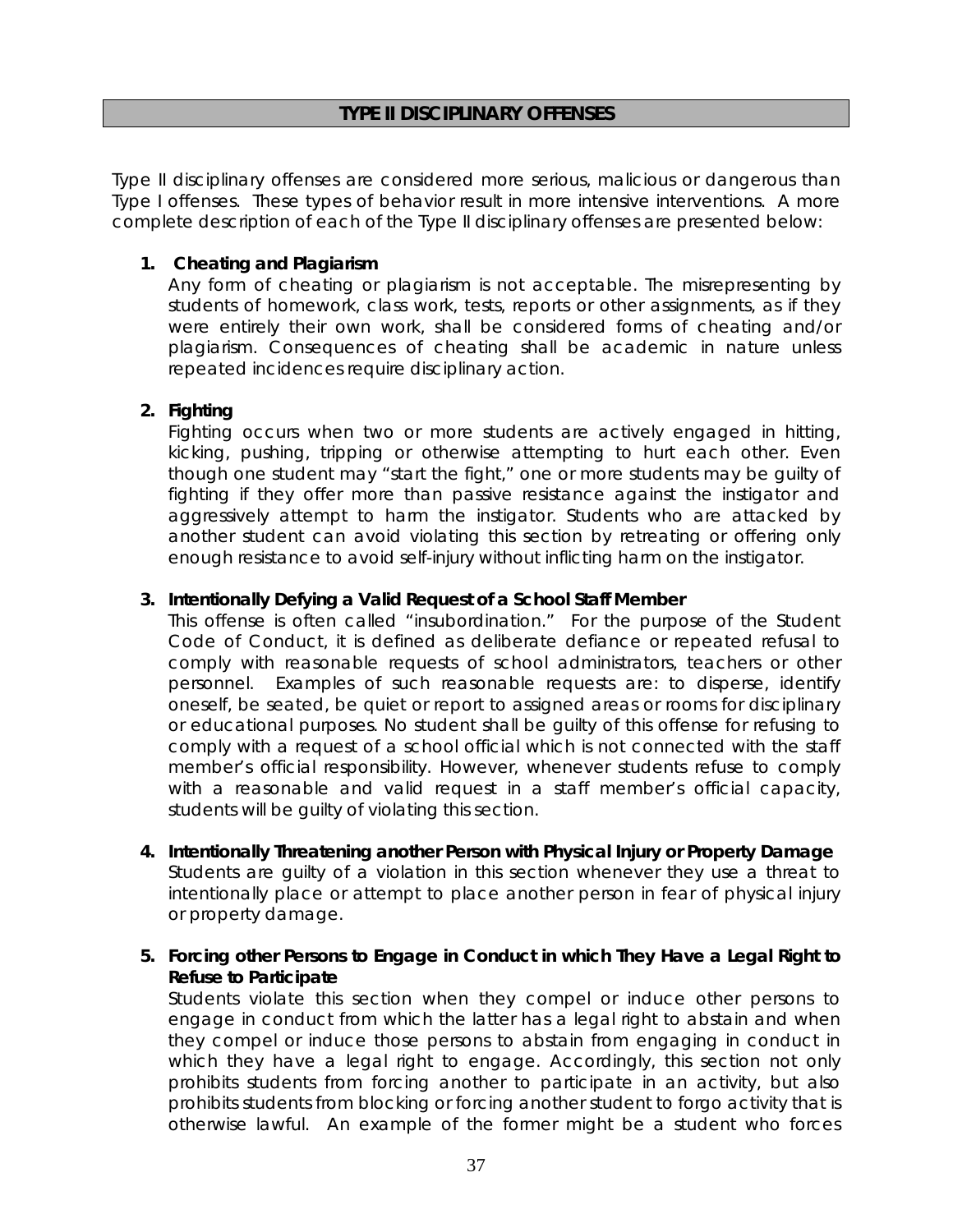## TYPE II DISCIPLINARY OFFENSES

Type II disciplinary offenses are considered more serious, malicious or dangerous than Type I offenses. These types of behavior result in more intensive interventions. A more complete description of each of the Type II disciplinary offenses are presented below:

1. **Cheating and Plagiarism**
   Any form of cheating or plagiarism is not acceptable. The misrepresenting by students of homework, class work, tests, reports or other assignments, as if they were entirely their own work, shall be considered forms of cheating and/or plagiarism. Consequences of cheating shall be academic in nature unless repeated incidences require disciplinary action.

2. **Fighting**
   Fighting occurs when two or more students are actively engaged in hitting, kicking, pushing, tripping or otherwise attempting to hurt each other. Even though one student may "start the fight," one or more students may be guilty of fighting if they offer more than passive resistance against the instigator and aggressively attempt to harm the instigator. Students who are attacked by another student can avoid violating this section by retreating or offering only enough resistance to avoid self-injury without inflicting harm on the instigator.

3. **Intentionally Defying a Valid Request of a School Staff Member**
   This offense is often called "insubordination." For the purpose of the Student Code of Conduct, it is defined as deliberate defiance or repeated refusal to comply with reasonable requests of school administrators, teachers or other personnel. Examples of such reasonable requests are: to disperse, identify oneself, be seated, be quiet or report to assigned areas or rooms for disciplinary or educational purposes. No student shall be guilty of this offense for refusing to comply with a request of a school official which is not connected with the staff member's official responsibility. However, whenever students refuse to comply with a reasonable and valid request in a staff member's official capacity, students will be guilty of violating this section.

4. **Intentionally Threatening another Person with Physical Injury or Property Damage**
   Students are guilty of a violation in this section whenever they use a threat to intentionally place or attempt to place another person in fear of physical injury or property damage.

5. **Forcing other Persons to Engage in Conduct in which They Have a Legal Right to Refuse to Participate**
   Students violate this section when they compel or induce other persons to engage in conduct from which the latter has a legal right to abstain and when they compel or induce those persons to abstain from engaging in conduct in which they have a legal right to engage. Accordingly, this section not only prohibits students from forcing another to participate in an activity, but also prohibits students from blocking or forcing another student to forgo activity that is otherwise lawful. An example of the former might be a student who forces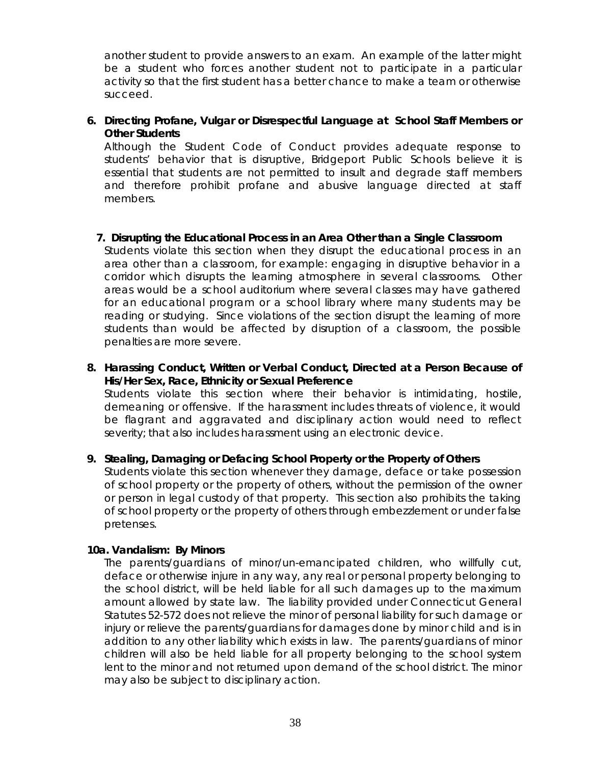another student to provide answers to an exam. An example of the latter might be a student who forces another student not to participate in a particular activity so that the first student has a better chance to make a team or otherwise succeed.

**6. Directing Profane, Vulgar or Disrespectful Language at School Staff Members or Other Students**

Although the Student Code of Conduct provides adequate response to students' behavior that is disruptive, Bridgeport Public Schools believe it is essential that students are not permitted to insult and degrade staff members and therefore prohibit profane and abusive language directed at staff members.

**7. Disrupting the Educational Process in an Area Other than a Single Classroom**

Students violate this section when they disrupt the educational process in an area other than a classroom, for example: engaging in disruptive behavior in a corridor which disrupts the learning atmosphere in several classrooms. Other areas would be a school auditorium where several classes may have gathered for an educational program or a school library where many students may be reading or studying. Since violations of the section disrupt the learning of more students than would be affected by disruption of a classroom, the possible penalties are more severe.

**8. Harassing Conduct, Written or Verbal Conduct, Directed at a Person Because of His/Her Sex, Race, Ethnicity or Sexual Preference**

Students violate this section where their behavior is intimidating, hostile, demeaning or offensive. If the harassment includes threats of violence, it would be flagrant and aggravated and disciplinary action would need to reflect severity; that also includes harassment using an electronic device.

**9. Stealing, Damaging or Defacing School Property or the Property of Others**

Students violate this section whenever they damage, deface or take possession of school property or the property of others, without the permission of the owner or person in legal custody of that property. This section also prohibits the taking of school property or the property of others through embezzlement or under false pretenses.

**10a. Vandalism: By Minors**

The parents/guardians of minor/un-emancipated children, who willfully cut, deface or otherwise injure in any way, any real or personal property belonging to the school district, will be held liable for all such damages up to the maximum amount allowed by state law. The liability provided under Connecticut General Statutes 52-572 does not relieve the minor of personal liability for such damage or injury or relieve the parents/guardians for damages done by minor child and is in addition to any other liability which exists in law. The parents/guardians of minor children will also be held liable for all property belonging to the school system lent to the minor and not returned upon demand of the school district. The minor may also be subject to disciplinary action.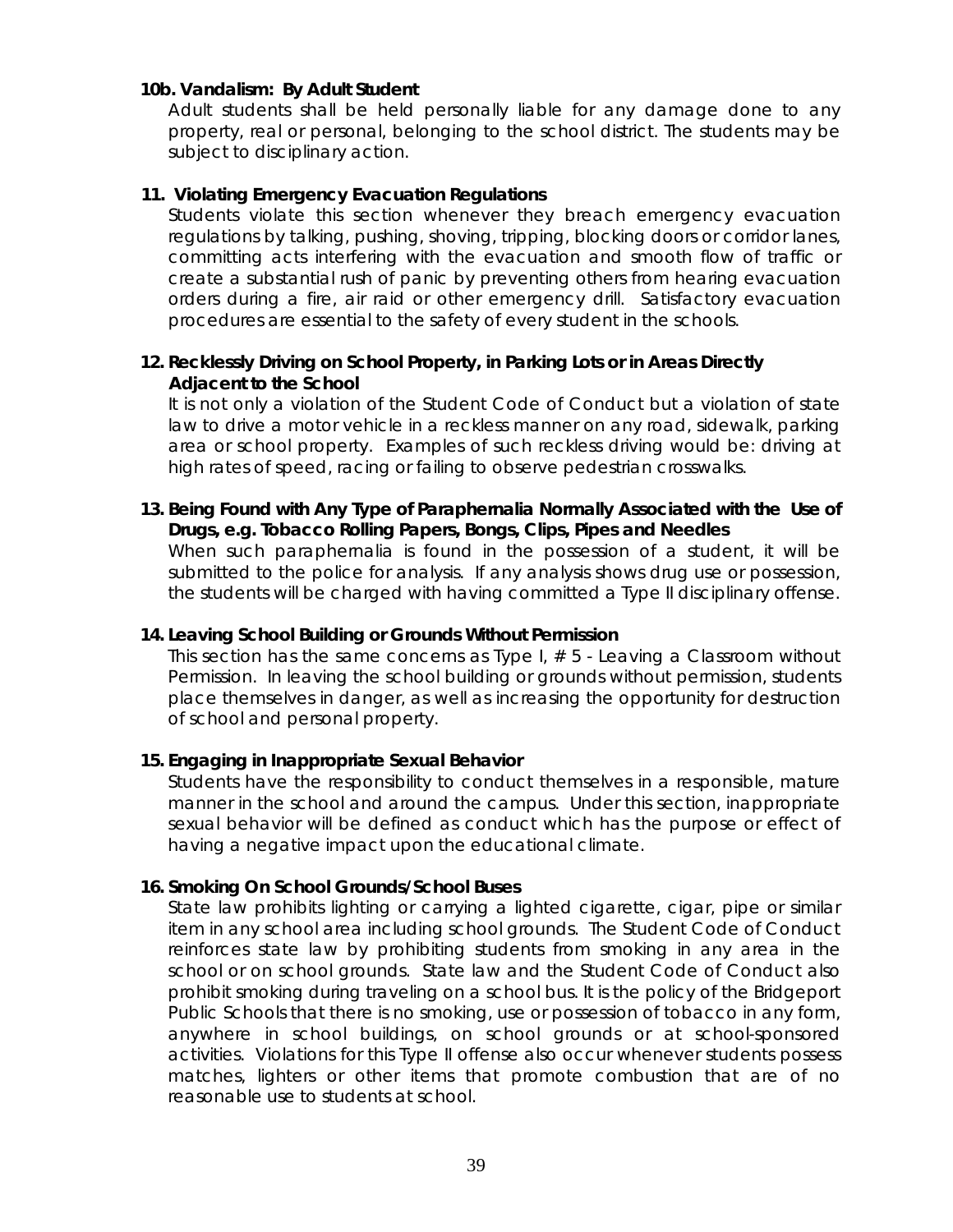**10b. Vandalism: By Adult Student**

Adult students shall be held personally liable for any damage done to any property, real or personal, belonging to the school district. The students may be subject to disciplinary action.

**11. Violating Emergency Evacuation Regulations**

Students violate this section whenever they breach emergency evacuation regulations by talking, pushing, shoving, tripping, blocking doors or corridor lanes, committing acts interfering with the evacuation and smooth flow of traffic or create a substantial rush of panic by preventing others from hearing evacuation orders during a fire, air raid or other emergency drill. Satisfactory evacuation procedures are essential to the safety of every student in the schools.

**12. Recklessly Driving on School Property, in Parking Lots or in Areas Directly Adjacent to the School**

It is not only a violation of the Student Code of Conduct but a violation of state law to drive a motor vehicle in a reckless manner on any road, sidewalk, parking area or school property. Examples of such reckless driving would be: driving at high rates of speed, racing or failing to observe pedestrian crosswalks.

**13. Being Found with Any Type of Paraphernalia Normally Associated with the Use of Drugs, e.g. Tobacco Rolling Papers, Bongs, Clips, Pipes and Needles**

When such paraphernalia is found in the possession of a student, it will be submitted to the police for analysis. If any analysis shows drug use or possession, the students will be charged with having committed a Type II disciplinary offense.

**14. Leaving School Building or Grounds Without Permission**

This section has the same concerns as Type I, # 5 - Leaving a Classroom without Permission. In leaving the school building or grounds without permission, students place themselves in danger, as well as increasing the opportunity for destruction of school and personal property.

**15. Engaging in Inappropriate Sexual Behavior**

Students have the responsibility to conduct themselves in a responsible, mature manner in the school and around the campus. Under this section, inappropriate sexual behavior will be defined as conduct which has the purpose or effect of having a negative impact upon the educational climate.

**16. Smoking On School Grounds/School Buses**

State law prohibits lighting or carrying a lighted cigarette, cigar, pipe or similar item in any school area including school grounds. The Student Code of Conduct reinforces state law by prohibiting students from smoking in any area in the school or on school grounds. State law and the Student Code of Conduct also prohibit smoking during traveling on a school bus. It is the policy of the Bridgeport Public Schools that there is no smoking, use or possession of tobacco in any form, anywhere in school buildings, on school grounds or at school-sponsored activities. Violations for this Type II offense also occur whenever students possess matches, lighters or other items that promote combustion that are of no reasonable use to students at school.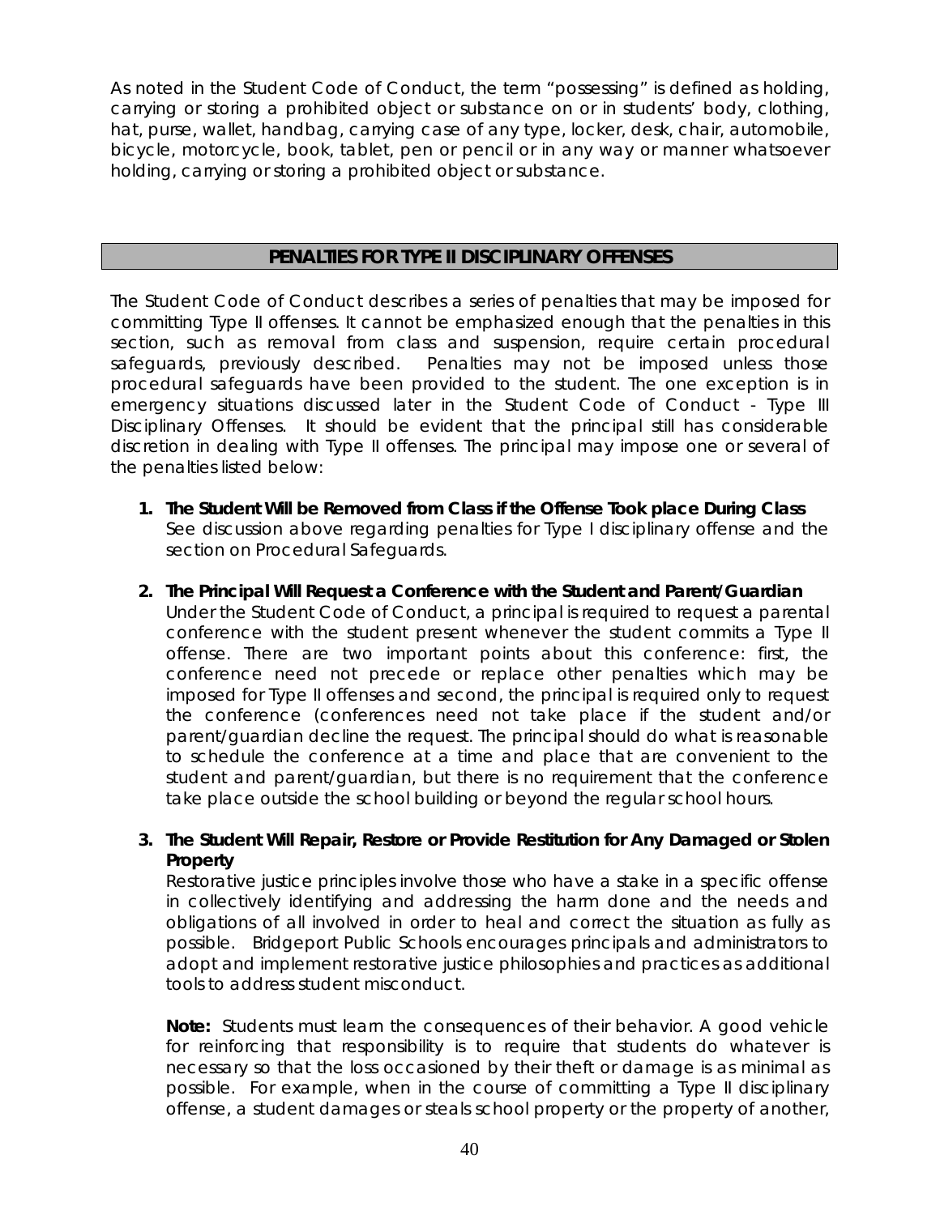As noted in the Student Code of Conduct, the term "possessing" is defined as holding, carrying or storing a prohibited object or substance on or in students' body, clothing, hat, purse, wallet, handbag, carrying case of any type, locker, desk, chair, automobile, bicycle, motorcycle, book, tablet, pen or pencil or in any way or manner whatsoever holding, carrying or storing a prohibited object or substance.

## PENALTIES FOR TYPE II DISCIPLINARY OFFENSES

The Student Code of Conduct describes a series of penalties that may be imposed for committing Type II offenses. It cannot be emphasized enough that the penalties in this section, such as removal from class and suspension, require certain procedural safeguards, previously described. Penalties may not be imposed unless those procedural safeguards have been provided to the student. The one exception is in emergency situations discussed later in the Student Code of Conduct - Type III Disciplinary Offenses. It should be evident that the principal still has considerable discretion in dealing with Type II offenses. The principal may impose one or several of the penalties listed below:

1. **The Student Will be Removed from Class if the Offense Took place During Class**
   See discussion above regarding penalties for Type I disciplinary offense and the section on Procedural Safeguards.

2. **The Principal Will Request a Conference with the Student and Parent/Guardian**
   Under the Student Code of Conduct, a principal is required to request a parental conference with the student present whenever the student commits a Type II offense. There are two important points about this conference: first, the conference need not precede or replace other penalties which may be imposed for Type II offenses and second, the principal is required only to request the conference (conferences need not take place if the student and/or parent/guardian decline the request. The principal should do what is reasonable to schedule the conference at a time and place that are convenient to the student and parent/guardian, but there is no requirement that the conference take place outside the school building or beyond the regular school hours.

3. **The Student Will Repair, Restore or Provide Restitution for Any Damaged or Stolen Property**
   Restorative justice principles involve those who have a stake in a specific offense in collectively identifying and addressing the harm done and the needs and obligations of all involved in order to heal and correct the situation as fully as possible. Bridgeport Public Schools encourages principals and administrators to adopt and implement restorative justice philosophies and practices as additional tools to address student misconduct.

   **Note:** Students must learn the consequences of their behavior. A good vehicle for reinforcing that responsibility is to require that students do whatever is necessary so that the loss occasioned by their theft or damage is as minimal as possible. For example, when in the course of committing a Type II disciplinary offense, a student damages or steals school property or the property of another,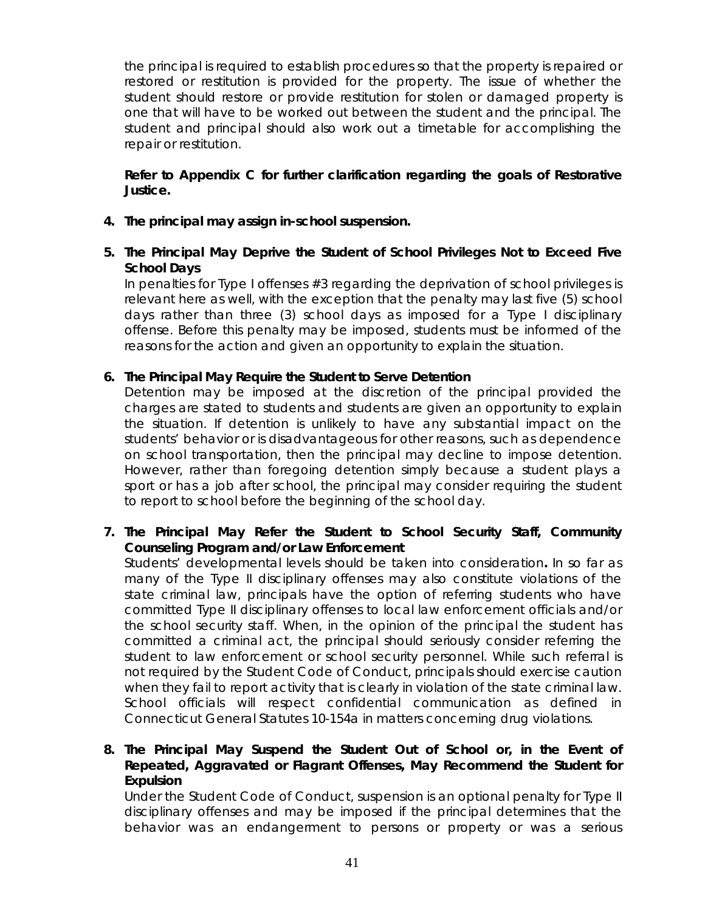the principal is required to establish procedures so that the property is repaired or restored or restitution is provided for the property. The issue of whether the student should restore or provide restitution for stolen or damaged property is one that will have to be worked out between the student and the principal. The student and principal should also work out a timetable for accomplishing the repair or restitution.

**Refer to Appendix C for further clarification regarding the goals of Restorative Justice.**

4. **The principal may assign in-school suspension.**

5. **The Principal May Deprive the Student of School Privileges Not to Exceed Five School Days**
   In penalties for Type I offenses #3 regarding the deprivation of school privileges is relevant here as well, with the exception that the penalty may last five (5) school days rather than three (3) school days as imposed for a Type I disciplinary offense. Before this penalty may be imposed, students must be informed of the reasons for the action and given an opportunity to explain the situation.

6. **The Principal May Require the Student to Serve Detention**
   Detention may be imposed at the discretion of the principal provided the charges are stated to students and students are given an opportunity to explain the situation. If detention is unlikely to have any substantial impact on the students' behavior or is disadvantageous for other reasons, such as dependence on school transportation, then the principal may decline to impose detention. However, rather than foregoing detention simply because a student plays a sport or has a job after school, the principal may consider requiring the student to report to school before the beginning of the school day.

7. **The Principal May Refer the Student to School Security Staff, Community Counseling Program and/or Law Enforcement**
   Students' developmental levels should be taken into consideration**.** In so far as many of the Type II disciplinary offenses may also constitute violations of the state criminal law, principals have the option of referring students who have committed Type II disciplinary offenses to local law enforcement officials and/or the school security staff. When, in the opinion of the principal the student has committed a criminal act, the principal should seriously consider referring the student to law enforcement or school security personnel. While such referral is not required by the Student Code of Conduct, principals should exercise caution when they fail to report activity that is clearly in violation of the state criminal law. School officials will respect confidential communication as defined in Connecticut General Statutes 10-154a in matters concerning drug violations.

8. **The Principal May Suspend the Student Out of School or, in the Event of Repeated, Aggravated or Flagrant Offenses, May Recommend the Student for Expulsion**
   Under the Student Code of Conduct, suspension is an optional penalty for Type II disciplinary offenses and may be imposed if the principal determines that the behavior was an endangerment to persons or property or was a serious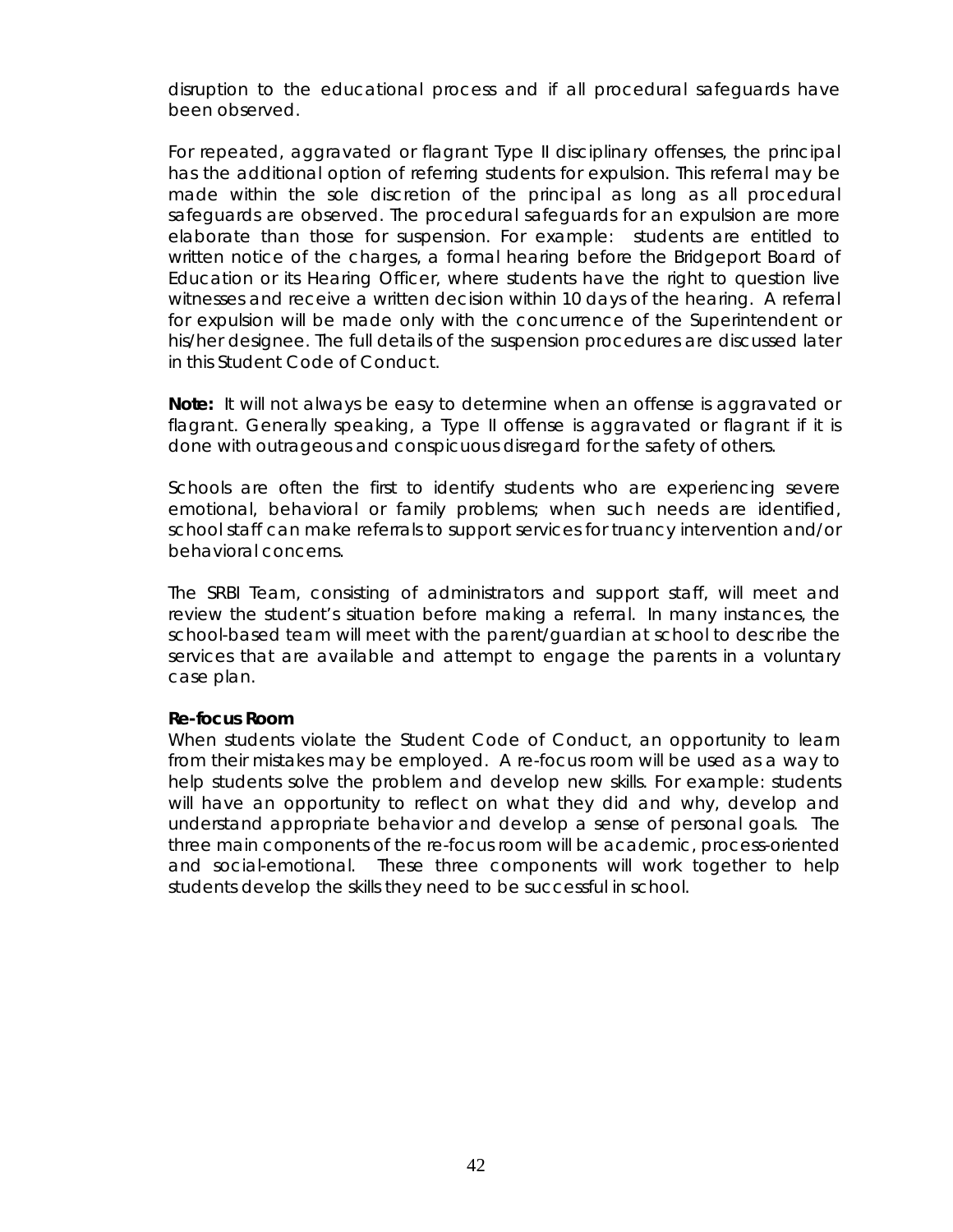disruption to the educational process and if all procedural safeguards have been observed.

For repeated, aggravated or flagrant Type II disciplinary offenses, the principal has the additional option of referring students for expulsion. This referral may be made within the sole discretion of the principal as long as all procedural safeguards are observed. The procedural safeguards for an expulsion are more elaborate than those for suspension. For example: students are entitled to written notice of the charges, a formal hearing before the Bridgeport Board of Education or its Hearing Officer, where students have the right to question live witnesses and receive a written decision within 10 days of the hearing. A referral for expulsion will be made only with the concurrence of the Superintendent or his/her designee. The full details of the suspension procedures are discussed later in this Student Code of Conduct.

**Note:** It will not always be easy to determine when an offense is aggravated or flagrant. Generally speaking, a Type II offense is aggravated or flagrant if it is done with outrageous and conspicuous disregard for the safety of others.

Schools are often the first to identify students who are experiencing severe emotional, behavioral or family problems; when such needs are identified, school staff can make referrals to support services for truancy intervention and/or behavioral concerns.

The SRBI Team, consisting of administrators and support staff, will meet and review the student's situation before making a referral. In many instances, the school-based team will meet with the parent/guardian at school to describe the services that are available and attempt to engage the parents in a voluntary case plan.

**Re-focus Room**

When students violate the Student Code of Conduct, an opportunity to learn from their mistakes may be employed. A re-focus room will be used as a way to help students solve the problem and develop new skills. For example: students will have an opportunity to reflect on what they did and why, develop and understand appropriate behavior and develop a sense of personal goals. The three main components of the re-focus room will be academic, process-oriented and social-emotional. These three components will work together to help students develop the skills they need to be successful in school.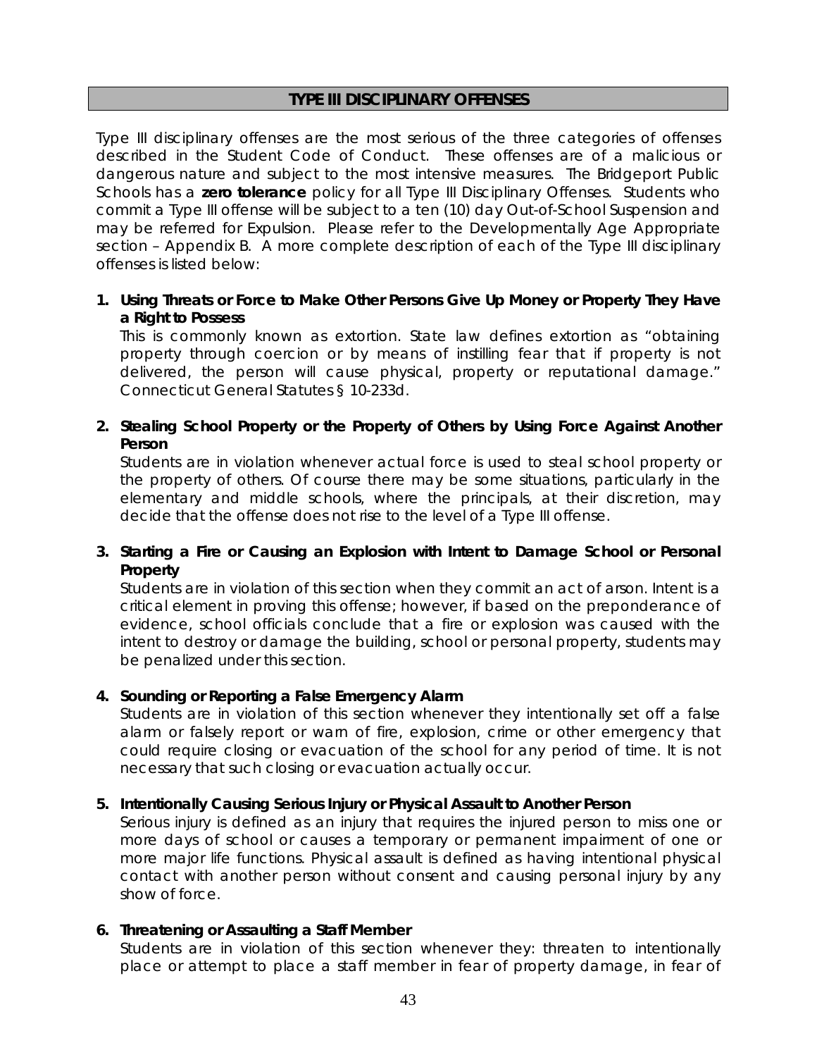## TYPE III DISCIPLINARY OFFENSES

Type III disciplinary offenses are the most serious of the three categories of offenses described in the Student Code of Conduct. These offenses are of a malicious or dangerous nature and subject to the most intensive measures. The Bridgeport Public Schools has a **zero tolerance** policy for all Type III Disciplinary Offenses. Students who commit a Type III offense will be subject to a ten (10) day Out-of-School Suspension and may be referred for Expulsion. Please refer to the Developmentally Age Appropriate section – Appendix B. A more complete description of each of the Type III disciplinary offenses is listed below:

1. **Using Threats or Force to Make Other Persons Give Up Money or Property They Have a Right to Possess**
   This is commonly known as extortion. State law defines extortion as "obtaining property through coercion or by means of instilling fear that if property is not delivered, the person will cause physical, property or reputational damage." Connecticut General Statutes § 10-233d.

2. **Stealing School Property or the Property of Others by Using Force Against Another Person**
   Students are in violation whenever actual force is used to steal school property or the property of others. Of course there may be some situations, particularly in the elementary and middle schools, where the principals, at their discretion, may decide that the offense does not rise to the level of a Type III offense.

3. **Starting a Fire or Causing an Explosion with Intent to Damage School or Personal Property**
   Students are in violation of this section when they commit an act of arson. Intent is a critical element in proving this offense; however, if based on the preponderance of evidence, school officials conclude that a fire or explosion was caused with the intent to destroy or damage the building, school or personal property, students may be penalized under this section.

4. **Sounding or Reporting a False Emergency Alarm**
   Students are in violation of this section whenever they intentionally set off a false alarm or falsely report or warn of fire, explosion, crime or other emergency that could require closing or evacuation of the school for any period of time. It is not necessary that such closing or evacuation actually occur.

5. **Intentionally Causing Serious Injury or Physical Assault to Another Person**
   Serious injury is defined as an injury that requires the injured person to miss one or more days of school or causes a temporary or permanent impairment of one or more major life functions. Physical assault is defined as having intentional physical contact with another person without consent and causing personal injury by any show of force.

6. **Threatening or Assaulting a Staff Member**
   Students are in violation of this section whenever they: threaten to intentionally place or attempt to place a staff member in fear of property damage, in fear of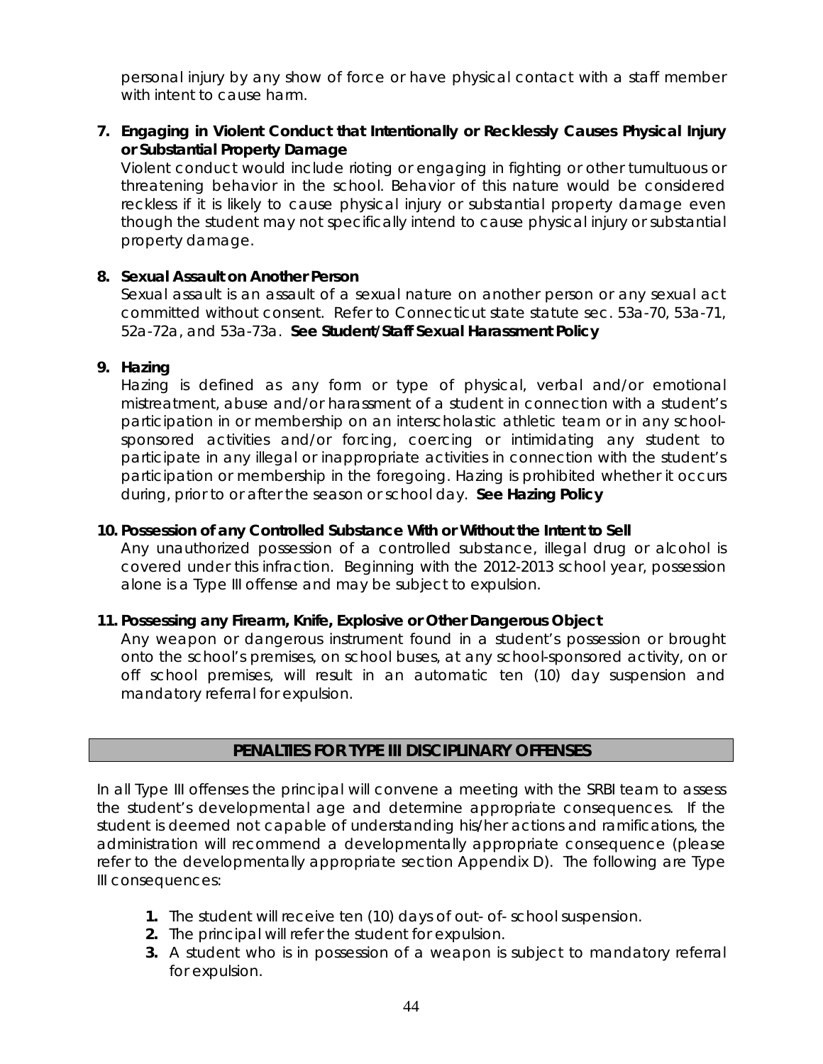personal injury by any show of force or have physical contact with a staff member with intent to cause harm.

**7. Engaging in Violent Conduct that Intentionally or Recklessly Causes Physical Injury or Substantial Property Damage**

Violent conduct would include rioting or engaging in fighting or other tumultuous or threatening behavior in the school. Behavior of this nature would be considered reckless if it is likely to cause physical injury or substantial property damage even though the student may not specifically intend to cause physical injury or substantial property damage.

**8. Sexual Assault on Another Person**

Sexual assault is an assault of a sexual nature on another person or any sexual act committed without consent. Refer to Connecticut state statute sec. 53a-70, 53a-71, 52a-72a, and 53a-73a. **See Student/Staff Sexual Harassment Policy**

**9. Hazing**

Hazing is defined as any form or type of physical, verbal and/or emotional mistreatment, abuse and/or harassment of a student in connection with a student's participation in or membership on an interscholastic athletic team or in any school-sponsored activities and/or forcing, coercing or intimidating any student to participate in any illegal or inappropriate activities in connection with the student's participation or membership in the foregoing. Hazing is prohibited whether it occurs during, prior to or after the season or school day. **See Hazing Policy**

**10. Possession of any Controlled Substance With or Without the Intent to Sell**

Any unauthorized possession of a controlled substance, illegal drug or alcohol is covered under this infraction. Beginning with the 2012-2013 school year, possession alone is a Type III offense and may be subject to expulsion.

**11. Possessing any Firearm, Knife, Explosive or Other Dangerous Object**

Any weapon or dangerous instrument found in a student's possession or brought onto the school's premises, on school buses, at any school-sponsored activity, on or off school premises, will result in an automatic ten (10) day suspension and mandatory referral for expulsion.

## PENALTIES FOR TYPE III DISCIPLINARY OFFENSES

In all Type III offenses the principal will convene a meeting with the SRBI team to assess the student's developmental age and determine appropriate consequences. If the student is deemed not capable of understanding his/her actions and ramifications, the administration will recommend a developmentally appropriate consequence (please refer to the developmentally appropriate section Appendix D). The following are Type III consequences:

1. The student will receive ten (10) days of out- of- school suspension.
2. The principal will refer the student for expulsion.
3. A student who is in possession of a weapon is subject to mandatory referral for expulsion.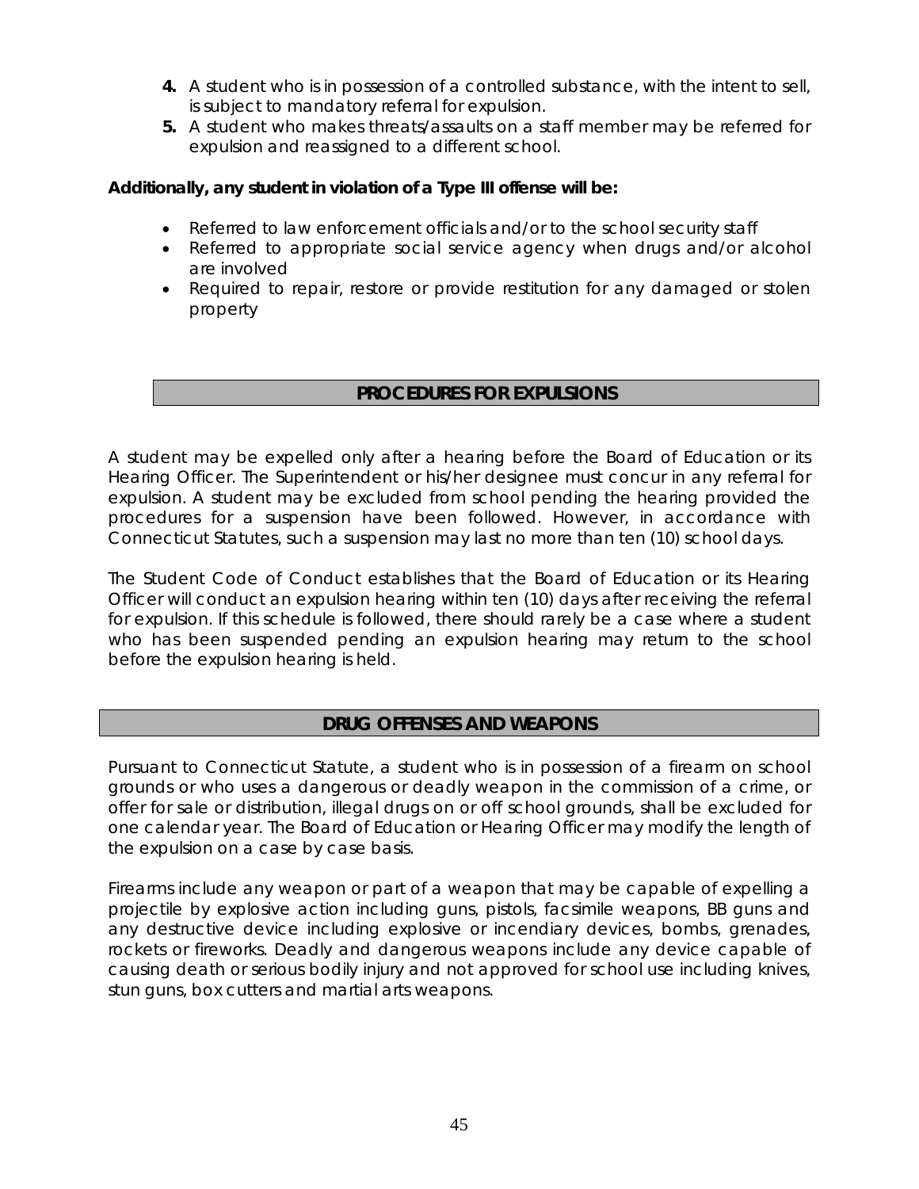4. A student who is in possession of a controlled substance, with the intent to sell, is subject to mandatory referral for expulsion.
5. A student who makes threats/assaults on a staff member may be referred for expulsion and reassigned to a different school.

**Additionally, any student in violation of a Type III offense will be:**

- Referred to law enforcement officials and/or to the school security staff
- Referred to appropriate social service agency when drugs and/or alcohol are involved
- Required to repair, restore or provide restitution for any damaged or stolen property

## PROCEDURES FOR EXPULSIONS

A student may be expelled only after a hearing before the Board of Education or its Hearing Officer. The Superintendent or his/her designee must concur in any referral for expulsion. A student may be excluded from school pending the hearing provided the procedures for a suspension have been followed. However, in accordance with Connecticut Statutes, such a suspension may last no more than ten (10) school days.

The Student Code of Conduct establishes that the Board of Education or its Hearing Officer will conduct an expulsion hearing within ten (10) days after receiving the referral for expulsion. If this schedule is followed, there should rarely be a case where a student who has been suspended pending an expulsion hearing may return to the school before the expulsion hearing is held.

## DRUG OFFENSES AND WEAPONS

Pursuant to Connecticut Statute, a student who is in possession of a firearm on school grounds or who uses a dangerous or deadly weapon in the commission of a crime, or offer for sale or distribution, illegal drugs on or off school grounds, shall be excluded for one calendar year. The Board of Education or Hearing Officer may modify the length of the expulsion on a case by case basis.

Firearms include any weapon or part of a weapon that may be capable of expelling a projectile by explosive action including guns, pistols, facsimile weapons, BB guns and any destructive device including explosive or incendiary devices, bombs, grenades, rockets or fireworks. Deadly and dangerous weapons include any device capable of causing death or serious bodily injury and not approved for school use including knives, stun guns, box cutters and martial arts weapons.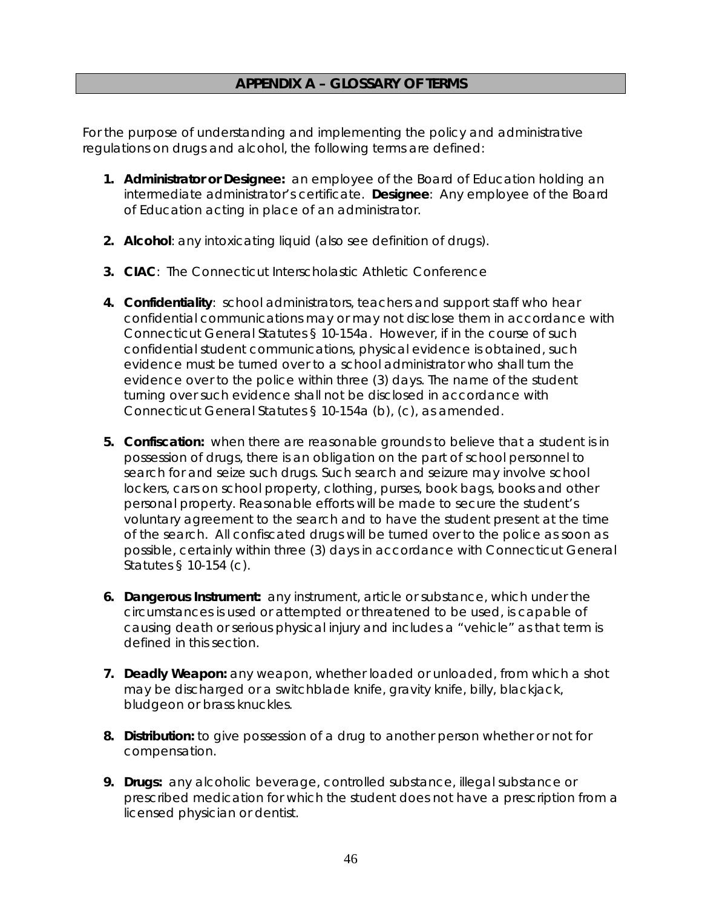## APPENDIX A – GLOSSARY OF TERMS

For the purpose of understanding and implementing the policy and administrative regulations on drugs and alcohol, the following terms are defined:

1. **Administrator or Designee:** an employee of the Board of Education holding an intermediate administrator's certificate. **Designee**: Any employee of the Board of Education acting in place of an administrator.

2. **Alcohol**: any intoxicating liquid (also see definition of drugs).

3. **CIAC**: The Connecticut Interscholastic Athletic Conference

4. **Confidentiality**: school administrators, teachers and support staff who hear confidential communications may or may not disclose them in accordance with Connecticut General Statutes § 10-154a. However, if in the course of such confidential student communications, physical evidence is obtained, such evidence must be turned over to a school administrator who shall turn the evidence over to the police within three (3) days. The name of the student turning over such evidence shall not be disclosed in accordance with Connecticut General Statutes § 10-154a (b), (c), as amended.

5. **Confiscation:** when there are reasonable grounds to believe that a student is in possession of drugs, there is an obligation on the part of school personnel to search for and seize such drugs. Such search and seizure may involve school lockers, cars on school property, clothing, purses, book bags, books and other personal property. Reasonable efforts will be made to secure the student's voluntary agreement to the search and to have the student present at the time of the search. All confiscated drugs will be turned over to the police as soon as possible, certainly within three (3) days in accordance with Connecticut General Statutes § 10-154 (c).

6. **Dangerous Instrument:** any instrument, article or substance, which under the circumstances is used or attempted or threatened to be used, is capable of causing death or serious physical injury and includes a "vehicle" as that term is defined in this section.

7. **Deadly Weapon:** any weapon, whether loaded or unloaded, from which a shot may be discharged or a switchblade knife, gravity knife, billy, blackjack, bludgeon or brass knuckles.

8. **Distribution:** to give possession of a drug to another person whether or not for compensation.

9. **Drugs:** any alcoholic beverage, controlled substance, illegal substance or prescribed medication for which the student does not have a prescription from a licensed physician or dentist.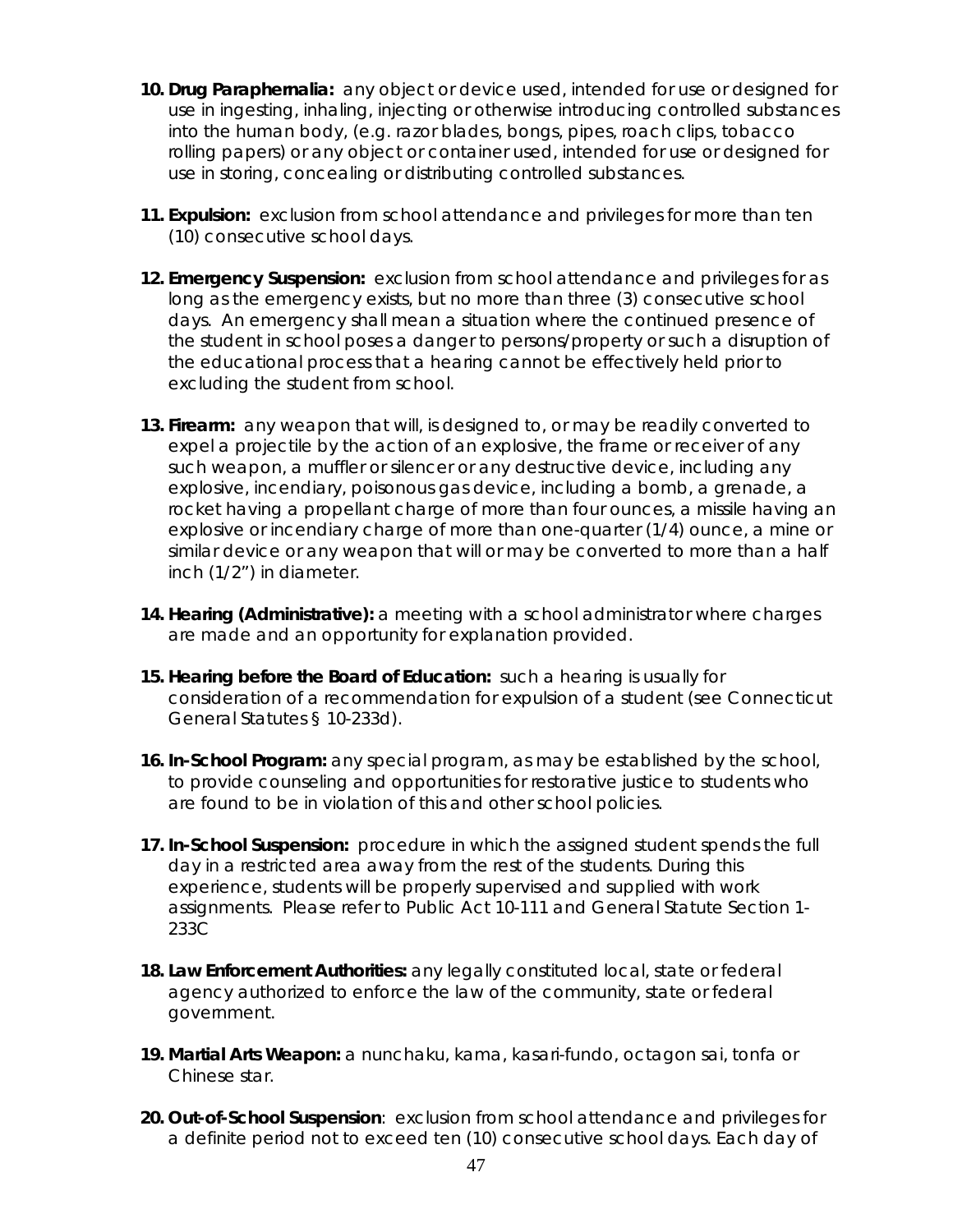10. **Drug Paraphernalia:** any object or device used, intended for use or designed for use in ingesting, inhaling, injecting or otherwise introducing controlled substances into the human body, (e.g. razor blades, bongs, pipes, roach clips, tobacco rolling papers) or any object or container used, intended for use or designed for use in storing, concealing or distributing controlled substances.

11. **Expulsion:** exclusion from school attendance and privileges for more than ten (10) consecutive school days.

12. **Emergency Suspension:** exclusion from school attendance and privileges for as long as the emergency exists, but no more than three (3) consecutive school days. An emergency shall mean a situation where the continued presence of the student in school poses a danger to persons/property or such a disruption of the educational process that a hearing cannot be effectively held prior to excluding the student from school.

13. **Firearm:** any weapon that will, is designed to, or may be readily converted to expel a projectile by the action of an explosive, the frame or receiver of any such weapon, a muffler or silencer or any destructive device, including any explosive, incendiary, poisonous gas device, including a bomb, a grenade, a rocket having a propellant charge of more than four ounces, a missile having an explosive or incendiary charge of more than one-quarter (1/4) ounce, a mine or similar device or any weapon that will or may be converted to more than a half inch (1/2") in diameter.

14. **Hearing (Administrative):** a meeting with a school administrator where charges are made and an opportunity for explanation provided.

15. **Hearing before the Board of Education:** such a hearing is usually for consideration of a recommendation for expulsion of a student (see Connecticut General Statutes § 10-233d).

16. **In-School Program:** any special program, as may be established by the school, to provide counseling and opportunities for restorative justice to students who are found to be in violation of this and other school policies.

17. **In-School Suspension:** procedure in which the assigned student spends the full day in a restricted area away from the rest of the students. During this experience, students will be properly supervised and supplied with work assignments. Please refer to Public Act 10-111 and General Statute Section 1-233C

18. **Law Enforcement Authorities:** any legally constituted local, state or federal agency authorized to enforce the law of the community, state or federal government.

19. **Martial Arts Weapon:** a nunchaku, kama, kasari-fundo, octagon sai, tonfa or Chinese star.

20. **Out-of-School Suspension**: exclusion from school attendance and privileges for a definite period not to exceed ten (10) consecutive school days. Each day of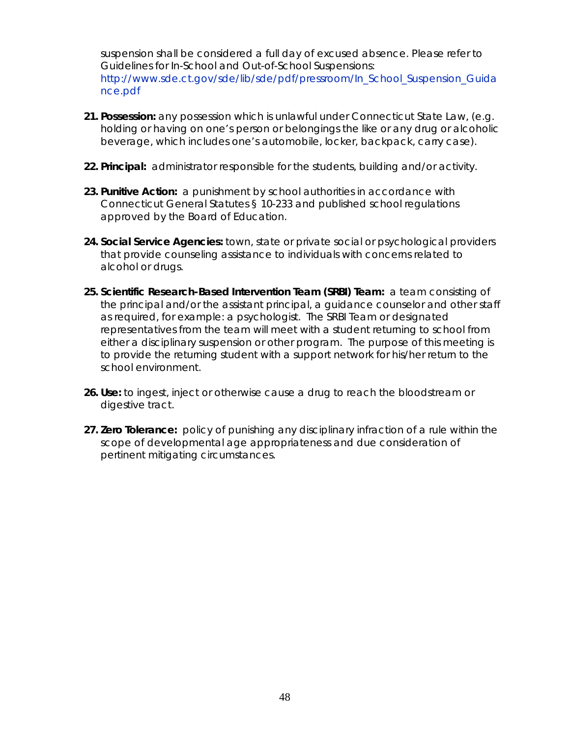suspension shall be considered a full day of excused absence. Please refer to Guidelines for In-School and Out-of-School Suspensions: http://www.sde.ct.gov/sde/lib/sde/pdf/pressroom/In_School_Suspension_Guidance.pdf

21. **Possession:** any possession which is unlawful under Connecticut State Law, (e.g. holding or having on one's person or belongings the like or any drug or alcoholic beverage, which includes one's automobile, locker, backpack, carry case).

22. **Principal:** administrator responsible for the students, building and/or activity.

23. **Punitive Action:** a punishment by school authorities in accordance with Connecticut General Statutes § 10-233 and published school regulations approved by the Board of Education.

24. **Social Service Agencies:** town, state or private social or psychological providers that provide counseling assistance to individuals with concerns related to alcohol or drugs.

25. **Scientific Research-Based Intervention Team (SRBI) Team:** a team consisting of the principal and/or the assistant principal, a guidance counselor and other staff as required, for example: a psychologist. The SRBI Team or designated representatives from the team will meet with a student returning to school from either a disciplinary suspension or other program. The purpose of this meeting is to provide the returning student with a support network for his/her return to the school environment.

26. **Use:** to ingest, inject or otherwise cause a drug to reach the bloodstream or digestive tract.

27. **Zero Tolerance:** policy of punishing any disciplinary infraction of a rule within the scope of developmental age appropriateness and due consideration of pertinent mitigating circumstances.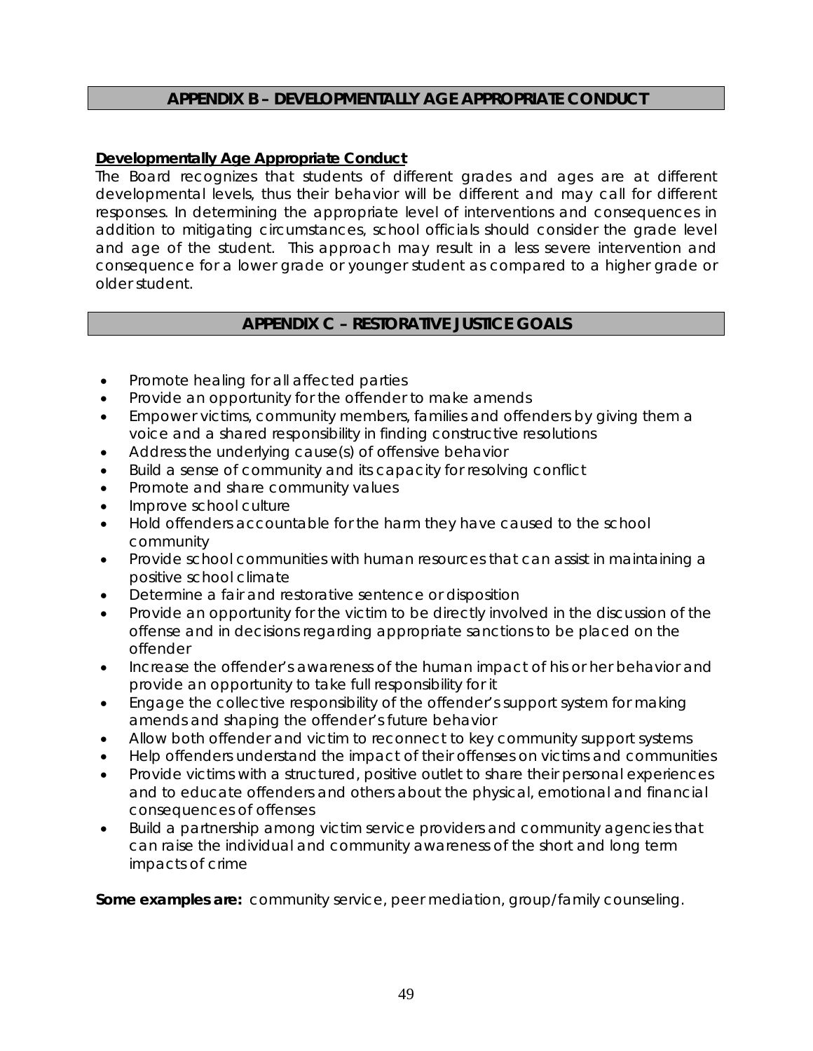## APPENDIX B – DEVELOPMENTALLY AGE APPROPRIATE CONDUCT

**Developmentally Age Appropriate Conduct**

The Board recognizes that students of different grades and ages are at different developmental levels, thus their behavior will be different and may call for different responses. In determining the appropriate level of interventions and consequences in addition to mitigating circumstances, school officials should consider the grade level and age of the student. This approach may result in a less severe intervention and consequence for a lower grade or younger student as compared to a higher grade or older student.

## APPENDIX C – RESTORATIVE JUSTICE GOALS

- Promote healing for all affected parties
- Provide an opportunity for the offender to make amends
- Empower victims, community members, families and offenders by giving them a voice and a shared responsibility in finding constructive resolutions
- Address the underlying cause(s) of offensive behavior
- Build a sense of community and its capacity for resolving conflict
- Promote and share community values
- Improve school culture
- Hold offenders accountable for the harm they have caused to the school community
- Provide school communities with human resources that can assist in maintaining a positive school climate
- Determine a fair and restorative sentence or disposition
- Provide an opportunity for the victim to be directly involved in the discussion of the offense and in decisions regarding appropriate sanctions to be placed on the offender
- Increase the offender's awareness of the human impact of his or her behavior and provide an opportunity to take full responsibility for it
- Engage the collective responsibility of the offender's support system for making amends and shaping the offender's future behavior
- Allow both offender and victim to reconnect to key community support systems
- Help offenders understand the impact of their offenses on victims and communities
- Provide victims with a structured, positive outlet to share their personal experiences and to educate offenders and others about the physical, emotional and financial consequences of offenses
- Build a partnership among victim service providers and community agencies that can raise the individual and community awareness of the short and long term impacts of crime

**Some examples are:** community service, peer mediation, group/family counseling.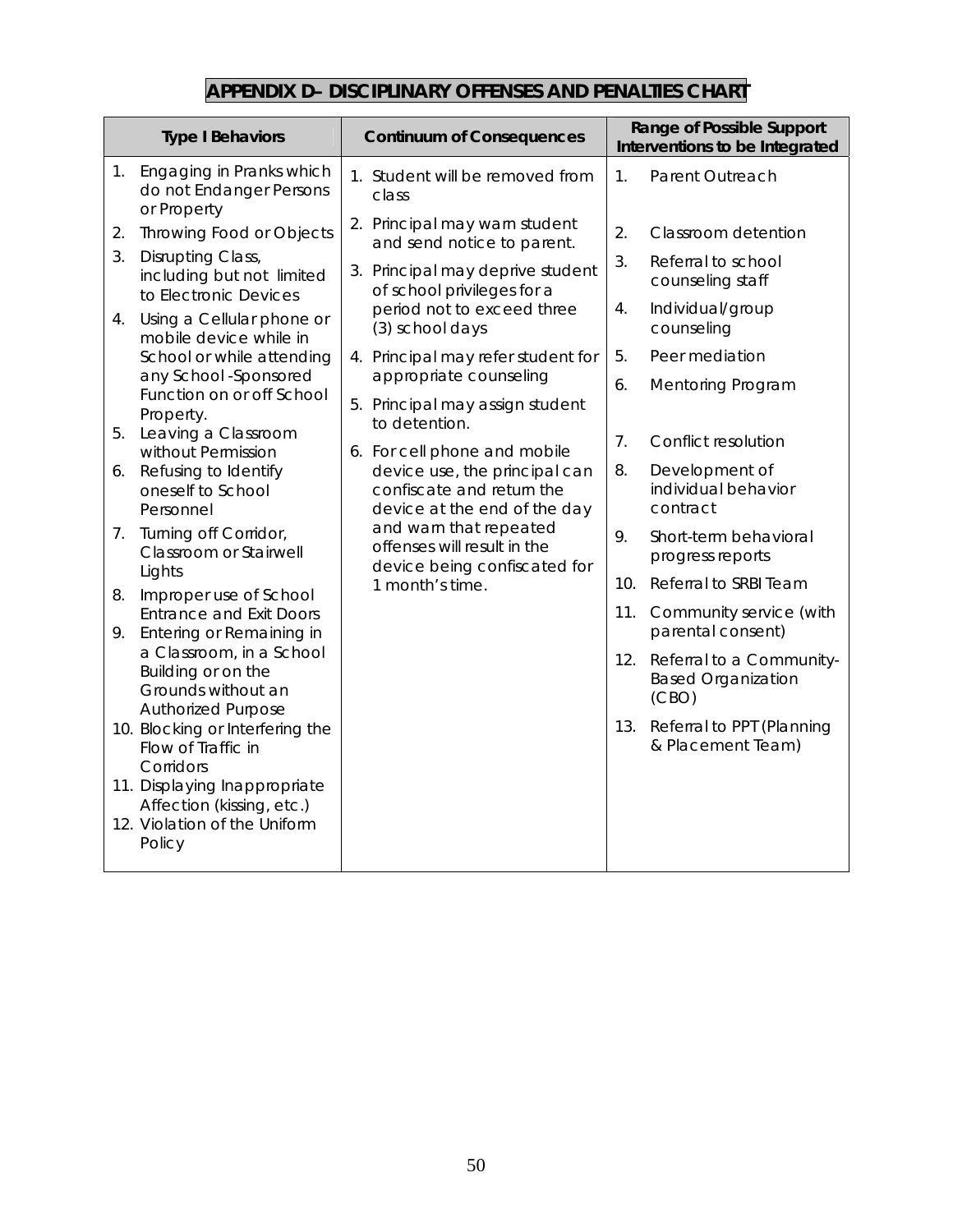# APPENDIX D– DISCIPLINARY OFFENSES AND PENALTIES CHART

| Type I Behaviors | Continuum of Consequences | Range of Possible Support Interventions to be Integrated |
|---|---|---|
| 1. Engaging in Pranks which do not Endanger Persons or Property<br>2. Throwing Food or Objects<br>3. Disrupting Class, including but not limited to Electronic Devices<br>4. Using a Cellular phone or mobile device while in School or while attending any School -Sponsored Function on or off School Property.<br>5. Leaving a Classroom without Permission<br>6. Refusing to Identify oneself to School Personnel<br>7. Turning off Corridor, Classroom or Stairwell Lights<br>8. Improper use of School Entrance and Exit Doors<br>9. Entering or Remaining in a Classroom, in a School Building or on the Grounds without an Authorized Purpose<br>10. Blocking or Interfering the Flow of Traffic in Corridors<br>11. Displaying Inappropriate Affection (kissing, etc.)<br>12. Violation of the Uniform Policy | 1. Student will be removed from class<br>2. Principal may warn student and send notice to parent.<br>3. Principal may deprive student of school privileges for a period not to exceed three (3) school days<br>4. Principal may refer student for appropriate counseling<br>5. Principal may assign student to detention.<br>6. For cell phone and mobile device use, the principal can confiscate and return the device at the end of the day and warn that repeated offenses will result in the device being confiscated for 1 month's time. | 1. Parent Outreach<br>2. Classroom detention<br>3. Referral to school counseling staff<br>4. Individual/group counseling<br>5. Peer mediation<br>6. Mentoring Program<br>7. Conflict resolution<br>8. Development of individual behavior contract<br>9. Short-term behavioral progress reports<br>10. Referral to SRBI Team<br>11. Community service (with parental consent)<br>12. Referral to a Community-Based Organization (CBO)<br>13. Referral to PPT (Planning & Placement Team) |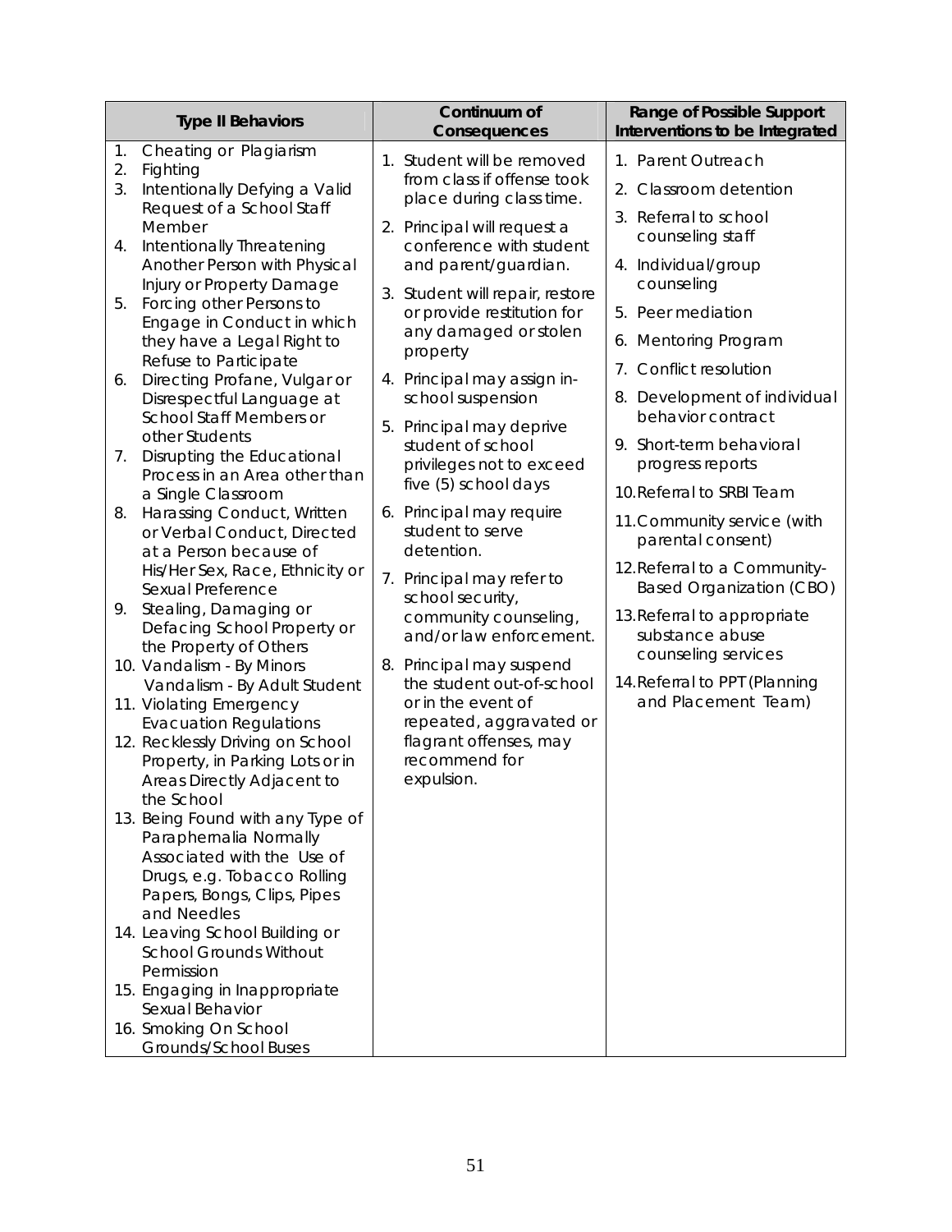| Type II Behaviors | Continuum of Consequences | Range of Possible Support Interventions to be Integrated |
|---|---|---|
| 1. Cheating or Plagiarism<br>2. Fighting<br>3. Intentionally Defying a Valid Request of a School Staff Member<br>4. Intentionally Threatening Another Person with Physical Injury or Property Damage<br>5. Forcing other Persons to Engage in Conduct in which they have a Legal Right to Refuse to Participate<br>6. Directing Profane, Vulgar or Disrespectful Language at School Staff Members or other Students<br>7. Disrupting the Educational Process in an Area other than a Single Classroom<br>8. Harassing Conduct, Written or Verbal Conduct, Directed at a Person because of His/Her Sex, Race, Ethnicity or Sexual Preference<br>9. Stealing, Damaging or Defacing School Property or the Property of Others<br>10. Vandalism - By Minors<br>Vandalism - By Adult Student<br>11. Violating Emergency Evacuation Regulations<br>12. Recklessly Driving on School Property, in Parking Lots or in Areas Directly Adjacent to the School<br>13. Being Found with any Type of Paraphernalia Normally Associated with the Use of Drugs, e.g. Tobacco Rolling Papers, Bongs, Clips, Pipes and Needles<br>14. Leaving School Building or School Grounds Without Permission<br>15. Engaging in Inappropriate Sexual Behavior<br>16. Smoking On School Grounds/School Buses | 1. Student will be removed from class if offense took place during class time.<br>2. Principal will request a conference with student and parent/guardian.<br>3. Student will repair, restore or provide restitution for any damaged or stolen property<br>4. Principal may assign in-school suspension<br>5. Principal may deprive student of school privileges not to exceed five (5) school days<br>6. Principal may require student to serve detention.<br>7. Principal may refer to school security, community counseling, and/or law enforcement.<br>8. Principal may suspend the student out-of-school or in the event of repeated, aggravated or flagrant offenses, may recommend for expulsion. | 1. Parent Outreach<br>2. Classroom detention<br>3. Referral to school counseling staff<br>4. Individual/group counseling<br>5. Peer mediation<br>6. Mentoring Program<br>7. Conflict resolution<br>8. Development of individual behavior contract<br>9. Short-term behavioral progress reports<br>10. Referral to SRBI Team<br>11. Community service (with parental consent)<br>12. Referral to a Community-Based Organization (CBO)<br>13. Referral to appropriate substance abuse counseling services<br>14. Referral to PPT (Planning and Placement Team) |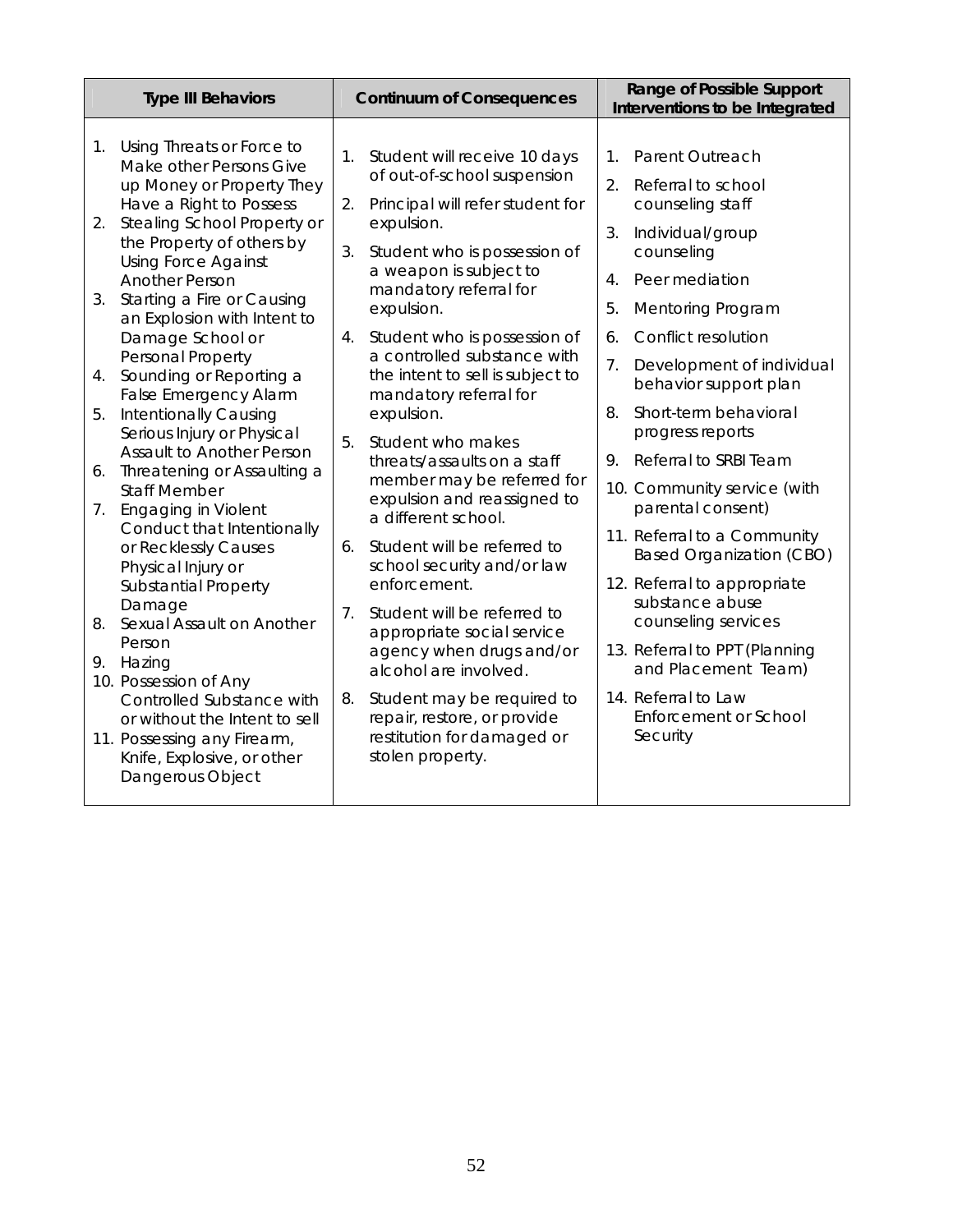| Type III Behaviors | Continuum of Consequences | Range of Possible Support Interventions to be Integrated |
|---|---|---|
| 1. Using Threats or Force to Make other Persons Give up Money or Property They Have a Right to Possess<br>2. Stealing School Property or the Property of others by Using Force Against Another Person<br>3. Starting a Fire or Causing an Explosion with Intent to Damage School or Personal Property<br>4. Sounding or Reporting a False Emergency Alarm<br>5. Intentionally Causing Serious Injury or Physical Assault to Another Person<br>6. Threatening or Assaulting a Staff Member<br>7. Engaging in Violent Conduct that Intentionally or Recklessly Causes Physical Injury or Substantial Property Damage<br>8. Sexual Assault on Another Person<br>9. Hazing<br>10. Possession of Any Controlled Substance with or without the Intent to sell<br>11. Possessing any Firearm, Knife, Explosive, or other Dangerous Object | 1. Student will receive 10 days of out-of-school suspension<br>2. Principal will refer student for expulsion.<br>3. Student who is possession of a weapon is subject to mandatory referral for expulsion.<br>4. Student who is possession of a controlled substance with the intent to sell is subject to mandatory referral for expulsion.<br>5. Student who makes threats/assaults on a staff member may be referred for expulsion and reassigned to a different school.<br>6. Student will be referred to school security and/or law enforcement.<br>7. Student will be referred to appropriate social service agency when drugs and/or alcohol are involved.<br>8. Student may be required to repair, restore, or provide restitution for damaged or stolen property. | 1. Parent Outreach<br>2. Referral to school counseling staff<br>3. Individual/group counseling<br>4. Peer mediation<br>5. Mentoring Program<br>6. Conflict resolution<br>7. Development of individual behavior support plan<br>8. Short-term behavioral progress reports<br>9. Referral to SRBI Team<br>10. Community service (with parental consent)<br>11. Referral to a Community Based Organization (CBO)<br>12. Referral to appropriate substance abuse counseling services<br>13. Referral to PPT (Planning and Placement Team)<br>14. Referral to Law Enforcement or School Security |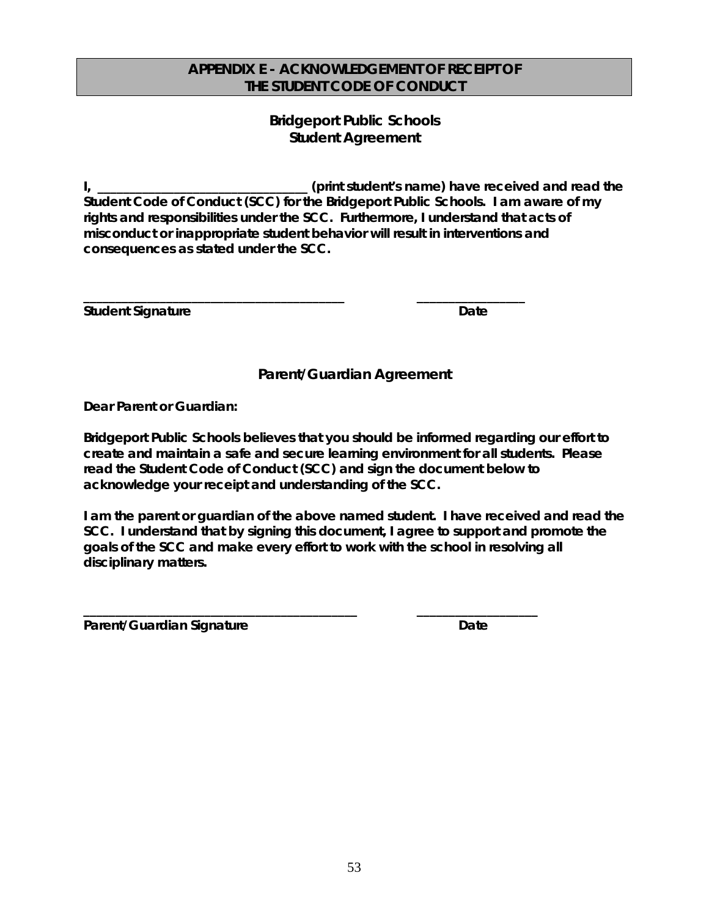## APPENDIX E - ACKNOWLEDGEMENT OF RECEIPT OF THE STUDENT CODE OF CONDUCT

### Bridgeport Public Schools
### Student Agreement

**I, ________________________________ (print student's name) have received and read the Student Code of Conduct (SCC) for the Bridgeport Public Schools. I am aware of my rights and responsibilities under the SCC. Furthermore, I understand that acts of misconduct or inappropriate student behavior will result in interventions and consequences as stated under the SCC.**

**_________________________________________ _________________**

**Student Signature Date**

### Parent/Guardian Agreement

**Dear Parent or Guardian:**

**Bridgeport Public Schools believes that you should be informed regarding our effort to create and maintain a safe and secure learning environment for all students. Please read the Student Code of Conduct (SCC) and sign the document below to acknowledge your receipt and understanding of the SCC.**

**I am the parent or guardian of the above named student. I have received and read the SCC. I understand that by signing this document, I agree to support and promote the goals of the SCC and make every effort to work with the school in resolving all disciplinary matters.**

**___________________________________________ ___________________**

**Parent/Guardian Signature Date**